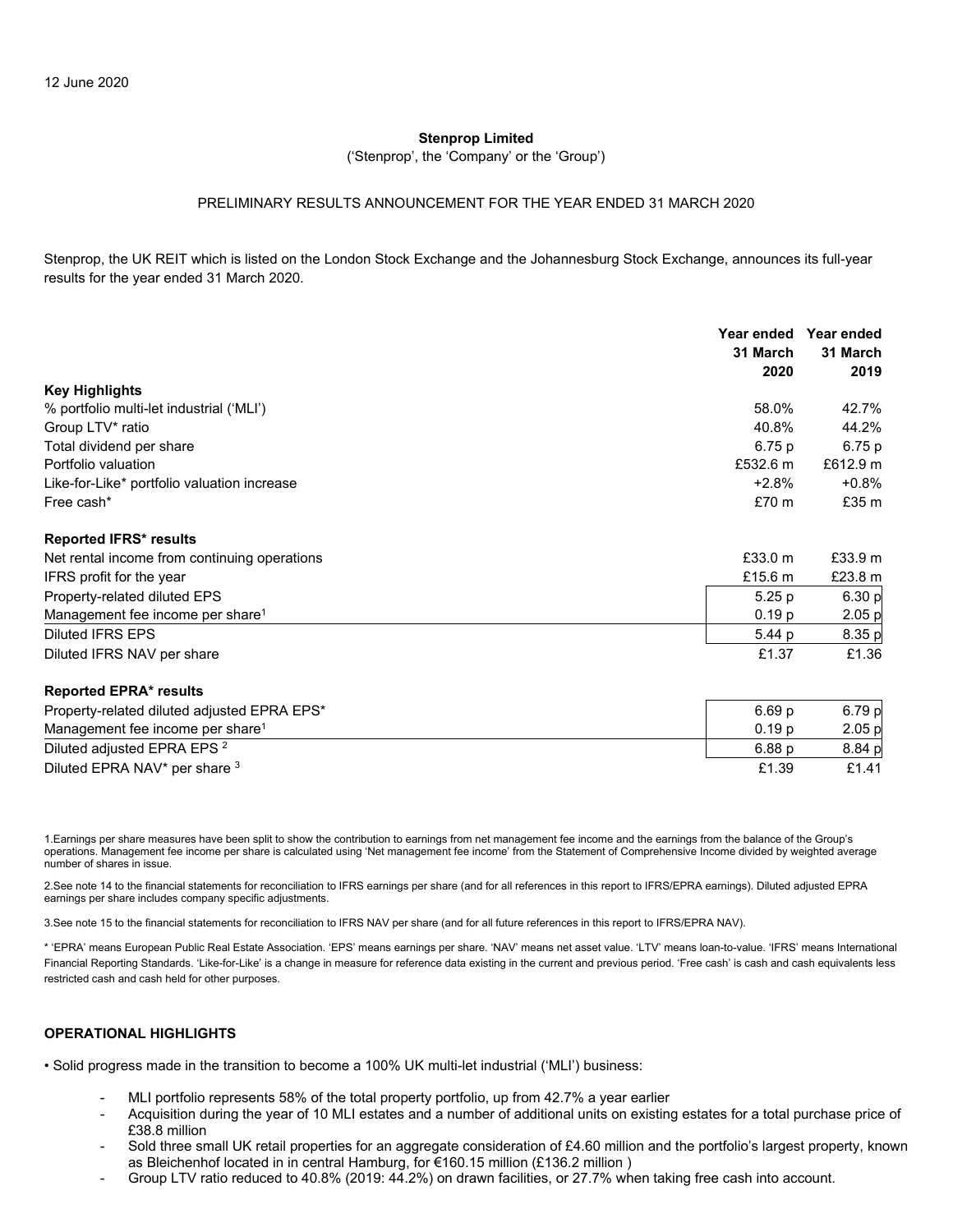12 June 2020

**Stenprop Limited**

('Stenprop', the 'Company' or the 'Group')

PRELIMINARY RESULTS ANNOUNCEMENT FOR THE YEAR ENDED 31 MARCH 2020

Stenprop, the UK REIT which is listed on the London Stock Exchange and the Johannesburg Stock Exchange, announces its full-year results for the year ended 31 March 2020.

| | Year ended 31 March 2020 | Year ended 31 March 2019 |
|---|---|---|
| **Key Highlights** | | |
| % portfolio multi-let industrial ('MLI') | 58.0% | 42.7% |
| Group LTV* ratio | 40.8% | 44.2% |
| Total dividend per share | 6.75 p | 6.75 p |
| Portfolio valuation | £532.6 m | £612.9 m |
| Like-for-Like* portfolio valuation increase | +2.8% | +0.8% |
| Free cash* | £70 m | £35 m |
| **Reported IFRS* results** | | |
| Net rental income from continuing operations | £33.0 m | £33.9 m |
| IFRS profit for the year | £15.6 m | £23.8 m |
| Property-related diluted EPS | 5.25 p | 6.30 p |
| Management fee income per share[1] | 0.19 p | 2.05 p |
| Diluted IFRS EPS | 5.44 p | 8.35 p |
| Diluted IFRS NAV per share | £1.37 | £1.36 |
| **Reported EPRA* results** | | |
| Property-related diluted adjusted EPRA EPS* | 6.69 p | 6.79 p |
| Management fee income per share[1] | 0.19 p | 2.05 p |
| Diluted adjusted EPRA EPS [2] | 6.88 p | 8.84 p |
| Diluted EPRA NAV* per share [3] | £1.39 | £1.41 |

1.Earnings per share measures have been split to show the contribution to earnings from net management fee income and the earnings from the balance of the Group's operations. Management fee income per share is calculated using 'Net management fee income' from the Statement of Comprehensive Income divided by weighted average number of shares in issue.

2.See note 14 to the financial statements for reconciliation to IFRS earnings per share (and for all references in this report to IFRS/EPRA earnings). Diluted adjusted EPRA earnings per share includes company specific adjustments.

3.See note 15 to the financial statements for reconciliation to IFRS NAV per share (and for all future references in this report to IFRS/EPRA NAV).

* 'EPRA' means European Public Real Estate Association. 'EPS' means earnings per share. 'NAV' means net asset value. 'LTV' means loan-to-value. 'IFRS' means International Financial Reporting Standards. 'Like-for-Like' is a change in measure for reference data existing in the current and previous period. 'Free cash' is cash and cash equivalents less restricted cash and cash held for other purposes.

**OPERATIONAL HIGHLIGHTS**

• Solid progress made in the transition to become a 100% UK multi-let industrial ('MLI') business:

- MLI portfolio represents 58% of the total property portfolio, up from 42.7% a year earlier
- Acquisition during the year of 10 MLI estates and a number of additional units on existing estates for a total purchase price of £38.8 million
- Sold three small UK retail properties for an aggregate consideration of £4.60 million and the portfolio's largest property, known as Bleichenhof located in in central Hamburg, for €160.15 million (£136.2 million )
- Group LTV ratio reduced to 40.8% (2019: 44.2%) on drawn facilities, or 27.7% when taking free cash into account.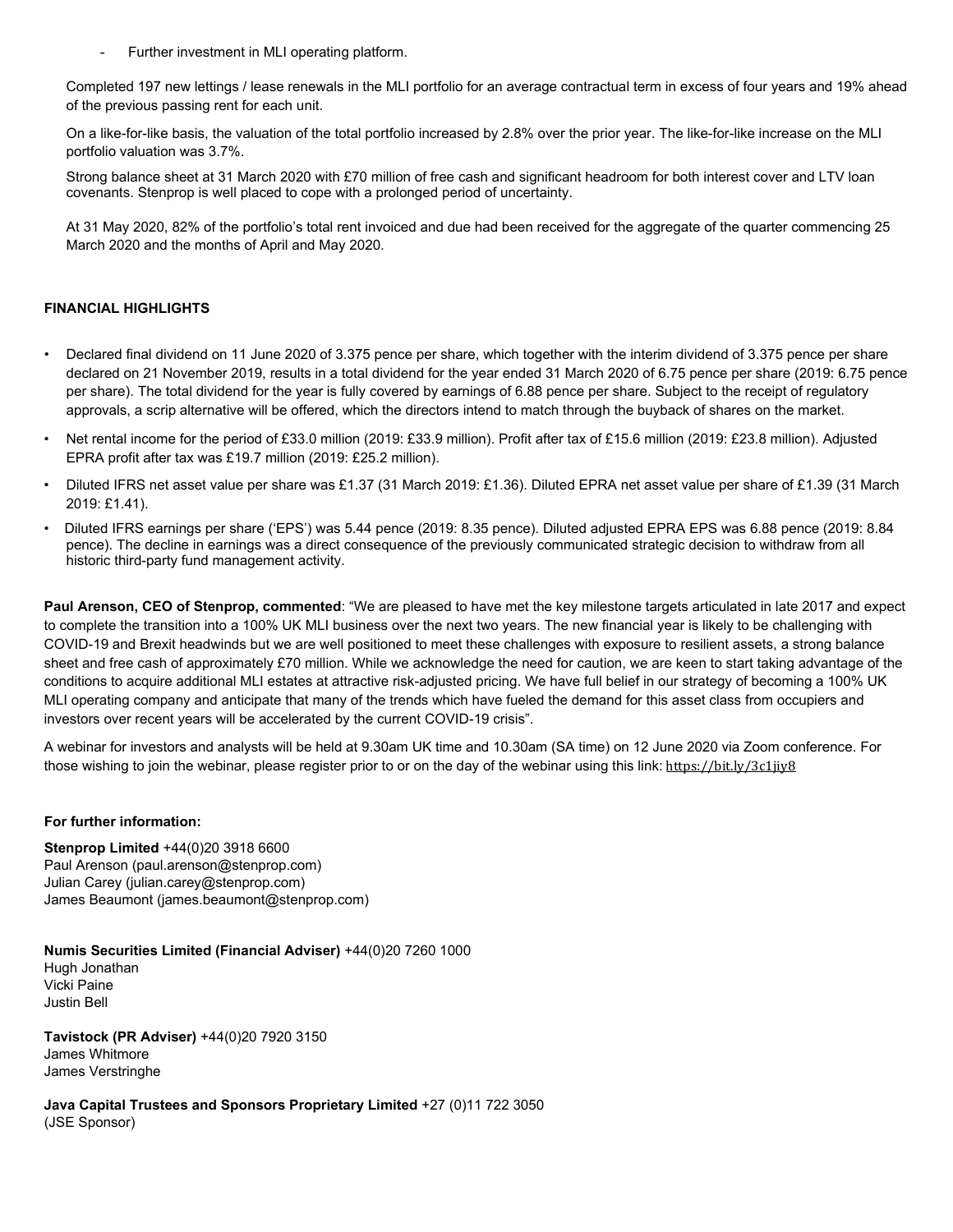- Further investment in MLI operating platform.

Completed 197 new lettings / lease renewals in the MLI portfolio for an average contractual term in excess of four years and 19% ahead of the previous passing rent for each unit.

On a like-for-like basis, the valuation of the total portfolio increased by 2.8% over the prior year. The like-for-like increase on the MLI portfolio valuation was 3.7%.

Strong balance sheet at 31 March 2020 with £70 million of free cash and significant headroom for both interest cover and LTV loan covenants. Stenprop is well placed to cope with a prolonged period of uncertainty.

At 31 May 2020, 82% of the portfolio's total rent invoiced and due had been received for the aggregate of the quarter commencing 25 March 2020 and the months of April and May 2020.

**FINANCIAL HIGHLIGHTS**

- Declared final dividend on 11 June 2020 of 3.375 pence per share, which together with the interim dividend of 3.375 pence per share declared on 21 November 2019, results in a total dividend for the year ended 31 March 2020 of 6.75 pence per share (2019: 6.75 pence per share). The total dividend for the year is fully covered by earnings of 6.88 pence per share. Subject to the receipt of regulatory approvals, a scrip alternative will be offered, which the directors intend to match through the buyback of shares on the market.
- Net rental income for the period of £33.0 million (2019: £33.9 million). Profit after tax of £15.6 million (2019: £23.8 million). Adjusted EPRA profit after tax was £19.7 million (2019: £25.2 million).
- Diluted IFRS net asset value per share was £1.37 (31 March 2019: £1.36). Diluted EPRA net asset value per share of £1.39 (31 March 2019: £1.41).
- Diluted IFRS earnings per share ('EPS') was 5.44 pence (2019: 8.35 pence). Diluted adjusted EPRA EPS was 6.88 pence (2019: 8.84 pence). The decline in earnings was a direct consequence of the previously communicated strategic decision to withdraw from all historic third-party fund management activity.

**Paul Arenson, CEO of Stenprop, commented**: "We are pleased to have met the key milestone targets articulated in late 2017 and expect to complete the transition into a 100% UK MLI business over the next two years. The new financial year is likely to be challenging with COVID-19 and Brexit headwinds but we are well positioned to meet these challenges with exposure to resilient assets, a strong balance sheet and free cash of approximately £70 million. While we acknowledge the need for caution, we are keen to start taking advantage of the conditions to acquire additional MLI estates at attractive risk-adjusted pricing. We have full belief in our strategy of becoming a 100% UK MLI operating company and anticipate that many of the trends which have fueled the demand for this asset class from occupiers and investors over recent years will be accelerated by the current COVID-19 crisis".

A webinar for investors and analysts will be held at 9.30am UK time and 10.30am (SA time) on 12 June 2020 via Zoom conference. For those wishing to join the webinar, please register prior to or on the day of the webinar using this link: https://bit.ly/3c1jiy8

**For further information:**

**Stenprop Limited** +44(0)20 3918 6600
Paul Arenson (paul.arenson@stenprop.com)
Julian Carey (julian.carey@stenprop.com)
James Beaumont (james.beaumont@stenprop.com)

**Numis Securities Limited (Financial Adviser)** +44(0)20 7260 1000
Hugh Jonathan
Vicki Paine
Justin Bell

**Tavistock (PR Adviser)** +44(0)20 7920 3150
James Whitmore
James Verstringhe

**Java Capital Trustees and Sponsors Proprietary Limited** +27 (0)11 722 3050
(JSE Sponsor)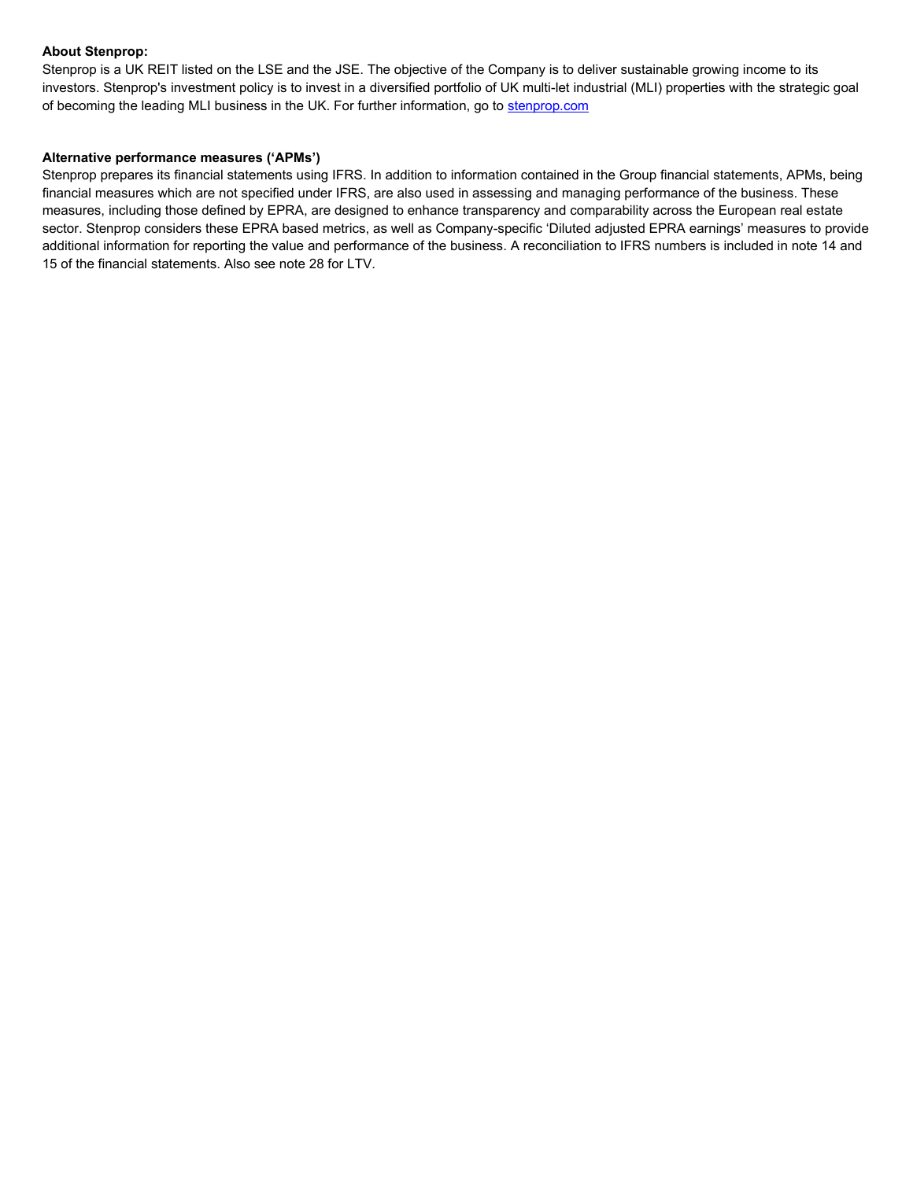**About Stenprop:**

Stenprop is a UK REIT listed on the LSE and the JSE. The objective of the Company is to deliver sustainable growing income to its investors. Stenprop's investment policy is to invest in a diversified portfolio of UK multi-let industrial (MLI) properties with the strategic goal of becoming the leading MLI business in the UK. For further information, go to [stenprop.com](stenprop.com)

**Alternative performance measures ('APMs')**

Stenprop prepares its financial statements using IFRS. In addition to information contained in the Group financial statements, APMs, being financial measures which are not specified under IFRS, are also used in assessing and managing performance of the business. These measures, including those defined by EPRA, are designed to enhance transparency and comparability across the European real estate sector. Stenprop considers these EPRA based metrics, as well as Company-specific 'Diluted adjusted EPRA earnings' measures to provide additional information for reporting the value and performance of the business. A reconciliation to IFRS numbers is included in note 14 and 15 of the financial statements. Also see note 28 for LTV.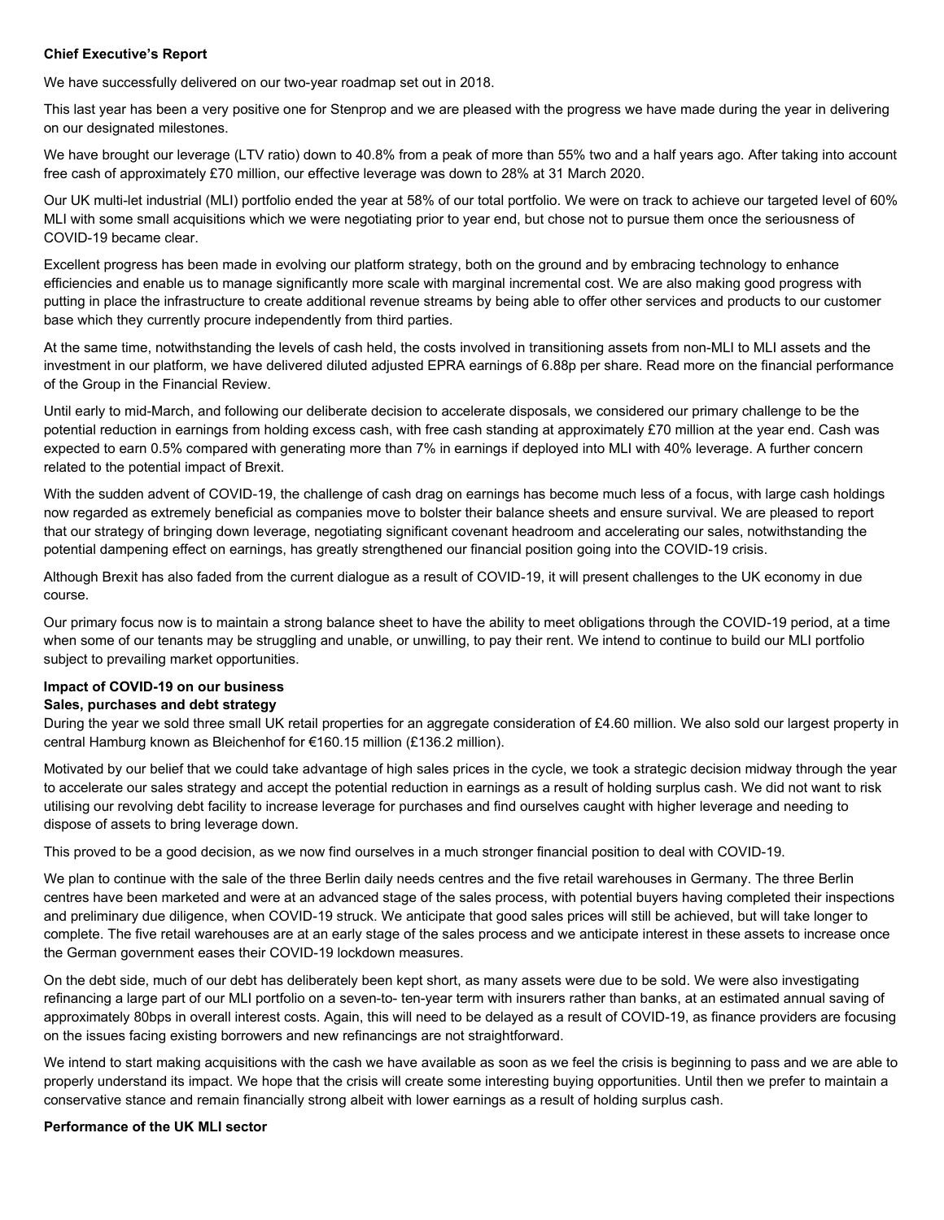**Chief Executive's Report**

We have successfully delivered on our two-year roadmap set out in 2018.

This last year has been a very positive one for Stenprop and we are pleased with the progress we have made during the year in delivering on our designated milestones.

We have brought our leverage (LTV ratio) down to 40.8% from a peak of more than 55% two and a half years ago. After taking into account free cash of approximately £70 million, our effective leverage was down to 28% at 31 March 2020.

Our UK multi-let industrial (MLI) portfolio ended the year at 58% of our total portfolio. We were on track to achieve our targeted level of 60% MLI with some small acquisitions which we were negotiating prior to year end, but chose not to pursue them once the seriousness of COVID-19 became clear.

Excellent progress has been made in evolving our platform strategy, both on the ground and by embracing technology to enhance efficiencies and enable us to manage significantly more scale with marginal incremental cost. We are also making good progress with putting in place the infrastructure to create additional revenue streams by being able to offer other services and products to our customer base which they currently procure independently from third parties.

At the same time, notwithstanding the levels of cash held, the costs involved in transitioning assets from non-MLI to MLI assets and the investment in our platform, we have delivered diluted adjusted EPRA earnings of 6.88p per share. Read more on the financial performance of the Group in the Financial Review.

Until early to mid-March, and following our deliberate decision to accelerate disposals, we considered our primary challenge to be the potential reduction in earnings from holding excess cash, with free cash standing at approximately £70 million at the year end. Cash was expected to earn 0.5% compared with generating more than 7% in earnings if deployed into MLI with 40% leverage. A further concern related to the potential impact of Brexit.

With the sudden advent of COVID-19, the challenge of cash drag on earnings has become much less of a focus, with large cash holdings now regarded as extremely beneficial as companies move to bolster their balance sheets and ensure survival. We are pleased to report that our strategy of bringing down leverage, negotiating significant covenant headroom and accelerating our sales, notwithstanding the potential dampening effect on earnings, has greatly strengthened our financial position going into the COVID-19 crisis.

Although Brexit has also faded from the current dialogue as a result of COVID-19, it will present challenges to the UK economy in due course.

Our primary focus now is to maintain a strong balance sheet to have the ability to meet obligations through the COVID-19 period, at a time when some of our tenants may be struggling and unable, or unwilling, to pay their rent. We intend to continue to build our MLI portfolio subject to prevailing market opportunities.

**Impact of COVID-19 on our business**

**Sales, purchases and debt strategy**

During the year we sold three small UK retail properties for an aggregate consideration of £4.60 million. We also sold our largest property in central Hamburg known as Bleichenhof for €160.15 million (£136.2 million).

Motivated by our belief that we could take advantage of high sales prices in the cycle, we took a strategic decision midway through the year to accelerate our sales strategy and accept the potential reduction in earnings as a result of holding surplus cash. We did not want to risk utilising our revolving debt facility to increase leverage for purchases and find ourselves caught with higher leverage and needing to dispose of assets to bring leverage down.

This proved to be a good decision, as we now find ourselves in a much stronger financial position to deal with COVID-19.

We plan to continue with the sale of the three Berlin daily needs centres and the five retail warehouses in Germany. The three Berlin centres have been marketed and were at an advanced stage of the sales process, with potential buyers having completed their inspections and preliminary due diligence, when COVID-19 struck. We anticipate that good sales prices will still be achieved, but will take longer to complete. The five retail warehouses are at an early stage of the sales process and we anticipate interest in these assets to increase once the German government eases their COVID-19 lockdown measures.

On the debt side, much of our debt has deliberately been kept short, as many assets were due to be sold. We were also investigating refinancing a large part of our MLI portfolio on a seven-to- ten-year term with insurers rather than banks, at an estimated annual saving of approximately 80bps in overall interest costs. Again, this will need to be delayed as a result of COVID-19, as finance providers are focusing on the issues facing existing borrowers and new refinancings are not straightforward.

We intend to start making acquisitions with the cash we have available as soon as we feel the crisis is beginning to pass and we are able to properly understand its impact. We hope that the crisis will create some interesting buying opportunities. Until then we prefer to maintain a conservative stance and remain financially strong albeit with lower earnings as a result of holding surplus cash.

**Performance of the UK MLI sector**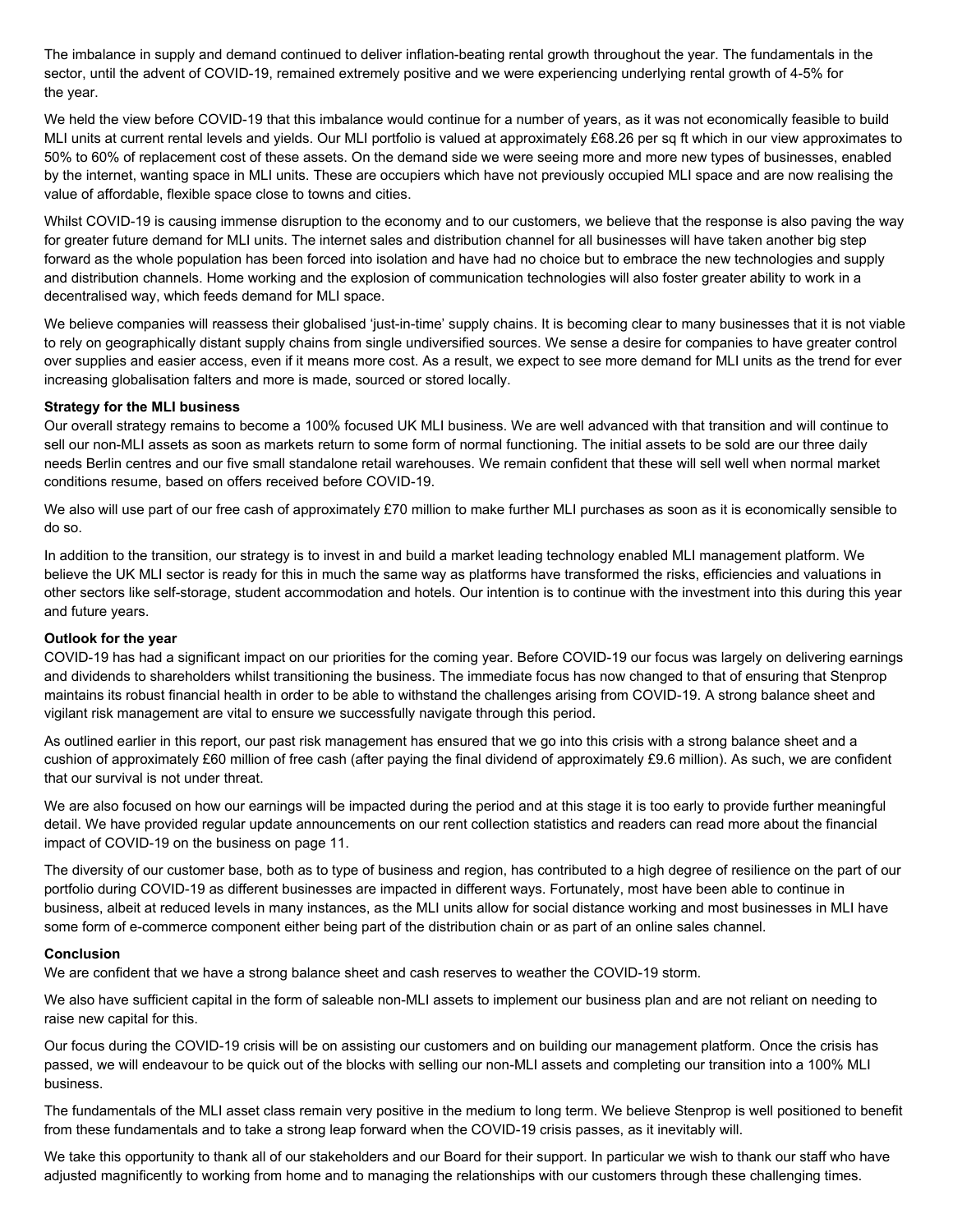The imbalance in supply and demand continued to deliver inflation-beating rental growth throughout the year. The fundamentals in the sector, until the advent of COVID-19, remained extremely positive and we were experiencing underlying rental growth of 4-5% for the year.

We held the view before COVID-19 that this imbalance would continue for a number of years, as it was not economically feasible to build MLI units at current rental levels and yields. Our MLI portfolio is valued at approximately £68.26 per sq ft which in our view approximates to 50% to 60% of replacement cost of these assets. On the demand side we were seeing more and more new types of businesses, enabled by the internet, wanting space in MLI units. These are occupiers which have not previously occupied MLI space and are now realising the value of affordable, flexible space close to towns and cities.

Whilst COVID-19 is causing immense disruption to the economy and to our customers, we believe that the response is also paving the way for greater future demand for MLI units. The internet sales and distribution channel for all businesses will have taken another big step forward as the whole population has been forced into isolation and have had no choice but to embrace the new technologies and supply and distribution channels. Home working and the explosion of communication technologies will also foster greater ability to work in a decentralised way, which feeds demand for MLI space.

We believe companies will reassess their globalised 'just-in-time' supply chains. It is becoming clear to many businesses that it is not viable to rely on geographically distant supply chains from single undiversified sources. We sense a desire for companies to have greater control over supplies and easier access, even if it means more cost. As a result, we expect to see more demand for MLI units as the trend for ever increasing globalisation falters and more is made, sourced or stored locally.

**Strategy for the MLI business**

Our overall strategy remains to become a 100% focused UK MLI business. We are well advanced with that transition and will continue to sell our non-MLI assets as soon as markets return to some form of normal functioning. The initial assets to be sold are our three daily needs Berlin centres and our five small standalone retail warehouses. We remain confident that these will sell well when normal market conditions resume, based on offers received before COVID-19.

We also will use part of our free cash of approximately £70 million to make further MLI purchases as soon as it is economically sensible to do so.

In addition to the transition, our strategy is to invest in and build a market leading technology enabled MLI management platform. We believe the UK MLI sector is ready for this in much the same way as platforms have transformed the risks, efficiencies and valuations in other sectors like self-storage, student accommodation and hotels. Our intention is to continue with the investment into this during this year and future years.

**Outlook for the year**

COVID-19 has had a significant impact on our priorities for the coming year. Before COVID-19 our focus was largely on delivering earnings and dividends to shareholders whilst transitioning the business. The immediate focus has now changed to that of ensuring that Stenprop maintains its robust financial health in order to be able to withstand the challenges arising from COVID-19. A strong balance sheet and vigilant risk management are vital to ensure we successfully navigate through this period.

As outlined earlier in this report, our past risk management has ensured that we go into this crisis with a strong balance sheet and a cushion of approximately £60 million of free cash (after paying the final dividend of approximately £9.6 million). As such, we are confident that our survival is not under threat.

We are also focused on how our earnings will be impacted during the period and at this stage it is too early to provide further meaningful detail. We have provided regular update announcements on our rent collection statistics and readers can read more about the financial impact of COVID-19 on the business on page 11.

The diversity of our customer base, both as to type of business and region, has contributed to a high degree of resilience on the part of our portfolio during COVID-19 as different businesses are impacted in different ways. Fortunately, most have been able to continue in business, albeit at reduced levels in many instances, as the MLI units allow for social distance working and most businesses in MLI have some form of e-commerce component either being part of the distribution chain or as part of an online sales channel.

**Conclusion**

We are confident that we have a strong balance sheet and cash reserves to weather the COVID-19 storm.

We also have sufficient capital in the form of saleable non-MLI assets to implement our business plan and are not reliant on needing to raise new capital for this.

Our focus during the COVID-19 crisis will be on assisting our customers and on building our management platform. Once the crisis has passed, we will endeavour to be quick out of the blocks with selling our non-MLI assets and completing our transition into a 100% MLI business.

The fundamentals of the MLI asset class remain very positive in the medium to long term. We believe Stenprop is well positioned to benefit from these fundamentals and to take a strong leap forward when the COVID-19 crisis passes, as it inevitably will.

We take this opportunity to thank all of our stakeholders and our Board for their support. In particular we wish to thank our staff who have adjusted magnificently to working from home and to managing the relationships with our customers through these challenging times.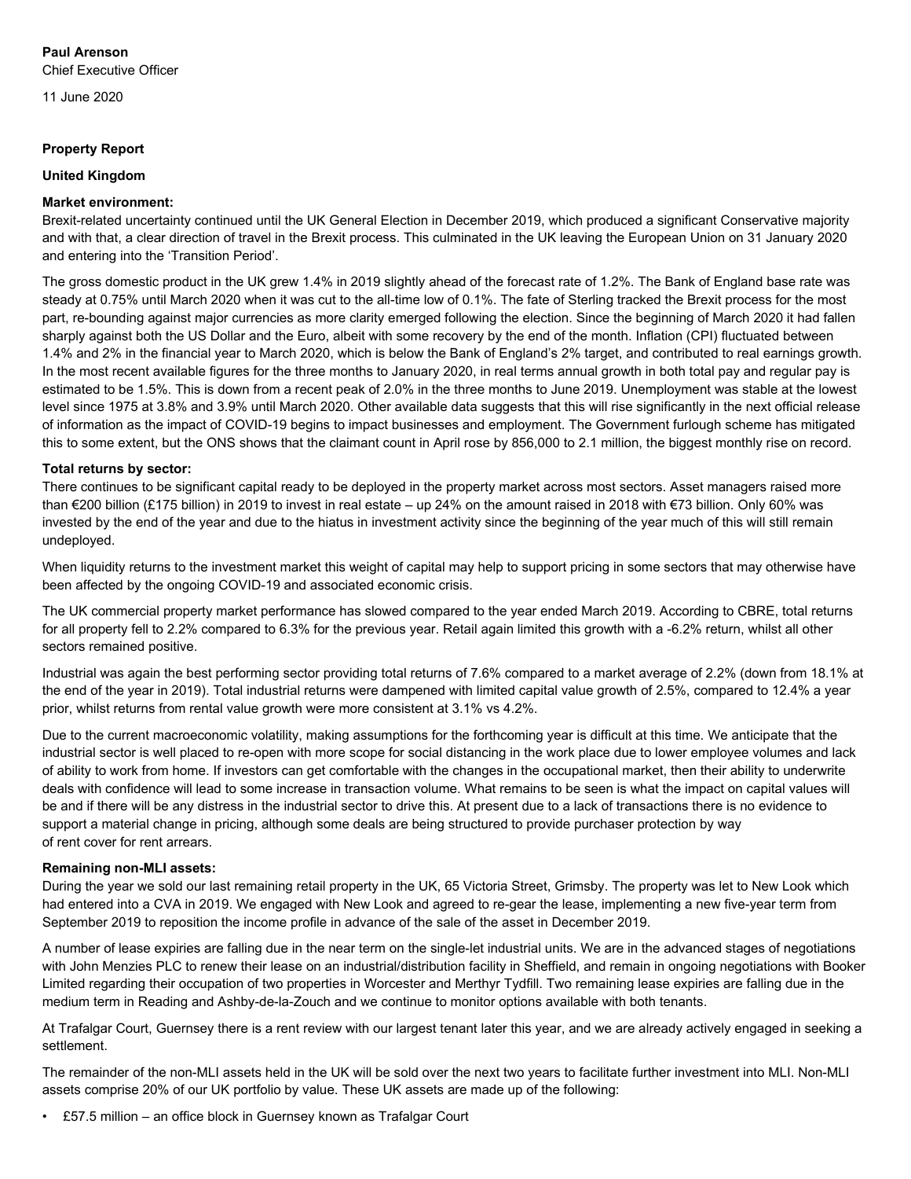**Paul Arenson**
Chief Executive Officer

11 June 2020

**Property Report**

**United Kingdom**

**Market environment:**
Brexit-related uncertainty continued until the UK General Election in December 2019, which produced a significant Conservative majority and with that, a clear direction of travel in the Brexit process. This culminated in the UK leaving the European Union on 31 January 2020 and entering into the 'Transition Period'.

The gross domestic product in the UK grew 1.4% in 2019 slightly ahead of the forecast rate of 1.2%. The Bank of England base rate was steady at 0.75% until March 2020 when it was cut to the all-time low of 0.1%. The fate of Sterling tracked the Brexit process for the most part, re-bounding against major currencies as more clarity emerged following the election. Since the beginning of March 2020 it had fallen sharply against both the US Dollar and the Euro, albeit with some recovery by the end of the month. Inflation (CPI) fluctuated between 1.4% and 2% in the financial year to March 2020, which is below the Bank of England's 2% target, and contributed to real earnings growth. In the most recent available figures for the three months to January 2020, in real terms annual growth in both total pay and regular pay is estimated to be 1.5%. This is down from a recent peak of 2.0% in the three months to June 2019. Unemployment was stable at the lowest level since 1975 at 3.8% and 3.9% until March 2020. Other available data suggests that this will rise significantly in the next official release of information as the impact of COVID-19 begins to impact businesses and employment. The Government furlough scheme has mitigated this to some extent, but the ONS shows that the claimant count in April rose by 856,000 to 2.1 million, the biggest monthly rise on record.

**Total returns by sector:**
There continues to be significant capital ready to be deployed in the property market across most sectors. Asset managers raised more than €200 billion (£175 billion) in 2019 to invest in real estate – up 24% on the amount raised in 2018 with €73 billion. Only 60% was invested by the end of the year and due to the hiatus in investment activity since the beginning of the year much of this will still remain undeployed.

When liquidity returns to the investment market this weight of capital may help to support pricing in some sectors that may otherwise have been affected by the ongoing COVID-19 and associated economic crisis.

The UK commercial property market performance has slowed compared to the year ended March 2019. According to CBRE, total returns for all property fell to 2.2% compared to 6.3% for the previous year. Retail again limited this growth with a -6.2% return, whilst all other sectors remained positive.

Industrial was again the best performing sector providing total returns of 7.6% compared to a market average of 2.2% (down from 18.1% at the end of the year in 2019). Total industrial returns were dampened with limited capital value growth of 2.5%, compared to 12.4% a year prior, whilst returns from rental value growth were more consistent at 3.1% vs 4.2%.

Due to the current macroeconomic volatility, making assumptions for the forthcoming year is difficult at this time. We anticipate that the industrial sector is well placed to re-open with more scope for social distancing in the work place due to lower employee volumes and lack of ability to work from home. If investors can get comfortable with the changes in the occupational market, then their ability to underwrite deals with confidence will lead to some increase in transaction volume. What remains to be seen is what the impact on capital values will be and if there will be any distress in the industrial sector to drive this. At present due to a lack of transactions there is no evidence to support a material change in pricing, although some deals are being structured to provide purchaser protection by way of rent cover for rent arrears.

**Remaining non-MLI assets:**
During the year we sold our last remaining retail property in the UK, 65 Victoria Street, Grimsby. The property was let to New Look which had entered into a CVA in 2019. We engaged with New Look and agreed to re-gear the lease, implementing a new five-year term from September 2019 to reposition the income profile in advance of the sale of the asset in December 2019.

A number of lease expiries are falling due in the near term on the single-let industrial units. We are in the advanced stages of negotiations with John Menzies PLC to renew their lease on an industrial/distribution facility in Sheffield, and remain in ongoing negotiations with Booker Limited regarding their occupation of two properties in Worcester and Merthyr Tydfill. Two remaining lease expiries are falling due in the medium term in Reading and Ashby-de-la-Zouch and we continue to monitor options available with both tenants.

At Trafalgar Court, Guernsey there is a rent review with our largest tenant later this year, and we are already actively engaged in seeking a settlement.

The remainder of the non-MLI assets held in the UK will be sold over the next two years to facilitate further investment into MLI. Non-MLI assets comprise 20% of our UK portfolio by value. These UK assets are made up of the following:

- £57.5 million – an office block in Guernsey known as Trafalgar Court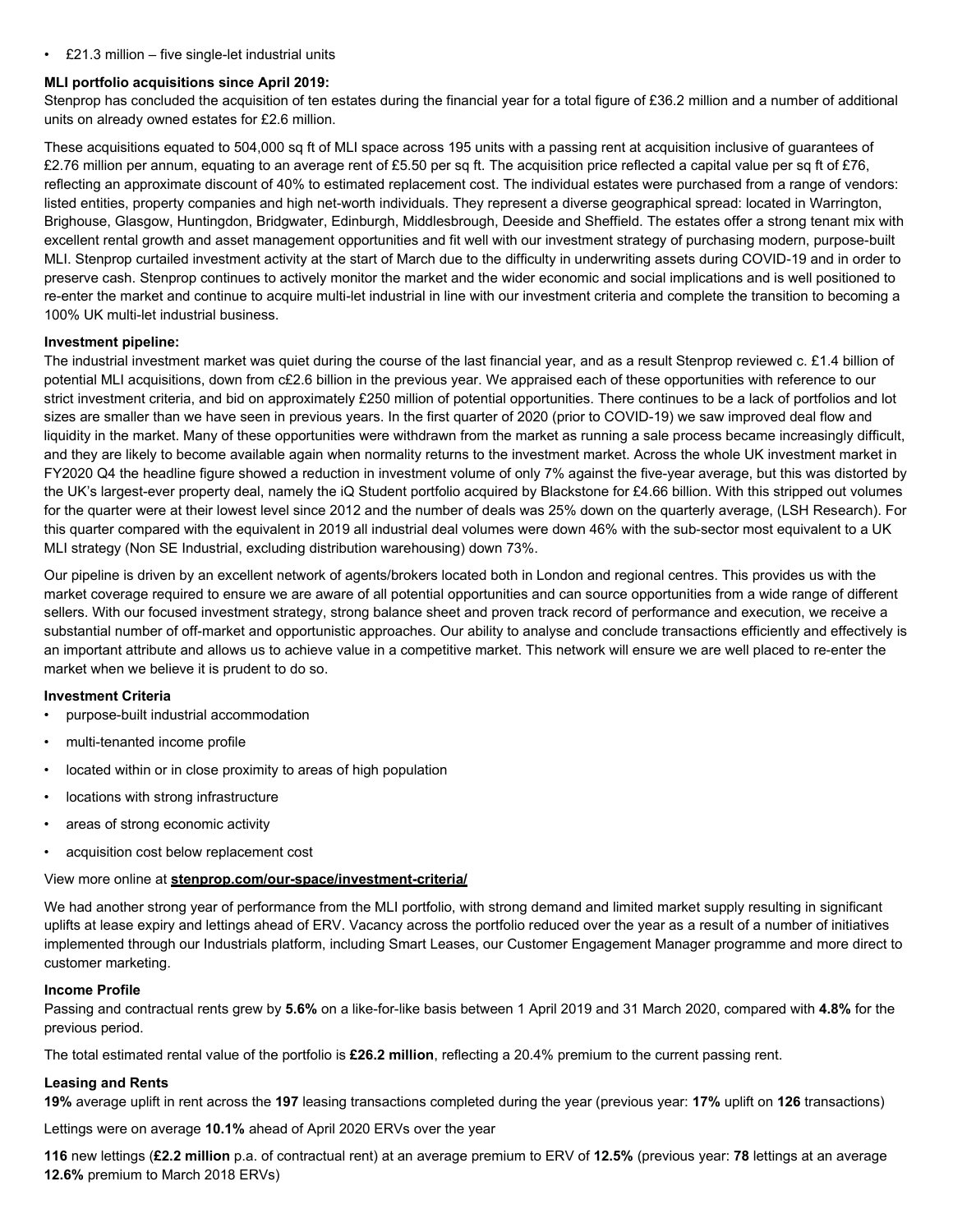- £21.3 million – five single-let industrial units

**MLI portfolio acquisitions since April 2019:**

Stenprop has concluded the acquisition of ten estates during the financial year for a total figure of £36.2 million and a number of additional units on already owned estates for £2.6 million.

These acquisitions equated to 504,000 sq ft of MLI space across 195 units with a passing rent at acquisition inclusive of guarantees of £2.76 million per annum, equating to an average rent of £5.50 per sq ft. The acquisition price reflected a capital value per sq ft of £76, reflecting an approximate discount of 40% to estimated replacement cost. The individual estates were purchased from a range of vendors: listed entities, property companies and high net-worth individuals. They represent a diverse geographical spread: located in Warrington, Brighouse, Glasgow, Huntingdon, Bridgwater, Edinburgh, Middlesbrough, Deeside and Sheffield. The estates offer a strong tenant mix with excellent rental growth and asset management opportunities and fit well with our investment strategy of purchasing modern, purpose-built MLI. Stenprop curtailed investment activity at the start of March due to the difficulty in underwriting assets during COVID-19 and in order to preserve cash. Stenprop continues to actively monitor the market and the wider economic and social implications and is well positioned to re-enter the market and continue to acquire multi-let industrial in line with our investment criteria and complete the transition to becoming a 100% UK multi-let industrial business.

**Investment pipeline:**

The industrial investment market was quiet during the course of the last financial year, and as a result Stenprop reviewed c. £1.4 billion of potential MLI acquisitions, down from c£2.6 billion in the previous year. We appraised each of these opportunities with reference to our strict investment criteria, and bid on approximately £250 million of potential opportunities. There continues to be a lack of portfolios and lot sizes are smaller than we have seen in previous years. In the first quarter of 2020 (prior to COVID-19) we saw improved deal flow and liquidity in the market. Many of these opportunities were withdrawn from the market as running a sale process became increasingly difficult, and they are likely to become available again when normality returns to the investment market. Across the whole UK investment market in FY2020 Q4 the headline figure showed a reduction in investment volume of only 7% against the five-year average, but this was distorted by the UK's largest-ever property deal, namely the iQ Student portfolio acquired by Blackstone for £4.66 billion. With this stripped out volumes for the quarter were at their lowest level since 2012 and the number of deals was 25% down on the quarterly average, (LSH Research). For this quarter compared with the equivalent in 2019 all industrial deal volumes were down 46% with the sub-sector most equivalent to a UK MLI strategy (Non SE Industrial, excluding distribution warehousing) down 73%.

Our pipeline is driven by an excellent network of agents/brokers located both in London and regional centres. This provides us with the market coverage required to ensure we are aware of all potential opportunities and can source opportunities from a wide range of different sellers. With our focused investment strategy, strong balance sheet and proven track record of performance and execution, we receive a substantial number of off-market and opportunistic approaches. Our ability to analyse and conclude transactions efficiently and effectively is an important attribute and allows us to achieve value in a competitive market. This network will ensure we are well placed to re-enter the market when we believe it is prudent to do so.

**Investment Criteria**

- purpose-built industrial accommodation
- multi-tenanted income profile
- located within or in close proximity to areas of high population
- locations with strong infrastructure
- areas of strong economic activity
- acquisition cost below replacement cost

View more online at **stenprop.com/our-space/investment-criteria/**

We had another strong year of performance from the MLI portfolio, with strong demand and limited market supply resulting in significant uplifts at lease expiry and lettings ahead of ERV. Vacancy across the portfolio reduced over the year as a result of a number of initiatives implemented through our Industrials platform, including Smart Leases, our Customer Engagement Manager programme and more direct to customer marketing.

**Income Profile**

Passing and contractual rents grew by **5.6%** on a like-for-like basis between 1 April 2019 and 31 March 2020, compared with **4.8%** for the previous period.

The total estimated rental value of the portfolio is **£26.2 million**, reflecting a 20.4% premium to the current passing rent.

**Leasing and Rents**

**19%** average uplift in rent across the **197** leasing transactions completed during the year (previous year: **17%** uplift on **126** transactions)

Lettings were on average **10.1%** ahead of April 2020 ERVs over the year

**116** new lettings (**£2.2 million** p.a. of contractual rent) at an average premium to ERV of **12.5%** (previous year: **78** lettings at an average **12.6%** premium to March 2018 ERVs)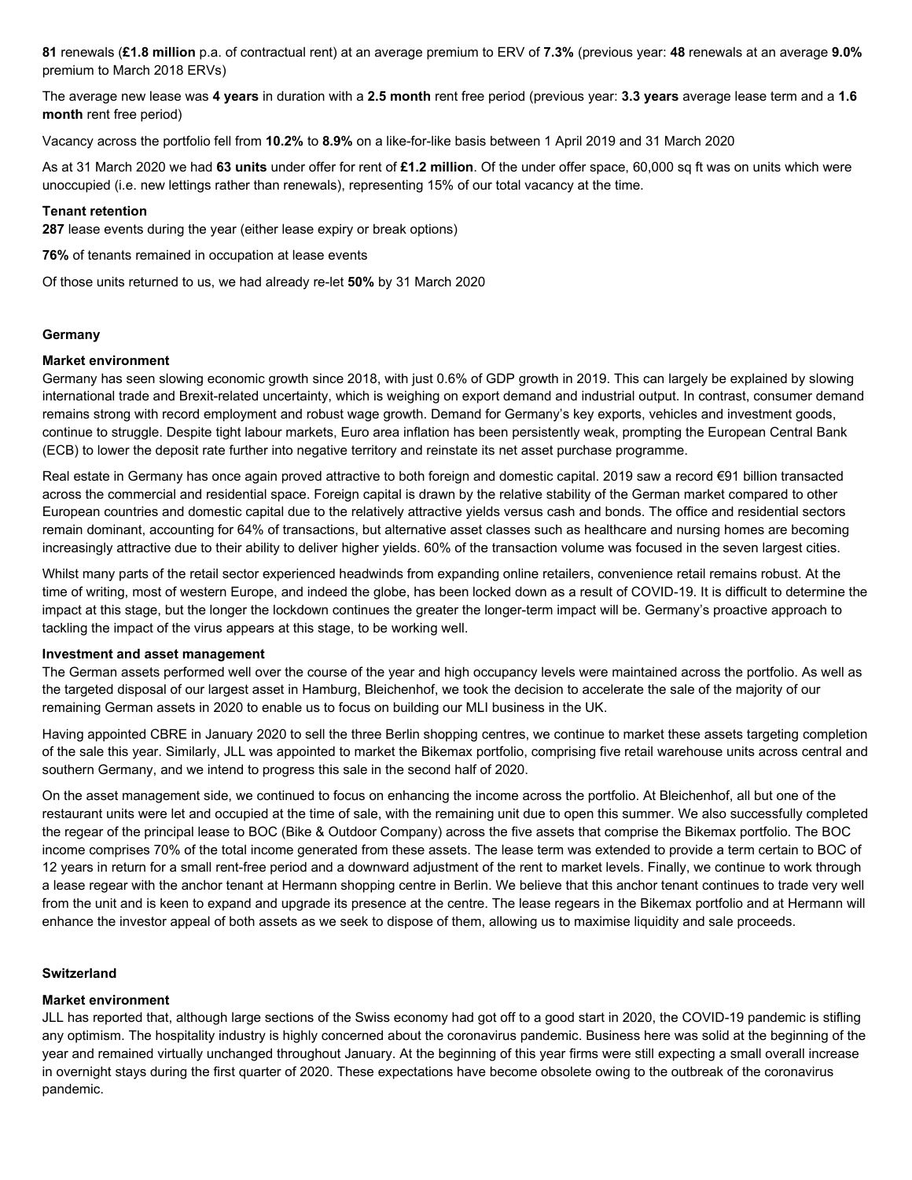**81** renewals (**£1.8 million** p.a. of contractual rent) at an average premium to ERV of **7.3%** (previous year: **48** renewals at an average **9.0%** premium to March 2018 ERVs)

The average new lease was **4 years** in duration with a **2.5 month** rent free period (previous year: **3.3 years** average lease term and a **1.6 month** rent free period)

Vacancy across the portfolio fell from **10.2%** to **8.9%** on a like-for-like basis between 1 April 2019 and 31 March 2020

As at 31 March 2020 we had **63 units** under offer for rent of **£1.2 million**. Of the under offer space, 60,000 sq ft was on units which were unoccupied (i.e. new lettings rather than renewals), representing 15% of our total vacancy at the time.

**Tenant retention**

**287** lease events during the year (either lease expiry or break options)

**76%** of tenants remained in occupation at lease events

Of those units returned to us, we had already re-let **50%** by 31 March 2020

## Germany

**Market environment**

Germany has seen slowing economic growth since 2018, with just 0.6% of GDP growth in 2019. This can largely be explained by slowing international trade and Brexit-related uncertainty, which is weighing on export demand and industrial output. In contrast, consumer demand remains strong with record employment and robust wage growth. Demand for Germany's key exports, vehicles and investment goods, continue to struggle. Despite tight labour markets, Euro area inflation has been persistently weak, prompting the European Central Bank (ECB) to lower the deposit rate further into negative territory and reinstate its net asset purchase programme.

Real estate in Germany has once again proved attractive to both foreign and domestic capital. 2019 saw a record €91 billion transacted across the commercial and residential space. Foreign capital is drawn by the relative stability of the German market compared to other European countries and domestic capital due to the relatively attractive yields versus cash and bonds. The office and residential sectors remain dominant, accounting for 64% of transactions, but alternative asset classes such as healthcare and nursing homes are becoming increasingly attractive due to their ability to deliver higher yields. 60% of the transaction volume was focused in the seven largest cities.

Whilst many parts of the retail sector experienced headwinds from expanding online retailers, convenience retail remains robust. At the time of writing, most of western Europe, and indeed the globe, has been locked down as a result of COVID-19. It is difficult to determine the impact at this stage, but the longer the lockdown continues the greater the longer-term impact will be. Germany's proactive approach to tackling the impact of the virus appears at this stage, to be working well.

**Investment and asset management**

The German assets performed well over the course of the year and high occupancy levels were maintained across the portfolio. As well as the targeted disposal of our largest asset in Hamburg, Bleichenhof, we took the decision to accelerate the sale of the majority of our remaining German assets in 2020 to enable us to focus on building our MLI business in the UK.

Having appointed CBRE in January 2020 to sell the three Berlin shopping centres, we continue to market these assets targeting completion of the sale this year. Similarly, JLL was appointed to market the Bikemax portfolio, comprising five retail warehouse units across central and southern Germany, and we intend to progress this sale in the second half of 2020.

On the asset management side, we continued to focus on enhancing the income across the portfolio. At Bleichenhof, all but one of the restaurant units were let and occupied at the time of sale, with the remaining unit due to open this summer. We also successfully completed the regear of the principal lease to BOC (Bike & Outdoor Company) across the five assets that comprise the Bikemax portfolio. The BOC income comprises 70% of the total income generated from these assets. The lease term was extended to provide a term certain to BOC of 12 years in return for a small rent-free period and a downward adjustment of the rent to market levels. Finally, we continue to work through a lease regear with the anchor tenant at Hermann shopping centre in Berlin. We believe that this anchor tenant continues to trade very well from the unit and is keen to expand and upgrade its presence at the centre. The lease regears in the Bikemax portfolio and at Hermann will enhance the investor appeal of both assets as we seek to dispose of them, allowing us to maximise liquidity and sale proceeds.

## Switzerland

**Market environment**

JLL has reported that, although large sections of the Swiss economy had got off to a good start in 2020, the COVID-19 pandemic is stifling any optimism. The hospitality industry is highly concerned about the coronavirus pandemic. Business here was solid at the beginning of the year and remained virtually unchanged throughout January. At the beginning of this year firms were still expecting a small overall increase in overnight stays during the first quarter of 2020. These expectations have become obsolete owing to the outbreak of the coronavirus pandemic.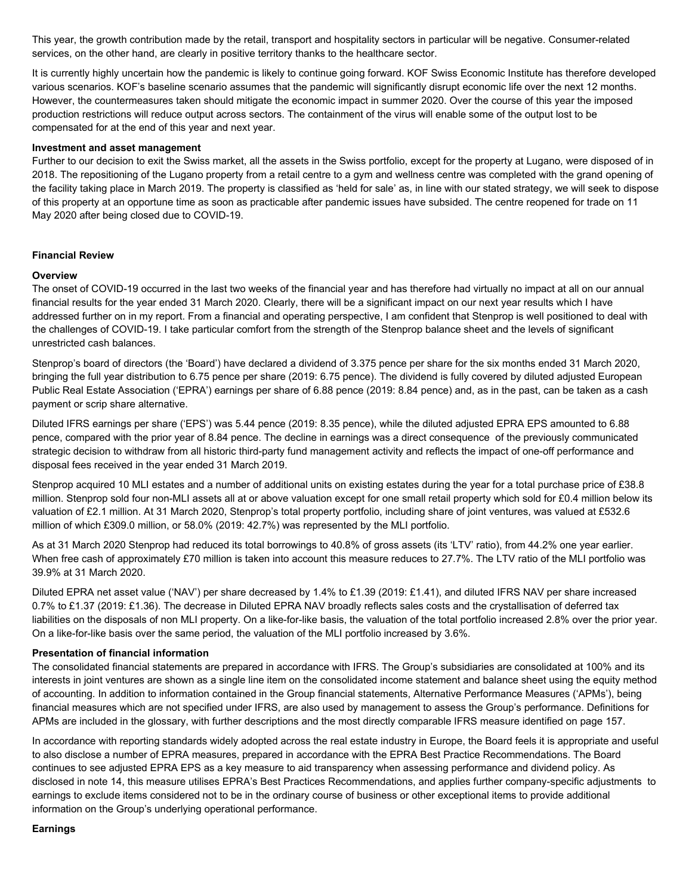This year, the growth contribution made by the retail, transport and hospitality sectors in particular will be negative. Consumer-related services, on the other hand, are clearly in positive territory thanks to the healthcare sector.

It is currently highly uncertain how the pandemic is likely to continue going forward. KOF Swiss Economic Institute has therefore developed various scenarios. KOF's baseline scenario assumes that the pandemic will significantly disrupt economic life over the next 12 months. However, the countermeasures taken should mitigate the economic impact in summer 2020. Over the course of this year the imposed production restrictions will reduce output across sectors. The containment of the virus will enable some of the output lost to be compensated for at the end of this year and next year.

**Investment and asset management**

Further to our decision to exit the Swiss market, all the assets in the Swiss portfolio, except for the property at Lugano, were disposed of in 2018. The repositioning of the Lugano property from a retail centre to a gym and wellness centre was completed with the grand opening of the facility taking place in March 2019. The property is classified as 'held for sale' as, in line with our stated strategy, we will seek to dispose of this property at an opportune time as soon as practicable after pandemic issues have subsided. The centre reopened for trade on 11 May 2020 after being closed due to COVID-19.

## Financial Review

**Overview**

The onset of COVID-19 occurred in the last two weeks of the financial year and has therefore had virtually no impact at all on our annual financial results for the year ended 31 March 2020. Clearly, there will be a significant impact on our next year results which I have addressed further on in my report. From a financial and operating perspective, I am confident that Stenprop is well positioned to deal with the challenges of COVID-19. I take particular comfort from the strength of the Stenprop balance sheet and the levels of significant unrestricted cash balances.

Stenprop's board of directors (the 'Board') have declared a dividend of 3.375 pence per share for the six months ended 31 March 2020, bringing the full year distribution to 6.75 pence per share (2019: 6.75 pence). The dividend is fully covered by diluted adjusted European Public Real Estate Association ('EPRA') earnings per share of 6.88 pence (2019: 8.84 pence) and, as in the past, can be taken as a cash payment or scrip share alternative.

Diluted IFRS earnings per share ('EPS') was 5.44 pence (2019: 8.35 pence), while the diluted adjusted EPRA EPS amounted to 6.88 pence, compared with the prior year of 8.84 pence. The decline in earnings was a direct consequence of the previously communicated strategic decision to withdraw from all historic third-party fund management activity and reflects the impact of one-off performance and disposal fees received in the year ended 31 March 2019.

Stenprop acquired 10 MLI estates and a number of additional units on existing estates during the year for a total purchase price of £38.8 million. Stenprop sold four non-MLI assets all at or above valuation except for one small retail property which sold for £0.4 million below its valuation of £2.1 million. At 31 March 2020, Stenprop's total property portfolio, including share of joint ventures, was valued at £532.6 million of which £309.0 million, or 58.0% (2019: 42.7%) was represented by the MLI portfolio.

As at 31 March 2020 Stenprop had reduced its total borrowings to 40.8% of gross assets (its 'LTV' ratio), from 44.2% one year earlier. When free cash of approximately £70 million is taken into account this measure reduces to 27.7%. The LTV ratio of the MLI portfolio was 39.9% at 31 March 2020.

Diluted EPRA net asset value ('NAV') per share decreased by 1.4% to £1.39 (2019: £1.41), and diluted IFRS NAV per share increased 0.7% to £1.37 (2019: £1.36). The decrease in Diluted EPRA NAV broadly reflects sales costs and the crystallisation of deferred tax liabilities on the disposals of non MLI property. On a like-for-like basis, the valuation of the total portfolio increased 2.8% over the prior year. On a like-for-like basis over the same period, the valuation of the MLI portfolio increased by 3.6%.

**Presentation of financial information**

The consolidated financial statements are prepared in accordance with IFRS. The Group's subsidiaries are consolidated at 100% and its interests in joint ventures are shown as a single line item on the consolidated income statement and balance sheet using the equity method of accounting. In addition to information contained in the Group financial statements, Alternative Performance Measures ('APMs'), being financial measures which are not specified under IFRS, are also used by management to assess the Group's performance. Definitions for APMs are included in the glossary, with further descriptions and the most directly comparable IFRS measure identified on page 157.

In accordance with reporting standards widely adopted across the real estate industry in Europe, the Board feels it is appropriate and useful to also disclose a number of EPRA measures, prepared in accordance with the EPRA Best Practice Recommendations. The Board continues to see adjusted EPRA EPS as a key measure to aid transparency when assessing performance and dividend policy. As disclosed in note 14, this measure utilises EPRA's Best Practices Recommendations, and applies further company-specific adjustments to earnings to exclude items considered not to be in the ordinary course of business or other exceptional items to provide additional information on the Group's underlying operational performance.

**Earnings**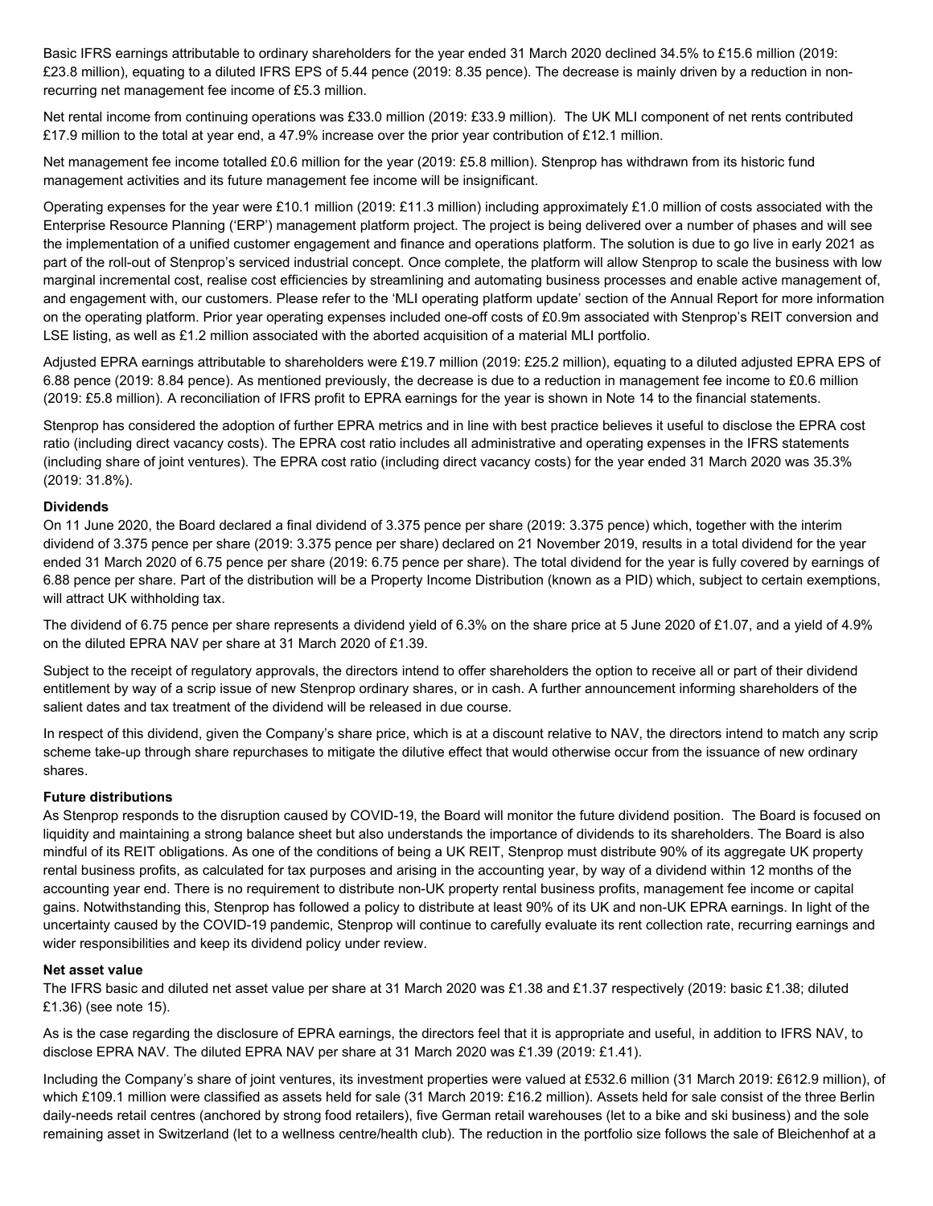Basic IFRS earnings attributable to ordinary shareholders for the year ended 31 March 2020 declined 34.5% to £15.6 million (2019: £23.8 million), equating to a diluted IFRS EPS of 5.44 pence (2019: 8.35 pence). The decrease is mainly driven by a reduction in non-recurring net management fee income of £5.3 million.

Net rental income from continuing operations was £33.0 million (2019: £33.9 million). The UK MLI component of net rents contributed £17.9 million to the total at year end, a 47.9% increase over the prior year contribution of £12.1 million.

Net management fee income totalled £0.6 million for the year (2019: £5.8 million). Stenprop has withdrawn from its historic fund management activities and its future management fee income will be insignificant.

Operating expenses for the year were £10.1 million (2019: £11.3 million) including approximately £1.0 million of costs associated with the Enterprise Resource Planning ('ERP') management platform project. The project is being delivered over a number of phases and will see the implementation of a unified customer engagement and finance and operations platform. The solution is due to go live in early 2021 as part of the roll-out of Stenprop's serviced industrial concept. Once complete, the platform will allow Stenprop to scale the business with low marginal incremental cost, realise cost efficiencies by streamlining and automating business processes and enable active management of, and engagement with, our customers. Please refer to the 'MLI operating platform update' section of the Annual Report for more information on the operating platform. Prior year operating expenses included one-off costs of £0.9m associated with Stenprop's REIT conversion and LSE listing, as well as £1.2 million associated with the aborted acquisition of a material MLI portfolio.

Adjusted EPRA earnings attributable to shareholders were £19.7 million (2019: £25.2 million), equating to a diluted adjusted EPRA EPS of 6.88 pence (2019: 8.84 pence). As mentioned previously, the decrease is due to a reduction in management fee income to £0.6 million (2019: £5.8 million). A reconciliation of IFRS profit to EPRA earnings for the year is shown in Note 14 to the financial statements.

Stenprop has considered the adoption of further EPRA metrics and in line with best practice believes it useful to disclose the EPRA cost ratio (including direct vacancy costs). The EPRA cost ratio includes all administrative and operating expenses in the IFRS statements (including share of joint ventures). The EPRA cost ratio (including direct vacancy costs) for the year ended 31 March 2020 was 35.3% (2019: 31.8%).

**Dividends**

On 11 June 2020, the Board declared a final dividend of 3.375 pence per share (2019: 3.375 pence) which, together with the interim dividend of 3.375 pence per share (2019: 3.375 pence per share) declared on 21 November 2019, results in a total dividend for the year ended 31 March 2020 of 6.75 pence per share (2019: 6.75 pence per share). The total dividend for the year is fully covered by earnings of 6.88 pence per share. Part of the distribution will be a Property Income Distribution (known as a PID) which, subject to certain exemptions, will attract UK withholding tax.

The dividend of 6.75 pence per share represents a dividend yield of 6.3% on the share price at 5 June 2020 of £1.07, and a yield of 4.9% on the diluted EPRA NAV per share at 31 March 2020 of £1.39.

Subject to the receipt of regulatory approvals, the directors intend to offer shareholders the option to receive all or part of their dividend entitlement by way of a scrip issue of new Stenprop ordinary shares, or in cash. A further announcement informing shareholders of the salient dates and tax treatment of the dividend will be released in due course.

In respect of this dividend, given the Company's share price, which is at a discount relative to NAV, the directors intend to match any scrip scheme take-up through share repurchases to mitigate the dilutive effect that would otherwise occur from the issuance of new ordinary shares.

**Future distributions**

As Stenprop responds to the disruption caused by COVID-19, the Board will monitor the future dividend position. The Board is focused on liquidity and maintaining a strong balance sheet but also understands the importance of dividends to its shareholders. The Board is also mindful of its REIT obligations. As one of the conditions of being a UK REIT, Stenprop must distribute 90% of its aggregate UK property rental business profits, as calculated for tax purposes and arising in the accounting year, by way of a dividend within 12 months of the accounting year end. There is no requirement to distribute non-UK property rental business profits, management fee income or capital gains. Notwithstanding this, Stenprop has followed a policy to distribute at least 90% of its UK and non-UK EPRA earnings. In light of the uncertainty caused by the COVID-19 pandemic, Stenprop will continue to carefully evaluate its rent collection rate, recurring earnings and wider responsibilities and keep its dividend policy under review.

**Net asset value**

The IFRS basic and diluted net asset value per share at 31 March 2020 was £1.38 and £1.37 respectively (2019: basic £1.38; diluted £1.36) (see note 15).

As is the case regarding the disclosure of EPRA earnings, the directors feel that it is appropriate and useful, in addition to IFRS NAV, to disclose EPRA NAV. The diluted EPRA NAV per share at 31 March 2020 was £1.39 (2019: £1.41).

Including the Company's share of joint ventures, its investment properties were valued at £532.6 million (31 March 2019: £612.9 million), of which £109.1 million were classified as assets held for sale (31 March 2019: £16.2 million). Assets held for sale consist of the three Berlin daily-needs retail centres (anchored by strong food retailers), five German retail warehouses (let to a bike and ski business) and the sole remaining asset in Switzerland (let to a wellness centre/health club). The reduction in the portfolio size follows the sale of Bleichenhof at a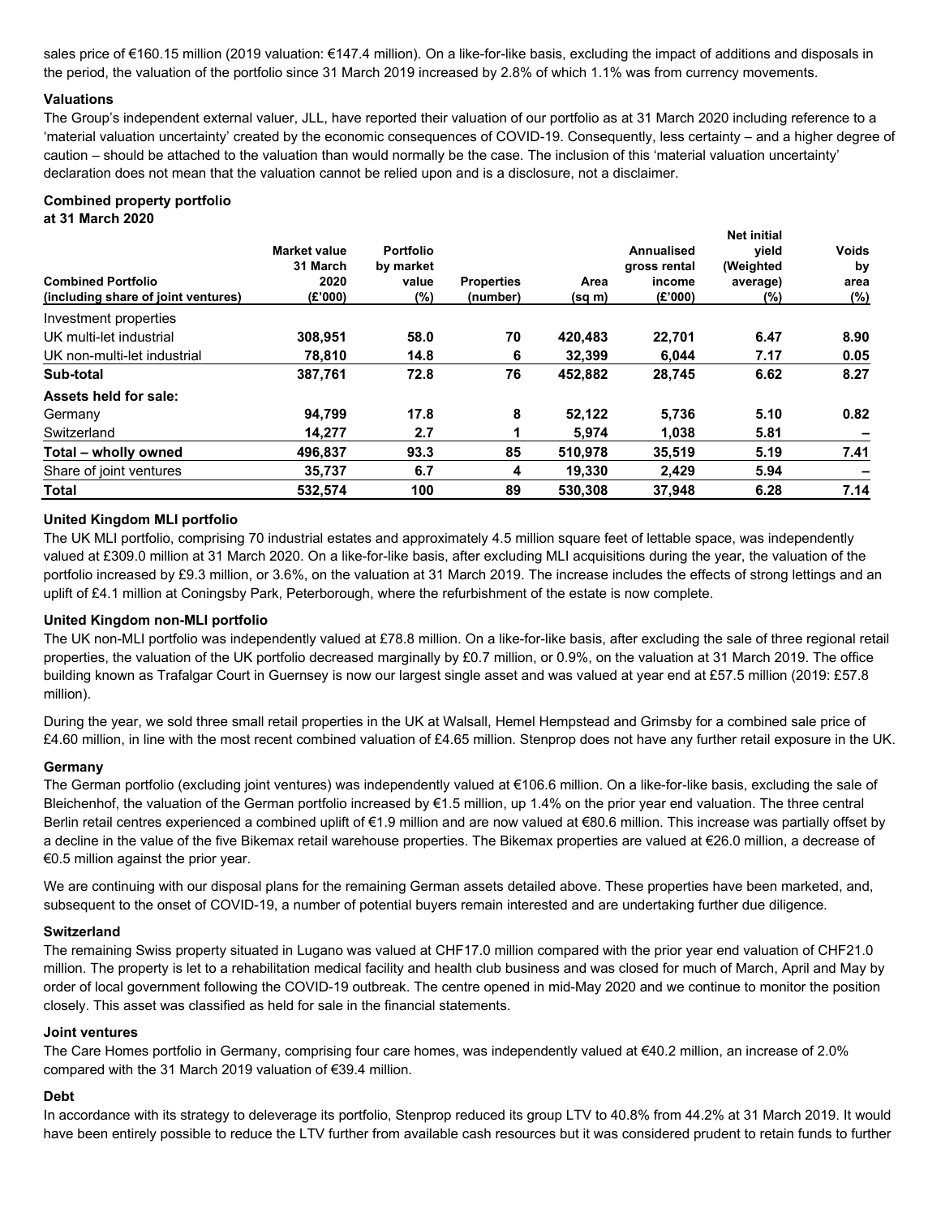sales price of €160.15 million (2019 valuation: €147.4 million). On a like-for-like basis, excluding the impact of additions and disposals in the period, the valuation of the portfolio since 31 March 2019 increased by 2.8% of which 1.1% was from currency movements.

**Valuations**

The Group's independent external valuer, JLL, have reported their valuation of our portfolio as at 31 March 2020 including reference to a 'material valuation uncertainty' created by the economic consequences of COVID-19. Consequently, less certainty – and a higher degree of caution – should be attached to the valuation than would normally be the case. The inclusion of this 'material valuation uncertainty' declaration does not mean that the valuation cannot be relied upon and is a disclosure, not a disclaimer.

**Combined property portfolio**
**at 31 March 2020**

| Combined Portfolio (including share of joint ventures) | Market value 31 March 2020 (£'000) | Portfolio by market value (%) | Properties (number) | Area (sq m) | Annualised gross rental income (£'000) | Net initial yield (Weighted average) (%) | Voids by area (%) |
|---|---|---|---|---|---|---|---|
| Investment properties | | | | | | | |
| UK multi-let industrial | **308,951** | **58.0** | **70** | **420,483** | **22,701** | **6.47** | **8.90** |
| UK non-multi-let industrial | **78,810** | **14.8** | **6** | **32,399** | **6,044** | **7.17** | **0.05** |
| **Sub-total** | **387,761** | **72.8** | **76** | **452,882** | **28,745** | **6.62** | **8.27** |
| **Assets held for sale:** | | | | | | | |
| Germany | **94,799** | **17.8** | **8** | **52,122** | **5,736** | **5.10** | **0.82** |
| Switzerland | **14,277** | **2.7** | **1** | **5,974** | **1,038** | **5.81** | **–** |
| **Total – wholly owned** | **496,837** | **93.3** | **85** | **510,978** | **35,519** | **5.19** | **7.41** |
| Share of joint ventures | **35,737** | **6.7** | **4** | **19,330** | **2,429** | **5.94** | **–** |
| **Total** | **532,574** | **100** | **89** | **530,308** | **37,948** | **6.28** | **7.14** |

**United Kingdom MLI portfolio**

The UK MLI portfolio, comprising 70 industrial estates and approximately 4.5 million square feet of lettable space, was independently valued at £309.0 million at 31 March 2020. On a like-for-like basis, after excluding MLI acquisitions during the year, the valuation of the portfolio increased by £9.3 million, or 3.6%, on the valuation at 31 March 2019. The increase includes the effects of strong lettings and an uplift of £4.1 million at Coningsby Park, Peterborough, where the refurbishment of the estate is now complete.

**United Kingdom non-MLI portfolio**

The UK non-MLI portfolio was independently valued at £78.8 million. On a like-for-like basis, after excluding the sale of three regional retail properties, the valuation of the UK portfolio decreased marginally by £0.7 million, or 0.9%, on the valuation at 31 March 2019. The office building known as Trafalgar Court in Guernsey is now our largest single asset and was valued at year end at £57.5 million (2019: £57.8 million).

During the year, we sold three small retail properties in the UK at Walsall, Hemel Hempstead and Grimsby for a combined sale price of £4.60 million, in line with the most recent combined valuation of £4.65 million. Stenprop does not have any further retail exposure in the UK.

**Germany**

The German portfolio (excluding joint ventures) was independently valued at €106.6 million. On a like-for-like basis, excluding the sale of Bleichenhof, the valuation of the German portfolio increased by €1.5 million, up 1.4% on the prior year end valuation. The three central Berlin retail centres experienced a combined uplift of €1.9 million and are now valued at €80.6 million. This increase was partially offset by a decline in the value of the five Bikemax retail warehouse properties. The Bikemax properties are valued at €26.0 million, a decrease of €0.5 million against the prior year.

We are continuing with our disposal plans for the remaining German assets detailed above. These properties have been marketed, and, subsequent to the onset of COVID-19, a number of potential buyers remain interested and are undertaking further due diligence.

**Switzerland**

The remaining Swiss property situated in Lugano was valued at CHF17.0 million compared with the prior year end valuation of CHF21.0 million. The property is let to a rehabilitation medical facility and health club business and was closed for much of March, April and May by order of local government following the COVID-19 outbreak. The centre opened in mid-May 2020 and we continue to monitor the position closely. This asset was classified as held for sale in the financial statements.

**Joint ventures**

The Care Homes portfolio in Germany, comprising four care homes, was independently valued at €40.2 million, an increase of 2.0% compared with the 31 March 2019 valuation of €39.4 million.

**Debt**

In accordance with its strategy to deleverage its portfolio, Stenprop reduced its group LTV to 40.8% from 44.2% at 31 March 2019. It would have been entirely possible to reduce the LTV further from available cash resources but it was considered prudent to retain funds to further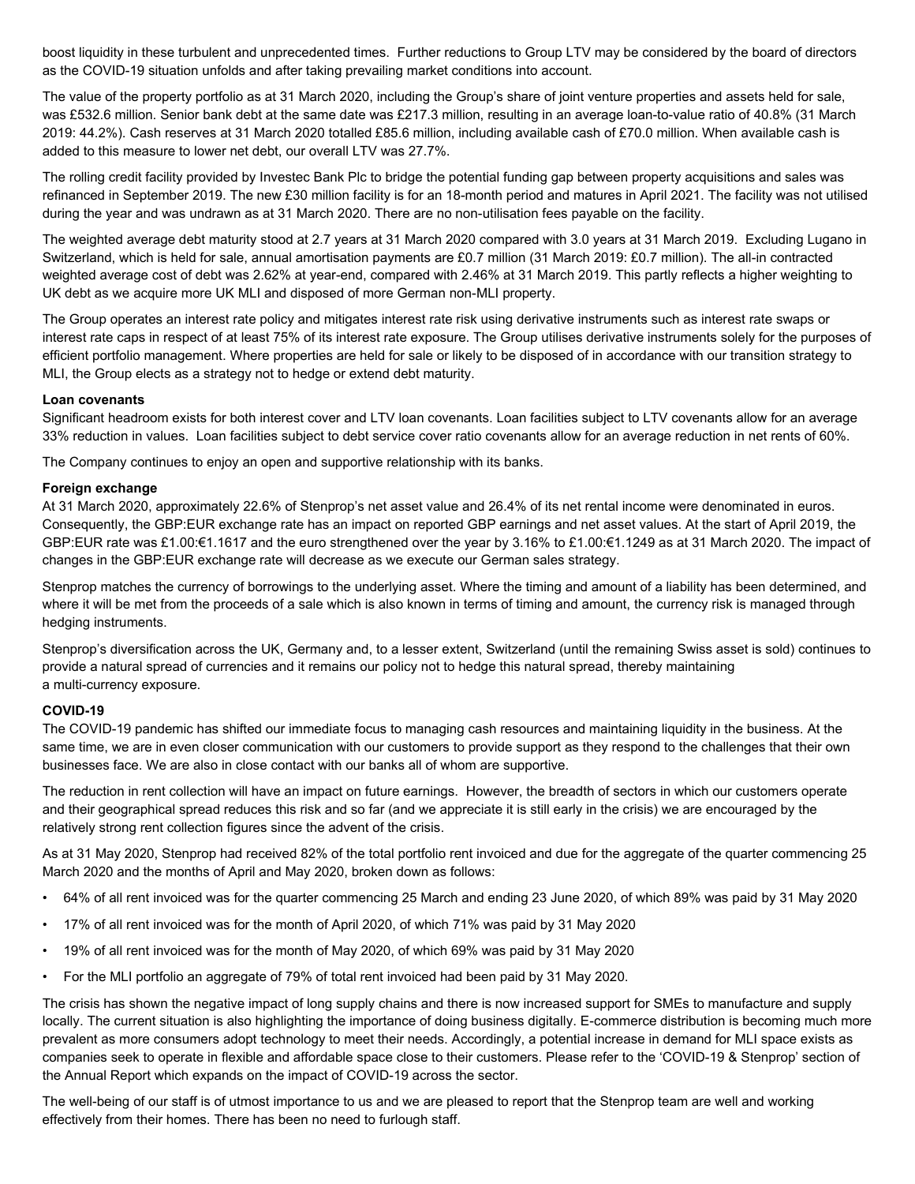boost liquidity in these turbulent and unprecedented times. Further reductions to Group LTV may be considered by the board of directors as the COVID-19 situation unfolds and after taking prevailing market conditions into account.

The value of the property portfolio as at 31 March 2020, including the Group's share of joint venture properties and assets held for sale, was £532.6 million. Senior bank debt at the same date was £217.3 million, resulting in an average loan-to-value ratio of 40.8% (31 March 2019: 44.2%). Cash reserves at 31 March 2020 totalled £85.6 million, including available cash of £70.0 million. When available cash is added to this measure to lower net debt, our overall LTV was 27.7%.

The rolling credit facility provided by Investec Bank Plc to bridge the potential funding gap between property acquisitions and sales was refinanced in September 2019. The new £30 million facility is for an 18-month period and matures in April 2021. The facility was not utilised during the year and was undrawn as at 31 March 2020. There are no non-utilisation fees payable on the facility.

The weighted average debt maturity stood at 2.7 years at 31 March 2020 compared with 3.0 years at 31 March 2019. Excluding Lugano in Switzerland, which is held for sale, annual amortisation payments are £0.7 million (31 March 2019: £0.7 million). The all-in contracted weighted average cost of debt was 2.62% at year-end, compared with 2.46% at 31 March 2019. This partly reflects a higher weighting to UK debt as we acquire more UK MLI and disposed of more German non-MLI property.

The Group operates an interest rate policy and mitigates interest rate risk using derivative instruments such as interest rate swaps or interest rate caps in respect of at least 75% of its interest rate exposure. The Group utilises derivative instruments solely for the purposes of efficient portfolio management. Where properties are held for sale or likely to be disposed of in accordance with our transition strategy to MLI, the Group elects as a strategy not to hedge or extend debt maturity.

**Loan covenants**

Significant headroom exists for both interest cover and LTV loan covenants. Loan facilities subject to LTV covenants allow for an average 33% reduction in values. Loan facilities subject to debt service cover ratio covenants allow for an average reduction in net rents of 60%.

The Company continues to enjoy an open and supportive relationship with its banks.

**Foreign exchange**

At 31 March 2020, approximately 22.6% of Stenprop's net asset value and 26.4% of its net rental income were denominated in euros. Consequently, the GBP:EUR exchange rate has an impact on reported GBP earnings and net asset values. At the start of April 2019, the GBP:EUR rate was £1.00:€1.1617 and the euro strengthened over the year by 3.16% to £1.00:€1.1249 as at 31 March 2020. The impact of changes in the GBP:EUR exchange rate will decrease as we execute our German sales strategy.

Stenprop matches the currency of borrowings to the underlying asset. Where the timing and amount of a liability has been determined, and where it will be met from the proceeds of a sale which is also known in terms of timing and amount, the currency risk is managed through hedging instruments.

Stenprop's diversification across the UK, Germany and, to a lesser extent, Switzerland (until the remaining Swiss asset is sold) continues to provide a natural spread of currencies and it remains our policy not to hedge this natural spread, thereby maintaining a multi-currency exposure.

**COVID-19**

The COVID-19 pandemic has shifted our immediate focus to managing cash resources and maintaining liquidity in the business. At the same time, we are in even closer communication with our customers to provide support as they respond to the challenges that their own businesses face. We are also in close contact with our banks all of whom are supportive.

The reduction in rent collection will have an impact on future earnings. However, the breadth of sectors in which our customers operate and their geographical spread reduces this risk and so far (and we appreciate it is still early in the crisis) we are encouraged by the relatively strong rent collection figures since the advent of the crisis.

As at 31 May 2020, Stenprop had received 82% of the total portfolio rent invoiced and due for the aggregate of the quarter commencing 25 March 2020 and the months of April and May 2020, broken down as follows:

- 64% of all rent invoiced was for the quarter commencing 25 March and ending 23 June 2020, of which 89% was paid by 31 May 2020
- 17% of all rent invoiced was for the month of April 2020, of which 71% was paid by 31 May 2020
- 19% of all rent invoiced was for the month of May 2020, of which 69% was paid by 31 May 2020
- For the MLI portfolio an aggregate of 79% of total rent invoiced had been paid by 31 May 2020.

The crisis has shown the negative impact of long supply chains and there is now increased support for SMEs to manufacture and supply locally. The current situation is also highlighting the importance of doing business digitally. E-commerce distribution is becoming much more prevalent as more consumers adopt technology to meet their needs. Accordingly, a potential increase in demand for MLI space exists as companies seek to operate in flexible and affordable space close to their customers. Please refer to the 'COVID-19 & Stenprop' section of the Annual Report which expands on the impact of COVID-19 across the sector.

The well-being of our staff is of utmost importance to us and we are pleased to report that the Stenprop team are well and working effectively from their homes. There has been no need to furlough staff.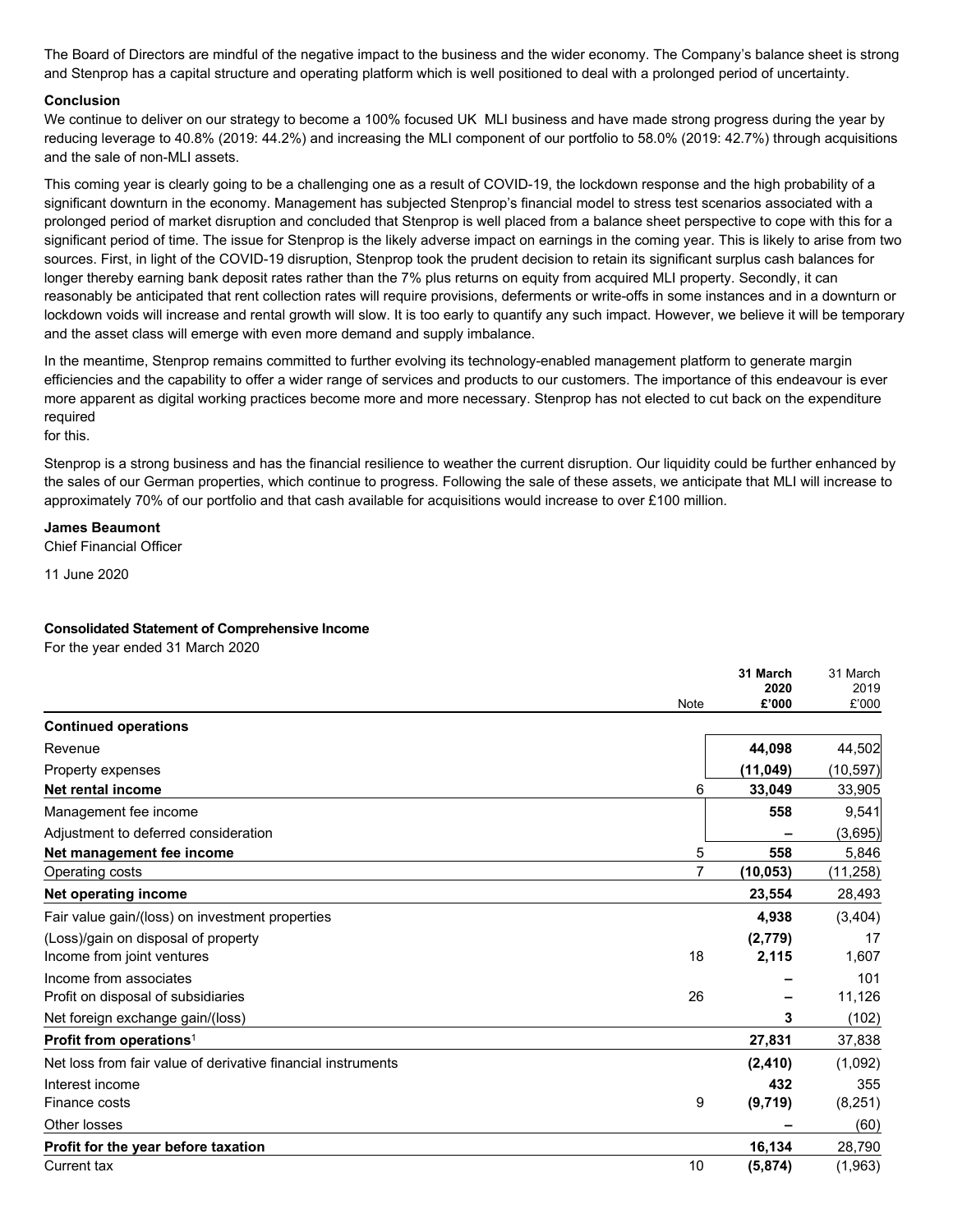The Board of Directors are mindful of the negative impact to the business and the wider economy. The Company's balance sheet is strong and Stenprop has a capital structure and operating platform which is well positioned to deal with a prolonged period of uncertainty.

**Conclusion**

We continue to deliver on our strategy to become a 100% focused UK MLI business and have made strong progress during the year by reducing leverage to 40.8% (2019: 44.2%) and increasing the MLI component of our portfolio to 58.0% (2019: 42.7%) through acquisitions and the sale of non-MLI assets.

This coming year is clearly going to be a challenging one as a result of COVID-19, the lockdown response and the high probability of a significant downturn in the economy. Management has subjected Stenprop's financial model to stress test scenarios associated with a prolonged period of market disruption and concluded that Stenprop is well placed from a balance sheet perspective to cope with this for a significant period of time. The issue for Stenprop is the likely adverse impact on earnings in the coming year. This is likely to arise from two sources. First, in light of the COVID-19 disruption, Stenprop took the prudent decision to retain its significant surplus cash balances for longer thereby earning bank deposit rates rather than the 7% plus returns on equity from acquired MLI property. Secondly, it can reasonably be anticipated that rent collection rates will require provisions, deferments or write-offs in some instances and in a downturn or lockdown voids will increase and rental growth will slow. It is too early to quantify any such impact. However, we believe it will be temporary and the asset class will emerge with even more demand and supply imbalance.

In the meantime, Stenprop remains committed to further evolving its technology-enabled management platform to generate margin efficiencies and the capability to offer a wider range of services and products to our customers. The importance of this endeavour is ever more apparent as digital working practices become more and more necessary. Stenprop has not elected to cut back on the expenditure required
for this.

Stenprop is a strong business and has the financial resilience to weather the current disruption. Our liquidity could be further enhanced by the sales of our German properties, which continue to progress. Following the sale of these assets, we anticipate that MLI will increase to approximately 70% of our portfolio and that cash available for acquisitions would increase to over £100 million.

**James Beaumont**
Chief Financial Officer

11 June 2020

**Consolidated Statement of Comprehensive Income**
For the year ended 31 March 2020

| | Note | **31 March 2020 £'000** | 31 March 2019 £'000 |
|---|---|---|---|
| **Continued operations** | | | |
| Revenue | | **44,098** | 44,502 |
| Property expenses | | **(11,049)** | (10,597) |
| **Net rental income** | 6 | **33,049** | 33,905 |
| Management fee income | | **558** | 9,541 |
| Adjustment to deferred consideration | | **–** | (3,695) |
| **Net management fee income** | 5 | **558** | 5,846 |
| Operating costs | 7 | **(10,053)** | (11,258) |
| **Net operating income** | | **23,554** | 28,493 |
| Fair value gain/(loss) on investment properties | | **4,938** | (3,404) |
| (Loss)/gain on disposal of property | | **(2,779)** | 17 |
| Income from joint ventures | 18 | **2,115** | 1,607 |
| Income from associates | | **–** | 101 |
| Profit on disposal of subsidiaries | 26 | **–** | 11,126 |
| Net foreign exchange gain/(loss) | | **3** | (102) |
| **Profit from operations**[1] | | **27,831** | 37,838 |
| Net loss from fair value of derivative financial instruments | | **(2,410)** | (1,092) |
| Interest income | | **432** | 355 |
| Finance costs | 9 | **(9,719)** | (8,251) |
| Other losses | | **–** | (60) |
| **Profit for the year before taxation** | | **16,134** | 28,790 |
| Current tax | 10 | **(5,874)** | (1,963) |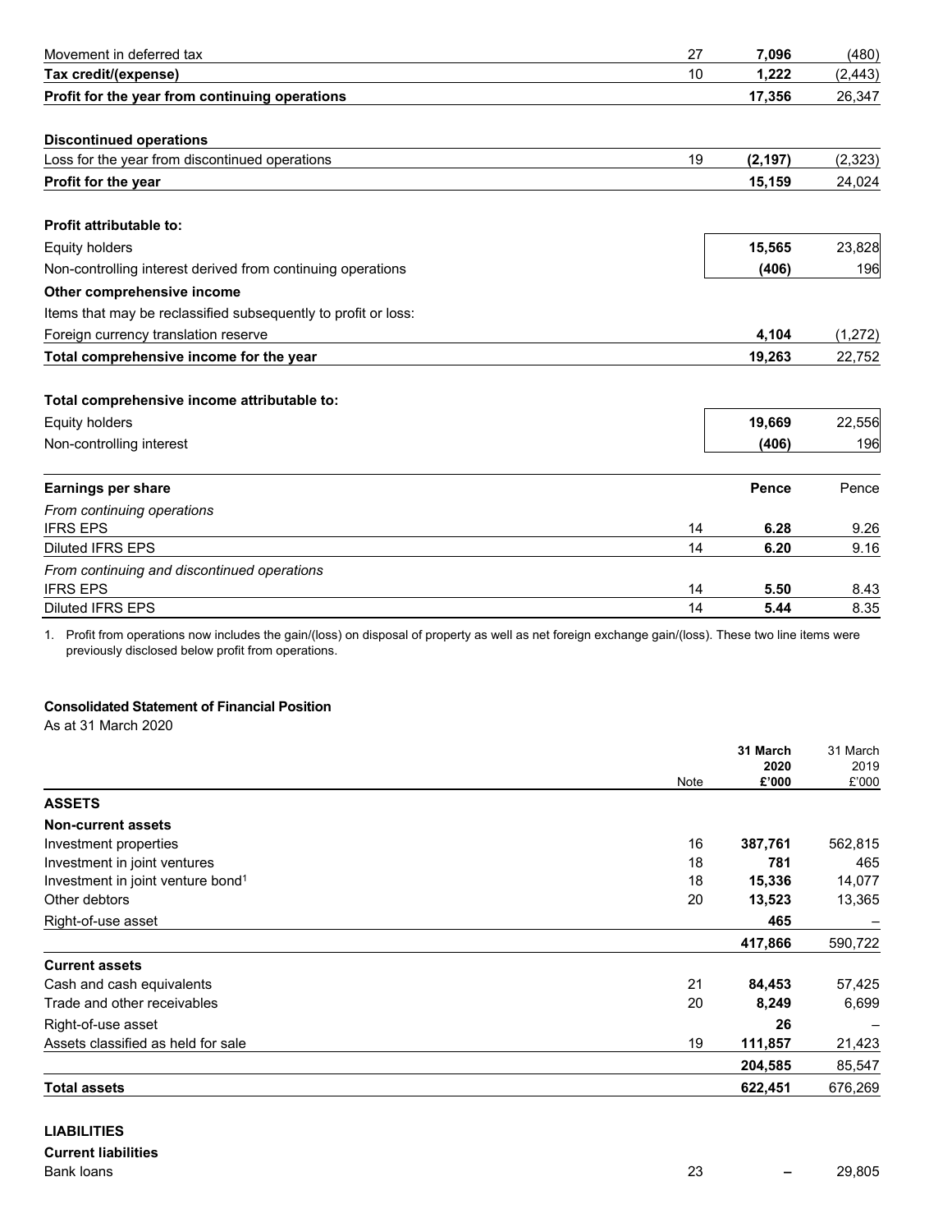| | Note | | |
|---|---|---|---|
| Movement in deferred tax | 27 | **7,096** | (480) |
| **Tax credit/(expense)** | 10 | **1,222** | (2,443) |
| **Profit for the year from continuing operations** | | **17,356** | 26,347 |
| | | | |
| **Discontinued operations** | | | |
| Loss for the year from discontinued operations | 19 | **(2,197)** | (2,323) |
| **Profit for the year** | | **15,159** | 24,024 |
| | | | |
| **Profit attributable to:** | | | |
| Equity holders | | **15,565** | 23,828 |
| Non-controlling interest derived from continuing operations | | **(406)** | 196 |
| **Other comprehensive income** | | | |
| Items that may be reclassified subsequently to profit or loss: | | | |
| Foreign currency translation reserve | | **4,104** | (1,272) |
| **Total comprehensive income for the year** | | **19,263** | 22,752 |
| | | | |
| **Total comprehensive income attributable to:** | | | |
| Equity holders | | **19,669** | 22,556 |
| Non-controlling interest | | **(406)** | 196 |
| | | | |
| **Earnings per share** | | **Pence** | Pence |
| *From continuing operations* | | | |
| IFRS EPS | 14 | **6.28** | 9.26 |
| Diluted IFRS EPS | 14 | **6.20** | 9.16 |
| *From continuing and discontinued operations* | | | |
| IFRS EPS | 14 | **5.50** | 8.43 |
| Diluted IFRS EPS | 14 | **5.44** | 8.35 |

1. Profit from operations now includes the gain/(loss) on disposal of property as well as net foreign exchange gain/(loss). These two line items were previously disclosed below profit from operations.

**Consolidated Statement of Financial Position**

As at 31 March 2020

| | Note | **31 March 2020 £'000** | 31 March 2019 £'000 |
|---|---|---|---|
| **ASSETS** | | | |
| **Non-current assets** | | | |
| Investment properties | 16 | **387,761** | 562,815 |
| Investment in joint ventures | 18 | **781** | 465 |
| Investment in joint venture bond[1] | 18 | **15,336** | 14,077 |
| Other debtors | 20 | **13,523** | 13,365 |
| Right-of-use asset | | **465** | – |
| | | **417,866** | 590,722 |
| **Current assets** | | | |
| Cash and cash equivalents | 21 | **84,453** | 57,425 |
| Trade and other receivables | 20 | **8,249** | 6,699 |
| Right-of-use asset | | **26** | – |
| Assets classified as held for sale | 19 | **111,857** | 21,423 |
| | | **204,585** | 85,547 |
| **Total assets** | | **622,451** | 676,269 |
| | | | |
| **LIABILITIES** | | | |
| **Current liabilities** | | | |
| Bank loans | 23 | **–** | 29,805 |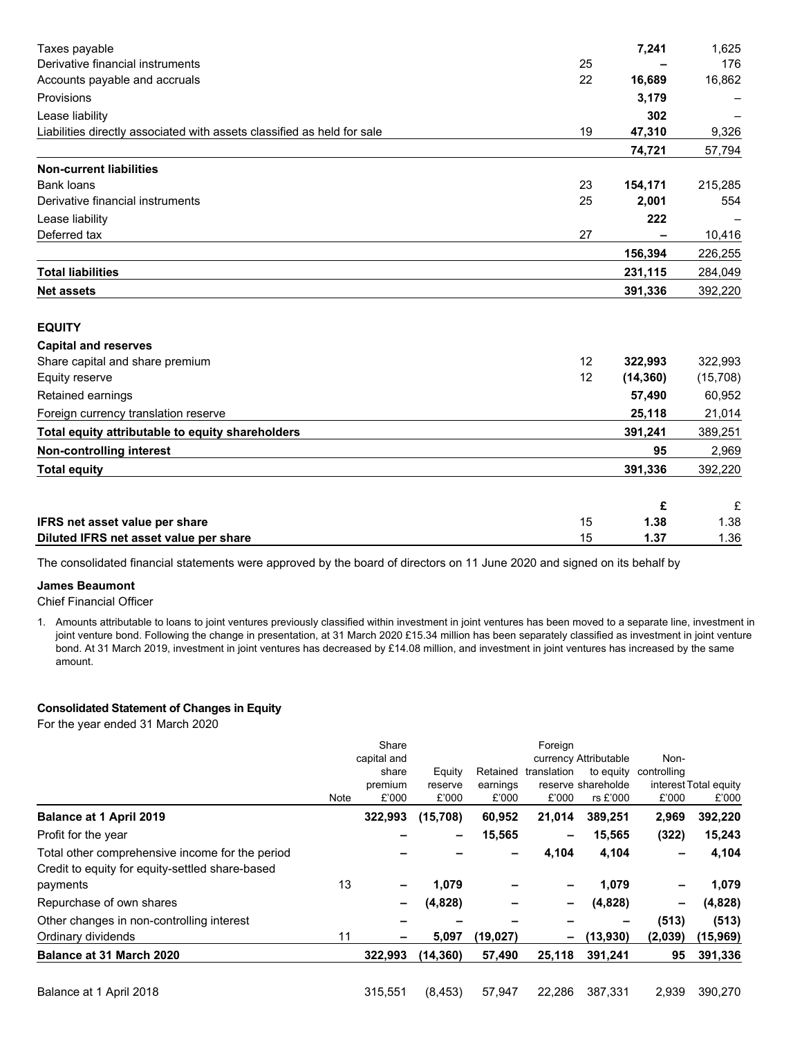| | Note | | |
|---|---|---|---|
| Taxes payable | | **7,241** | 1,625 |
| Derivative financial instruments | 25 | **–** | 176 |
| Accounts payable and accruals | 22 | **16,689** | 16,862 |
| Provisions | | **3,179** | – |
| Lease liability | | **302** | – |
| Liabilities directly associated with assets classified as held for sale | 19 | **47,310** | 9,326 |
| | | **74,721** | 57,794 |
| **Non-current liabilities** | | | |
| Bank loans | 23 | **154,171** | 215,285 |
| Derivative financial instruments | 25 | **2,001** | 554 |
| Lease liability | | **222** | – |
| Deferred tax | 27 | **–** | 10,416 |
| | | **156,394** | 226,255 |
| **Total liabilities** | | **231,115** | 284,049 |
| **Net assets** | | **391,336** | 392,220 |
| | | | |
| **EQUITY** | | | |
| **Capital and reserves** | | | |
| Share capital and share premium | 12 | **322,993** | 322,993 |
| Equity reserve | 12 | **(14,360)** | (15,708) |
| Retained earnings | | **57,490** | 60,952 |
| Foreign currency translation reserve | | **25,118** | 21,014 |
| **Total equity attributable to equity shareholders** | | **391,241** | 389,251 |
| **Non-controlling interest** | | **95** | 2,969 |
| **Total equity** | | **391,336** | 392,220 |
| | | | |
| | | **£** | £ |
| **IFRS net asset value per share** | 15 | **1.38** | 1.38 |
| **Diluted IFRS net asset value per share** | 15 | **1.37** | 1.36 |

The consolidated financial statements were approved by the board of directors on 11 June 2020 and signed on its behalf by

**James Beaumont**
Chief Financial Officer

1. Amounts attributable to loans to joint ventures previously classified within investment in joint ventures has been moved to a separate line, investment in joint venture bond. Following the change in presentation, at 31 March 2020 £15.34 million has been separately classified as investment in joint venture bond. At 31 March 2019, investment in joint ventures has decreased by £14.08 million, and investment in joint ventures has increased by the same amount.

**Consolidated Statement of Changes in Equity**

For the year ended 31 March 2020

| | Note | Share capital and share premium £'000 | Equity reserve £'000 | Retained earnings £'000 | Foreign currency translation reserve £'000 | Attributable to equity shareholders £'000 | Non-controlling interest £'000 | Total equity £'000 |
|---|---|---|---|---|---|---|---|---|
| **Balance at 1 April 2019** | | **322,993** | **(15,708)** | **60,952** | **21,014** | **389,251** | **2,969** | **392,220** |
| Profit for the year | | **–** | **–** | **15,565** | **–** | **15,565** | **(322)** | **15,243** |
| Total other comprehensive income for the period | | **–** | **–** | **–** | **4,104** | **4,104** | **–** | **4,104** |
| Credit to equity for equity-settled share-based payments | 13 | **–** | **1,079** | **–** | **–** | **1,079** | **–** | **1,079** |
| Repurchase of own shares | | **–** | **(4,828)** | **–** | **–** | **(4,828)** | **–** | **(4,828)** |
| Other changes in non-controlling interest | | **–** | **–** | **–** | **–** | **–** | **(513)** | **(513)** |
| Ordinary dividends | 11 | **–** | **5,097** | **(19,027)** | **–** | **(13,930)** | **(2,039)** | **(15,969)** |
| **Balance at 31 March 2020** | | **322,993** | **(14,360)** | **57,490** | **25,118** | **391,241** | **95** | **391,336** |
| | | | | | | | | |
| Balance at 1 April 2018 | | 315,551 | (8,453) | 57,947 | 22,286 | 387,331 | 2,939 | 390,270 |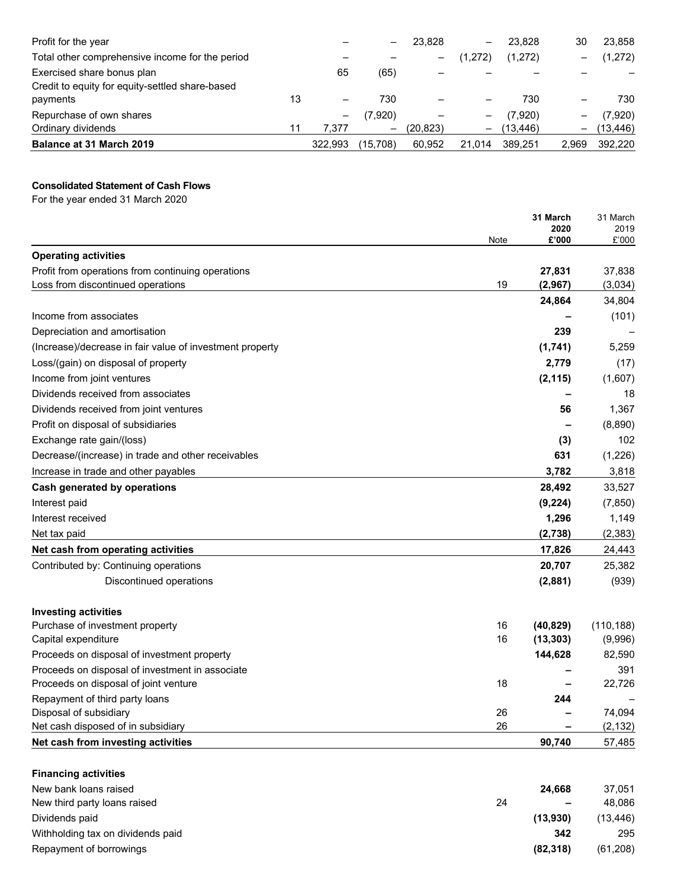| | Note | | | | | | | |
|---|---|---|---|---|---|---|---|---|
| Profit for the year | | – | – | 23,828 | – | 23,828 | 30 | 23,858 |
| Total other comprehensive income for the period | | – | – | – | (1,272) | (1,272) | – | (1,272) |
| Exercised share bonus plan | | 65 | (65) | – | – | – | – | – |
| Credit to equity for equity-settled share-based payments | 13 | – | 730 | – | – | 730 | – | 730 |
| Repurchase of own shares | | – | (7,920) | – | – | (7,920) | – | (7,920) |
| Ordinary dividends | 11 | 7,377 | – | (20,823) | – | (13,446) | – | (13,446) |
| **Balance at 31 March 2019** | | 322,993 | (15,708) | 60,952 | 21,014 | 389,251 | 2,969 | 392,220 |

**Consolidated Statement of Cash Flows**

For the year ended 31 March 2020

| | Note | **31 March 2020 £'000** | 31 March 2019 £'000 |
|---|---|---|---|
| **Operating activities** | | | |
| Profit from operations from continuing operations | | **27,831** | 37,838 |
| Loss from discontinued operations | 19 | **(2,967)** | (3,034) |
| | | **24,864** | 34,804 |
| Income from associates | | **–** | (101) |
| Depreciation and amortisation | | **239** | – |
| (Increase)/decrease in fair value of investment property | | **(1,741)** | 5,259 |
| Loss/(gain) on disposal of property | | **2,779** | (17) |
| Income from joint ventures | | **(2,115)** | (1,607) |
| Dividends received from associates | | **–** | 18 |
| Dividends received from joint ventures | | **56** | 1,367 |
| Profit on disposal of subsidiaries | | **–** | (8,890) |
| Exchange rate gain/(loss) | | **(3)** | 102 |
| Decrease/(increase) in trade and other receivables | | **631** | (1,226) |
| Increase in trade and other payables | | **3,782** | 3,818 |
| **Cash generated by operations** | | **28,492** | 33,527 |
| Interest paid | | **(9,224)** | (7,850) |
| Interest received | | **1,296** | 1,149 |
| Net tax paid | | **(2,738)** | (2,383) |
| **Net cash from operating activities** | | **17,826** | 24,443 |
| Contributed by: Continuing operations | | **20,707** | 25,382 |
| Discontinued operations | | **(2,881)** | (939) |
| | | | |
| **Investing activities** | | | |
| Purchase of investment property | 16 | **(40,829)** | (110,188) |
| Capital expenditure | 16 | **(13,303)** | (9,996) |
| Proceeds on disposal of investment property | | **144,628** | 82,590 |
| Proceeds on disposal of investment in associate | | **–** | 391 |
| Proceeds on disposal of joint venture | 18 | **–** | 22,726 |
| Repayment of third party loans | | **244** | – |
| Disposal of subsidiary | 26 | **–** | 74,094 |
| Net cash disposed of in subsidiary | 26 | **–** | (2,132) |
| **Net cash from investing activities** | | **90,740** | 57,485 |
| | | | |
| **Financing activities** | | | |
| New bank loans raised | | **24,668** | 37,051 |
| New third party loans raised | 24 | **–** | 48,086 |
| Dividends paid | | **(13,930)** | (13,446) |
| Withholding tax on dividends paid | | **342** | 295 |
| Repayment of borrowings | | **(82,318)** | (61,208) |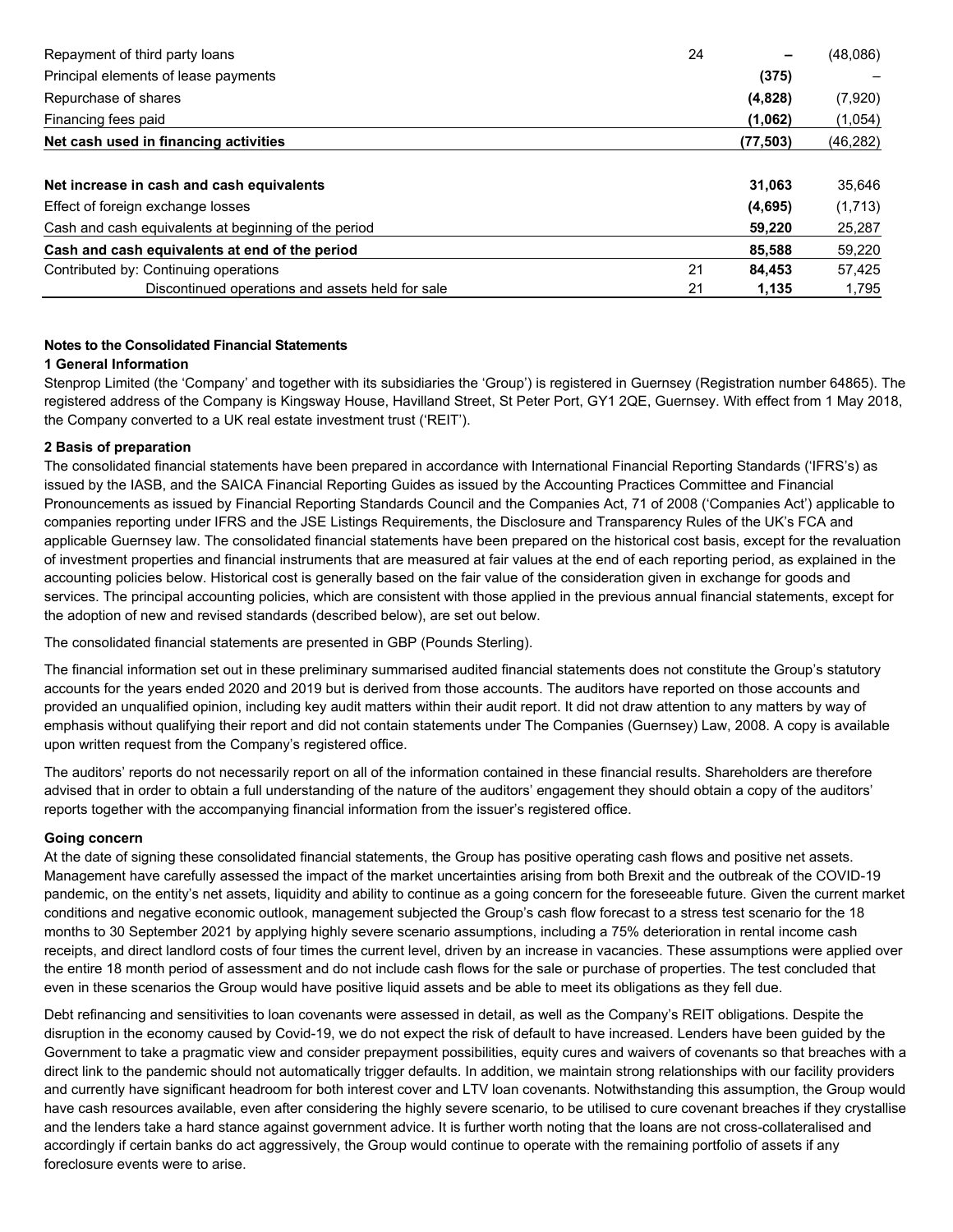| | | | |
|---|---|---|---|
| Repayment of third party loans | 24 | – | (48,086) |
| Principal elements of lease payments | | **(375)** | – |
| Repurchase of shares | | **(4,828)** | (7,920) |
| Financing fees paid | | **(1,062)** | (1,054) |
| **Net cash used in financing activities** | | **(77,503)** | (46,282) |
| | | | |
| **Net increase in cash and cash equivalents** | | **31,063** | 35,646 |
| Effect of foreign exchange losses | | **(4,695)** | (1,713) |
| Cash and cash equivalents at beginning of the period | | **59,220** | 25,287 |
| **Cash and cash equivalents at end of the period** | | **85,588** | 59,220 |
| Contributed by: Continuing operations | 21 | **84,453** | 57,425 |
| Discontinued operations and assets held for sale | 21 | **1,135** | 1,795 |

## Notes to the Consolidated Financial Statements

### 1 General Information

Stenprop Limited (the 'Company' and together with its subsidiaries the 'Group') is registered in Guernsey (Registration number 64865). The registered address of the Company is Kingsway House, Havilland Street, St Peter Port, GY1 2QE, Guernsey. With effect from 1 May 2018, the Company converted to a UK real estate investment trust ('REIT').

### 2 Basis of preparation

The consolidated financial statements have been prepared in accordance with International Financial Reporting Standards ('IFRS's) as issued by the IASB, and the SAICA Financial Reporting Guides as issued by the Accounting Practices Committee and Financial Pronouncements as issued by Financial Reporting Standards Council and the Companies Act, 71 of 2008 ('Companies Act') applicable to companies reporting under IFRS and the JSE Listings Requirements, the Disclosure and Transparency Rules of the UK's FCA and applicable Guernsey law. The consolidated financial statements have been prepared on the historical cost basis, except for the revaluation of investment properties and financial instruments that are measured at fair values at the end of each reporting period, as explained in the accounting policies below. Historical cost is generally based on the fair value of the consideration given in exchange for goods and services. The principal accounting policies, which are consistent with those applied in the previous annual financial statements, except for the adoption of new and revised standards (described below), are set out below.

The consolidated financial statements are presented in GBP (Pounds Sterling).

The financial information set out in these preliminary summarised audited financial statements does not constitute the Group's statutory accounts for the years ended 2020 and 2019 but is derived from those accounts. The auditors have reported on those accounts and provided an unqualified opinion, including key audit matters within their audit report. It did not draw attention to any matters by way of emphasis without qualifying their report and did not contain statements under The Companies (Guernsey) Law, 2008. A copy is available upon written request from the Company's registered office.

The auditors' reports do not necessarily report on all of the information contained in these financial results. Shareholders are therefore advised that in order to obtain a full understanding of the nature of the auditors' engagement they should obtain a copy of the auditors' reports together with the accompanying financial information from the issuer's registered office.

#### Going concern

At the date of signing these consolidated financial statements, the Group has positive operating cash flows and positive net assets. Management have carefully assessed the impact of the market uncertainties arising from both Brexit and the outbreak of the COVID-19 pandemic, on the entity's net assets, liquidity and ability to continue as a going concern for the foreseeable future. Given the current market conditions and negative economic outlook, management subjected the Group's cash flow forecast to a stress test scenario for the 18 months to 30 September 2021 by applying highly severe scenario assumptions, including a 75% deterioration in rental income cash receipts, and direct landlord costs of four times the current level, driven by an increase in vacancies. These assumptions were applied over the entire 18 month period of assessment and do not include cash flows for the sale or purchase of properties. The test concluded that even in these scenarios the Group would have positive liquid assets and be able to meet its obligations as they fell due.

Debt refinancing and sensitivities to loan covenants were assessed in detail, as well as the Company's REIT obligations. Despite the disruption in the economy caused by Covid-19, we do not expect the risk of default to have increased. Lenders have been guided by the Government to take a pragmatic view and consider prepayment possibilities, equity cures and waivers of covenants so that breaches with a direct link to the pandemic should not automatically trigger defaults. In addition, we maintain strong relationships with our facility providers and currently have significant headroom for both interest cover and LTV loan covenants. Notwithstanding this assumption, the Group would have cash resources available, even after considering the highly severe scenario, to be utilised to cure covenant breaches if they crystallise and the lenders take a hard stance against government advice. It is further worth noting that the loans are not cross-collateralised and accordingly if certain banks do act aggressively, the Group would continue to operate with the remaining portfolio of assets if any foreclosure events were to arise.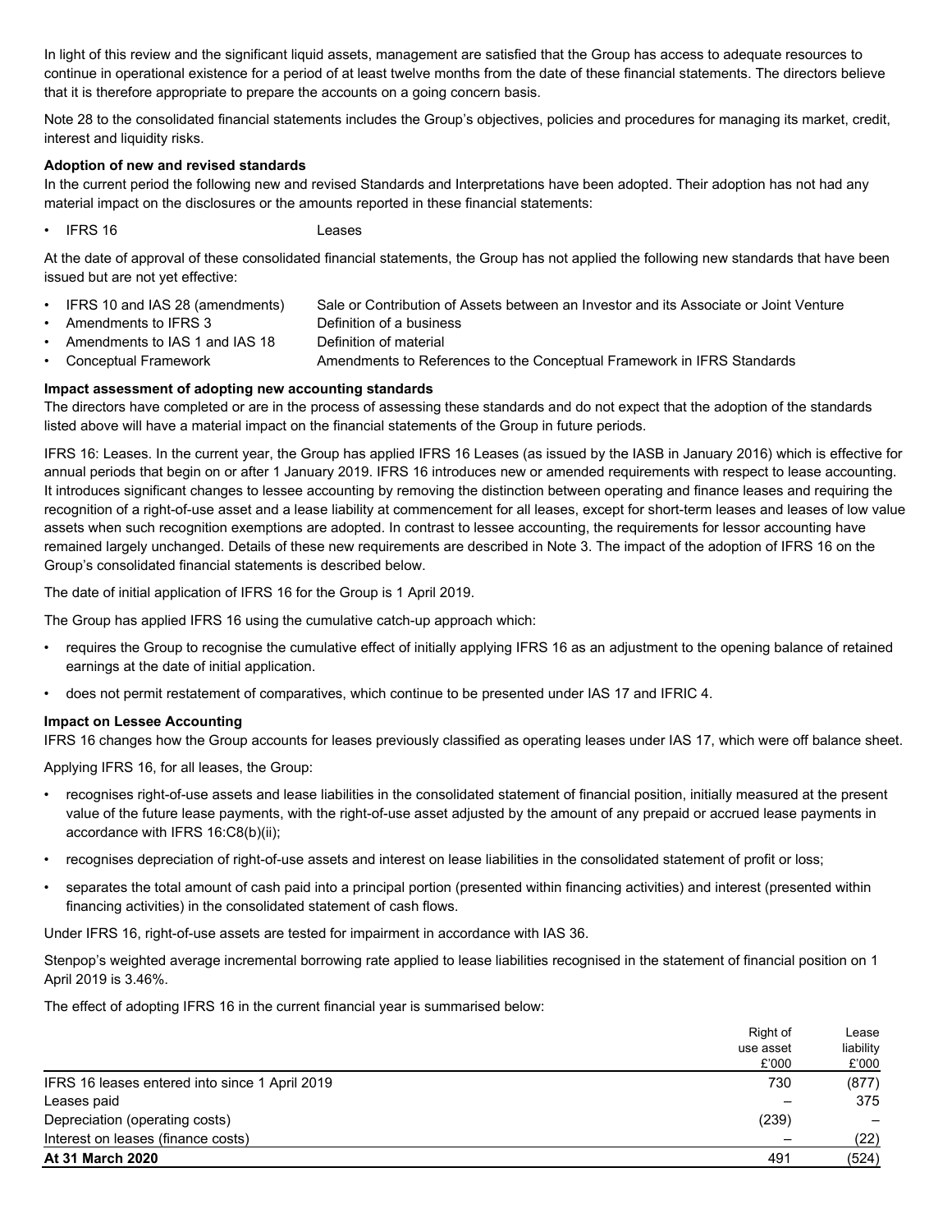In light of this review and the significant liquid assets, management are satisfied that the Group has access to adequate resources to continue in operational existence for a period of at least twelve months from the date of these financial statements. The directors believe that it is therefore appropriate to prepare the accounts on a going concern basis.

Note 28 to the consolidated financial statements includes the Group's objectives, policies and procedures for managing its market, credit, interest and liquidity risks.

**Adoption of new and revised standards**

In the current period the following new and revised Standards and Interpretations have been adopted. Their adoption has not had any material impact on the disclosures or the amounts reported in these financial statements:

- IFRS 16 — Leases

At the date of approval of these consolidated financial statements, the Group has not applied the following new standards that have been issued but are not yet effective:

- IFRS 10 and IAS 28 (amendments) — Sale or Contribution of Assets between an Investor and its Associate or Joint Venture
- Amendments to IFRS 3 — Definition of a business
- Amendments to IAS 1 and IAS 18 — Definition of material
- Conceptual Framework — Amendments to References to the Conceptual Framework in IFRS Standards

**Impact assessment of adopting new accounting standards**

The directors have completed or are in the process of assessing these standards and do not expect that the adoption of the standards listed above will have a material impact on the financial statements of the Group in future periods.

IFRS 16: Leases. In the current year, the Group has applied IFRS 16 Leases (as issued by the IASB in January 2016) which is effective for annual periods that begin on or after 1 January 2019. IFRS 16 introduces new or amended requirements with respect to lease accounting. It introduces significant changes to lessee accounting by removing the distinction between operating and finance leases and requiring the recognition of a right-of-use asset and a lease liability at commencement for all leases, except for short-term leases and leases of low value assets when such recognition exemptions are adopted. In contrast to lessee accounting, the requirements for lessor accounting have remained largely unchanged. Details of these new requirements are described in Note 3. The impact of the adoption of IFRS 16 on the Group's consolidated financial statements is described below.

The date of initial application of IFRS 16 for the Group is 1 April 2019.

The Group has applied IFRS 16 using the cumulative catch-up approach which:

- requires the Group to recognise the cumulative effect of initially applying IFRS 16 as an adjustment to the opening balance of retained earnings at the date of initial application.
- does not permit restatement of comparatives, which continue to be presented under IAS 17 and IFRIC 4.

**Impact on Lessee Accounting**

IFRS 16 changes how the Group accounts for leases previously classified as operating leases under IAS 17, which were off balance sheet.

Applying IFRS 16, for all leases, the Group:

- recognises right-of-use assets and lease liabilities in the consolidated statement of financial position, initially measured at the present value of the future lease payments, with the right-of-use asset adjusted by the amount of any prepaid or accrued lease payments in accordance with IFRS 16:C8(b)(ii);
- recognises depreciation of right-of-use assets and interest on lease liabilities in the consolidated statement of profit or loss;
- separates the total amount of cash paid into a principal portion (presented within financing activities) and interest (presented within financing activities) in the consolidated statement of cash flows.

Under IFRS 16, right-of-use assets are tested for impairment in accordance with IAS 36.

Stenpop's weighted average incremental borrowing rate applied to lease liabilities recognised in the statement of financial position on 1 April 2019 is 3.46%.

The effect of adopting IFRS 16 in the current financial year is summarised below:

| | Right of use asset £'000 | Lease liability £'000 |
|---|---|---|
| IFRS 16 leases entered into since 1 April 2019 | 730 | (877) |
| Leases paid | – | 375 |
| Depreciation (operating costs) | (239) | – |
| Interest on leases (finance costs) | – | (22) |
| **At 31 March 2020** | 491 | (524) |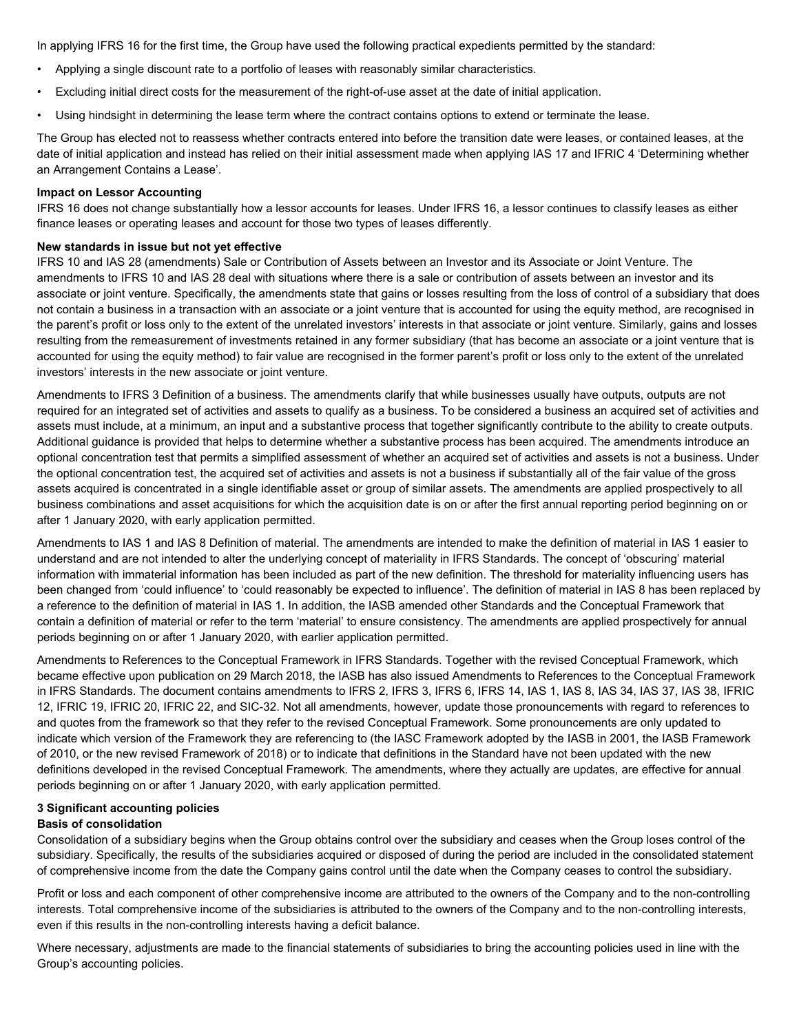In applying IFRS 16 for the first time, the Group have used the following practical expedients permitted by the standard:

- Applying a single discount rate to a portfolio of leases with reasonably similar characteristics.
- Excluding initial direct costs for the measurement of the right-of-use asset at the date of initial application.
- Using hindsight in determining the lease term where the contract contains options to extend or terminate the lease.

The Group has elected not to reassess whether contracts entered into before the transition date were leases, or contained leases, at the date of initial application and instead has relied on their initial assessment made when applying IAS 17 and IFRIC 4 'Determining whether an Arrangement Contains a Lease'.

**Impact on Lessor Accounting**

IFRS 16 does not change substantially how a lessor accounts for leases. Under IFRS 16, a lessor continues to classify leases as either finance leases or operating leases and account for those two types of leases differently.

**New standards in issue but not yet effective**

IFRS 10 and IAS 28 (amendments) Sale or Contribution of Assets between an Investor and its Associate or Joint Venture. The amendments to IFRS 10 and IAS 28 deal with situations where there is a sale or contribution of assets between an investor and its associate or joint venture. Specifically, the amendments state that gains or losses resulting from the loss of control of a subsidiary that does not contain a business in a transaction with an associate or a joint venture that is accounted for using the equity method, are recognised in the parent's profit or loss only to the extent of the unrelated investors' interests in that associate or joint venture. Similarly, gains and losses resulting from the remeasurement of investments retained in any former subsidiary (that has become an associate or a joint venture that is accounted for using the equity method) to fair value are recognised in the former parent's profit or loss only to the extent of the unrelated investors' interests in the new associate or joint venture.

Amendments to IFRS 3 Definition of a business. The amendments clarify that while businesses usually have outputs, outputs are not required for an integrated set of activities and assets to qualify as a business. To be considered a business an acquired set of activities and assets must include, at a minimum, an input and a substantive process that together significantly contribute to the ability to create outputs. Additional guidance is provided that helps to determine whether a substantive process has been acquired. The amendments introduce an optional concentration test that permits a simplified assessment of whether an acquired set of activities and assets is not a business. Under the optional concentration test, the acquired set of activities and assets is not a business if substantially all of the fair value of the gross assets acquired is concentrated in a single identifiable asset or group of similar assets. The amendments are applied prospectively to all business combinations and asset acquisitions for which the acquisition date is on or after the first annual reporting period beginning on or after 1 January 2020, with early application permitted.

Amendments to IAS 1 and IAS 8 Definition of material. The amendments are intended to make the definition of material in IAS 1 easier to understand and are not intended to alter the underlying concept of materiality in IFRS Standards. The concept of 'obscuring' material information with immaterial information has been included as part of the new definition. The threshold for materiality influencing users has been changed from 'could influence' to 'could reasonably be expected to influence'. The definition of material in IAS 8 has been replaced by a reference to the definition of material in IAS 1. In addition, the IASB amended other Standards and the Conceptual Framework that contain a definition of material or refer to the term 'material' to ensure consistency. The amendments are applied prospectively for annual periods beginning on or after 1 January 2020, with earlier application permitted.

Amendments to References to the Conceptual Framework in IFRS Standards. Together with the revised Conceptual Framework, which became effective upon publication on 29 March 2018, the IASB has also issued Amendments to References to the Conceptual Framework in IFRS Standards. The document contains amendments to IFRS 2, IFRS 3, IFRS 6, IFRS 14, IAS 1, IAS 8, IAS 34, IAS 37, IAS 38, IFRIC 12, IFRIC 19, IFRIC 20, IFRIC 22, and SIC-32. Not all amendments, however, update those pronouncements with regard to references to and quotes from the framework so that they refer to the revised Conceptual Framework. Some pronouncements are only updated to indicate which version of the Framework they are referencing to (the IASC Framework adopted by the IASB in 2001, the IASB Framework of 2010, or the new revised Framework of 2018) or to indicate that definitions in the Standard have not been updated with the new definitions developed in the revised Conceptual Framework. The amendments, where they actually are updates, are effective for annual periods beginning on or after 1 January 2020, with early application permitted.

## 3 Significant accounting policies

**Basis of consolidation**

Consolidation of a subsidiary begins when the Group obtains control over the subsidiary and ceases when the Group loses control of the subsidiary. Specifically, the results of the subsidiaries acquired or disposed of during the period are included in the consolidated statement of comprehensive income from the date the Company gains control until the date when the Company ceases to control the subsidiary.

Profit or loss and each component of other comprehensive income are attributed to the owners of the Company and to the non-controlling interests. Total comprehensive income of the subsidiaries is attributed to the owners of the Company and to the non-controlling interests, even if this results in the non-controlling interests having a deficit balance.

Where necessary, adjustments are made to the financial statements of subsidiaries to bring the accounting policies used in line with the Group's accounting policies.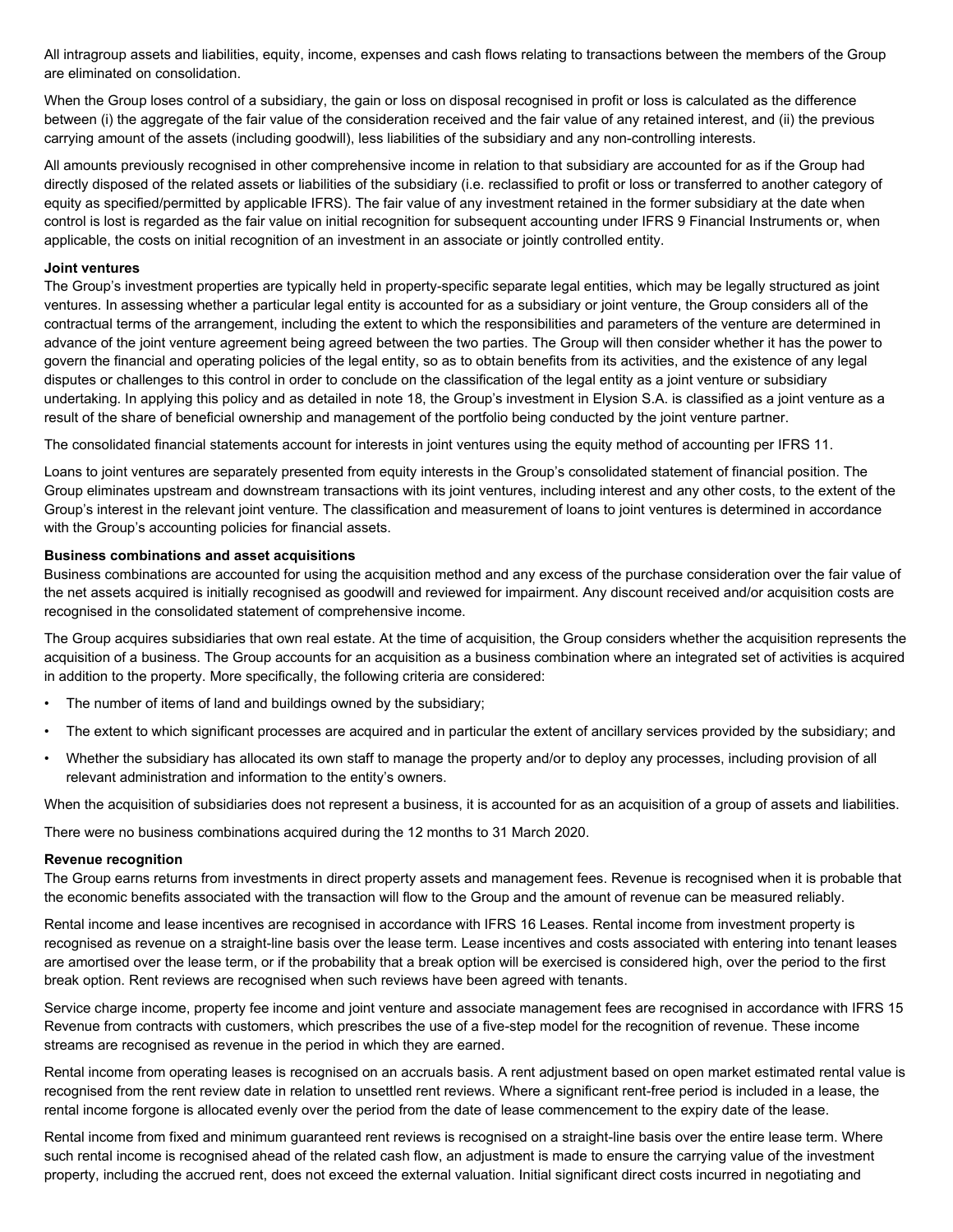All intragroup assets and liabilities, equity, income, expenses and cash flows relating to transactions between the members of the Group are eliminated on consolidation.

When the Group loses control of a subsidiary, the gain or loss on disposal recognised in profit or loss is calculated as the difference between (i) the aggregate of the fair value of the consideration received and the fair value of any retained interest, and (ii) the previous carrying amount of the assets (including goodwill), less liabilities of the subsidiary and any non-controlling interests.

All amounts previously recognised in other comprehensive income in relation to that subsidiary are accounted for as if the Group had directly disposed of the related assets or liabilities of the subsidiary (i.e. reclassified to profit or loss or transferred to another category of equity as specified/permitted by applicable IFRS). The fair value of any investment retained in the former subsidiary at the date when control is lost is regarded as the fair value on initial recognition for subsequent accounting under IFRS 9 Financial Instruments or, when applicable, the costs on initial recognition of an investment in an associate or jointly controlled entity.

**Joint ventures**

The Group's investment properties are typically held in property-specific separate legal entities, which may be legally structured as joint ventures. In assessing whether a particular legal entity is accounted for as a subsidiary or joint venture, the Group considers all of the contractual terms of the arrangement, including the extent to which the responsibilities and parameters of the venture are determined in advance of the joint venture agreement being agreed between the two parties. The Group will then consider whether it has the power to govern the financial and operating policies of the legal entity, so as to obtain benefits from its activities, and the existence of any legal disputes or challenges to this control in order to conclude on the classification of the legal entity as a joint venture or subsidiary undertaking. In applying this policy and as detailed in note 18, the Group's investment in Elysion S.A. is classified as a joint venture as a result of the share of beneficial ownership and management of the portfolio being conducted by the joint venture partner.

The consolidated financial statements account for interests in joint ventures using the equity method of accounting per IFRS 11.

Loans to joint ventures are separately presented from equity interests in the Group's consolidated statement of financial position. The Group eliminates upstream and downstream transactions with its joint ventures, including interest and any other costs, to the extent of the Group's interest in the relevant joint venture. The classification and measurement of loans to joint ventures is determined in accordance with the Group's accounting policies for financial assets.

**Business combinations and asset acquisitions**

Business combinations are accounted for using the acquisition method and any excess of the purchase consideration over the fair value of the net assets acquired is initially recognised as goodwill and reviewed for impairment. Any discount received and/or acquisition costs are recognised in the consolidated statement of comprehensive income.

The Group acquires subsidiaries that own real estate. At the time of acquisition, the Group considers whether the acquisition represents the acquisition of a business. The Group accounts for an acquisition as a business combination where an integrated set of activities is acquired in addition to the property. More specifically, the following criteria are considered:

- The number of items of land and buildings owned by the subsidiary;
- The extent to which significant processes are acquired and in particular the extent of ancillary services provided by the subsidiary; and
- Whether the subsidiary has allocated its own staff to manage the property and/or to deploy any processes, including provision of all relevant administration and information to the entity's owners.

When the acquisition of subsidiaries does not represent a business, it is accounted for as an acquisition of a group of assets and liabilities.

There were no business combinations acquired during the 12 months to 31 March 2020.

**Revenue recognition**

The Group earns returns from investments in direct property assets and management fees. Revenue is recognised when it is probable that the economic benefits associated with the transaction will flow to the Group and the amount of revenue can be measured reliably.

Rental income and lease incentives are recognised in accordance with IFRS 16 Leases. Rental income from investment property is recognised as revenue on a straight-line basis over the lease term. Lease incentives and costs associated with entering into tenant leases are amortised over the lease term, or if the probability that a break option will be exercised is considered high, over the period to the first break option. Rent reviews are recognised when such reviews have been agreed with tenants.

Service charge income, property fee income and joint venture and associate management fees are recognised in accordance with IFRS 15 Revenue from contracts with customers, which prescribes the use of a five-step model for the recognition of revenue. These income streams are recognised as revenue in the period in which they are earned.

Rental income from operating leases is recognised on an accruals basis. A rent adjustment based on open market estimated rental value is recognised from the rent review date in relation to unsettled rent reviews. Where a significant rent-free period is included in a lease, the rental income forgone is allocated evenly over the period from the date of lease commencement to the expiry date of the lease.

Rental income from fixed and minimum guaranteed rent reviews is recognised on a straight-line basis over the entire lease term. Where such rental income is recognised ahead of the related cash flow, an adjustment is made to ensure the carrying value of the investment property, including the accrued rent, does not exceed the external valuation. Initial significant direct costs incurred in negotiating and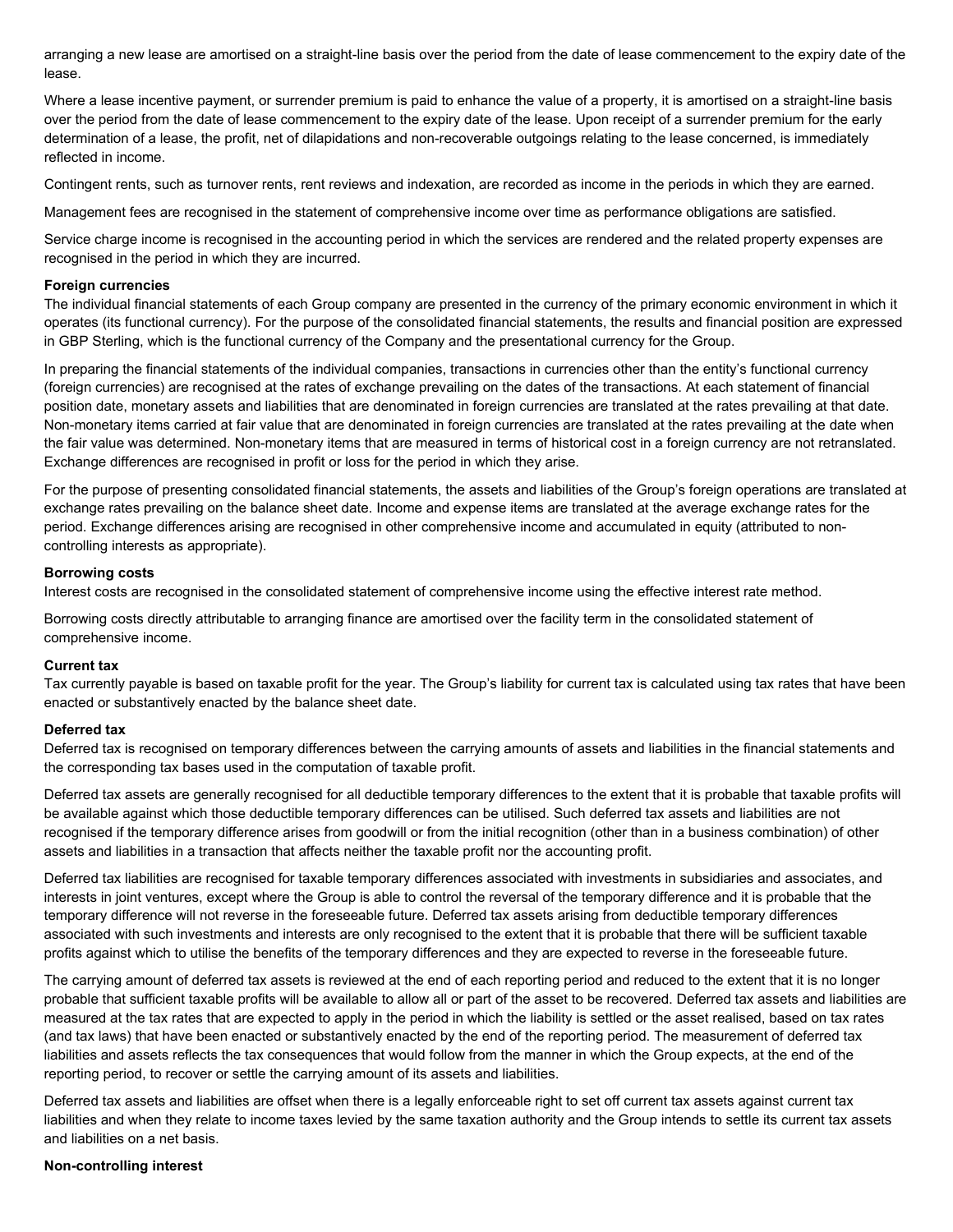arranging a new lease are amortised on a straight-line basis over the period from the date of lease commencement to the expiry date of the lease.

Where a lease incentive payment, or surrender premium is paid to enhance the value of a property, it is amortised on a straight-line basis over the period from the date of lease commencement to the expiry date of the lease. Upon receipt of a surrender premium for the early determination of a lease, the profit, net of dilapidations and non-recoverable outgoings relating to the lease concerned, is immediately reflected in income.

Contingent rents, such as turnover rents, rent reviews and indexation, are recorded as income in the periods in which they are earned.

Management fees are recognised in the statement of comprehensive income over time as performance obligations are satisfied.

Service charge income is recognised in the accounting period in which the services are rendered and the related property expenses are recognised in the period in which they are incurred.

**Foreign currencies**

The individual financial statements of each Group company are presented in the currency of the primary economic environment in which it operates (its functional currency). For the purpose of the consolidated financial statements, the results and financial position are expressed in GBP Sterling, which is the functional currency of the Company and the presentational currency for the Group.

In preparing the financial statements of the individual companies, transactions in currencies other than the entity's functional currency (foreign currencies) are recognised at the rates of exchange prevailing on the dates of the transactions. At each statement of financial position date, monetary assets and liabilities that are denominated in foreign currencies are translated at the rates prevailing at that date. Non-monetary items carried at fair value that are denominated in foreign currencies are translated at the rates prevailing at the date when the fair value was determined. Non-monetary items that are measured in terms of historical cost in a foreign currency are not retranslated. Exchange differences are recognised in profit or loss for the period in which they arise.

For the purpose of presenting consolidated financial statements, the assets and liabilities of the Group's foreign operations are translated at exchange rates prevailing on the balance sheet date. Income and expense items are translated at the average exchange rates for the period. Exchange differences arising are recognised in other comprehensive income and accumulated in equity (attributed to non-controlling interests as appropriate).

**Borrowing costs**

Interest costs are recognised in the consolidated statement of comprehensive income using the effective interest rate method.

Borrowing costs directly attributable to arranging finance are amortised over the facility term in the consolidated statement of comprehensive income.

**Current tax**

Tax currently payable is based on taxable profit for the year. The Group's liability for current tax is calculated using tax rates that have been enacted or substantively enacted by the balance sheet date.

**Deferred tax**

Deferred tax is recognised on temporary differences between the carrying amounts of assets and liabilities in the financial statements and the corresponding tax bases used in the computation of taxable profit.

Deferred tax assets are generally recognised for all deductible temporary differences to the extent that it is probable that taxable profits will be available against which those deductible temporary differences can be utilised. Such deferred tax assets and liabilities are not recognised if the temporary difference arises from goodwill or from the initial recognition (other than in a business combination) of other assets and liabilities in a transaction that affects neither the taxable profit nor the accounting profit.

Deferred tax liabilities are recognised for taxable temporary differences associated with investments in subsidiaries and associates, and interests in joint ventures, except where the Group is able to control the reversal of the temporary difference and it is probable that the temporary difference will not reverse in the foreseeable future. Deferred tax assets arising from deductible temporary differences associated with such investments and interests are only recognised to the extent that it is probable that there will be sufficient taxable profits against which to utilise the benefits of the temporary differences and they are expected to reverse in the foreseeable future.

The carrying amount of deferred tax assets is reviewed at the end of each reporting period and reduced to the extent that it is no longer probable that sufficient taxable profits will be available to allow all or part of the asset to be recovered. Deferred tax assets and liabilities are measured at the tax rates that are expected to apply in the period in which the liability is settled or the asset realised, based on tax rates (and tax laws) that have been enacted or substantively enacted by the end of the reporting period. The measurement of deferred tax liabilities and assets reflects the tax consequences that would follow from the manner in which the Group expects, at the end of the reporting period, to recover or settle the carrying amount of its assets and liabilities.

Deferred tax assets and liabilities are offset when there is a legally enforceable right to set off current tax assets against current tax liabilities and when they relate to income taxes levied by the same taxation authority and the Group intends to settle its current tax assets and liabilities on a net basis.

**Non-controlling interest**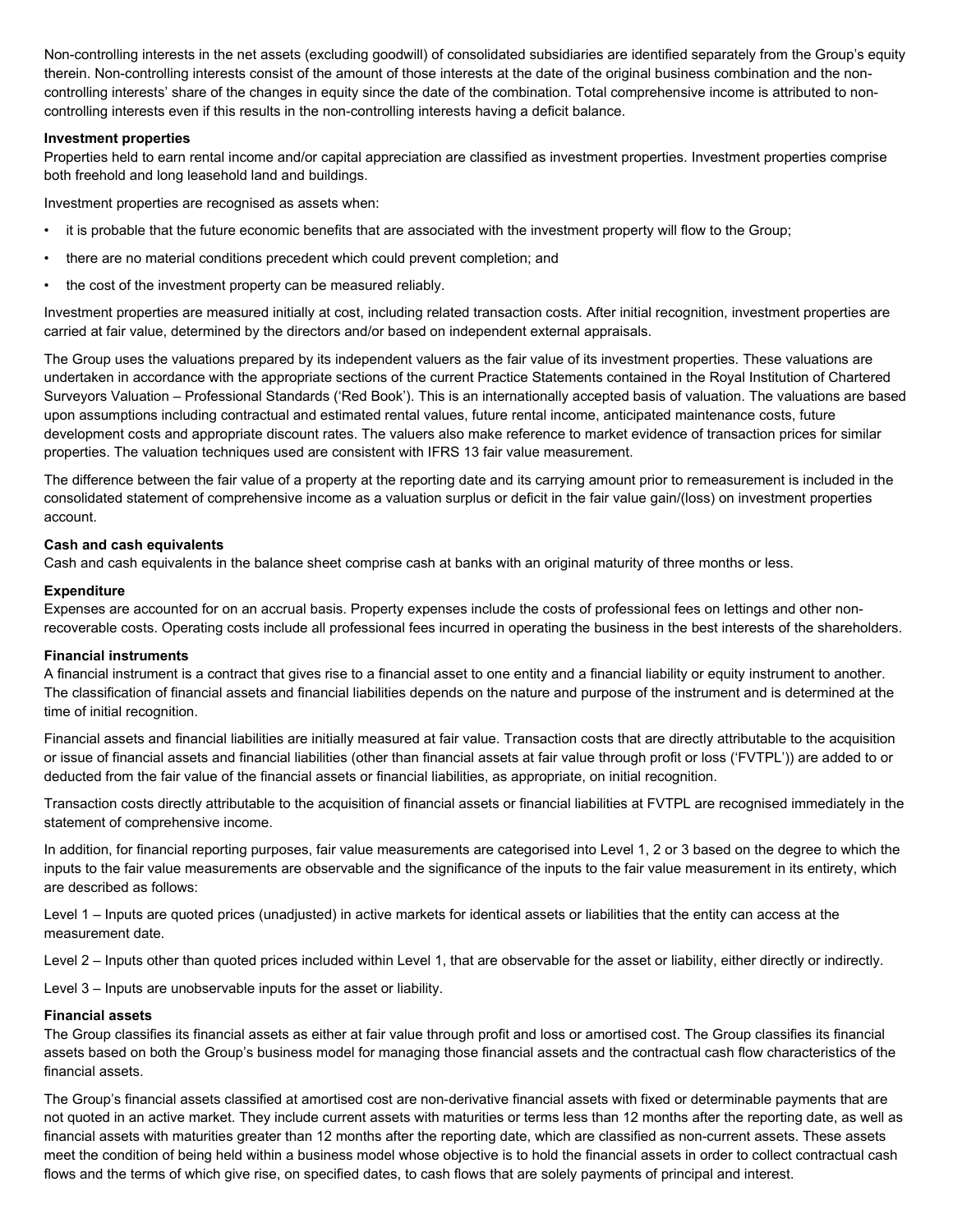Non-controlling interests in the net assets (excluding goodwill) of consolidated subsidiaries are identified separately from the Group's equity therein. Non-controlling interests consist of the amount of those interests at the date of the original business combination and the non-controlling interests' share of the changes in equity since the date of the combination. Total comprehensive income is attributed to non-controlling interests even if this results in the non-controlling interests having a deficit balance.

**Investment properties**

Properties held to earn rental income and/or capital appreciation are classified as investment properties. Investment properties comprise both freehold and long leasehold land and buildings.

Investment properties are recognised as assets when:

- it is probable that the future economic benefits that are associated with the investment property will flow to the Group;
- there are no material conditions precedent which could prevent completion; and
- the cost of the investment property can be measured reliably.

Investment properties are measured initially at cost, including related transaction costs. After initial recognition, investment properties are carried at fair value, determined by the directors and/or based on independent external appraisals.

The Group uses the valuations prepared by its independent valuers as the fair value of its investment properties. These valuations are undertaken in accordance with the appropriate sections of the current Practice Statements contained in the Royal Institution of Chartered Surveyors Valuation – Professional Standards ('Red Book'). This is an internationally accepted basis of valuation. The valuations are based upon assumptions including contractual and estimated rental values, future rental income, anticipated maintenance costs, future development costs and appropriate discount rates. The valuers also make reference to market evidence of transaction prices for similar properties. The valuation techniques used are consistent with IFRS 13 fair value measurement.

The difference between the fair value of a property at the reporting date and its carrying amount prior to remeasurement is included in the consolidated statement of comprehensive income as a valuation surplus or deficit in the fair value gain/(loss) on investment properties account.

**Cash and cash equivalents**

Cash and cash equivalents in the balance sheet comprise cash at banks with an original maturity of three months or less.

**Expenditure**

Expenses are accounted for on an accrual basis. Property expenses include the costs of professional fees on lettings and other non-recoverable costs. Operating costs include all professional fees incurred in operating the business in the best interests of the shareholders.

**Financial instruments**

A financial instrument is a contract that gives rise to a financial asset to one entity and a financial liability or equity instrument to another. The classification of financial assets and financial liabilities depends on the nature and purpose of the instrument and is determined at the time of initial recognition.

Financial assets and financial liabilities are initially measured at fair value. Transaction costs that are directly attributable to the acquisition or issue of financial assets and financial liabilities (other than financial assets at fair value through profit or loss ('FVTPL')) are added to or deducted from the fair value of the financial assets or financial liabilities, as appropriate, on initial recognition.

Transaction costs directly attributable to the acquisition of financial assets or financial liabilities at FVTPL are recognised immediately in the statement of comprehensive income.

In addition, for financial reporting purposes, fair value measurements are categorised into Level 1, 2 or 3 based on the degree to which the inputs to the fair value measurements are observable and the significance of the inputs to the fair value measurement in its entirety, which are described as follows:

Level 1 – Inputs are quoted prices (unadjusted) in active markets for identical assets or liabilities that the entity can access at the measurement date.

Level 2 – Inputs other than quoted prices included within Level 1, that are observable for the asset or liability, either directly or indirectly.

Level 3 – Inputs are unobservable inputs for the asset or liability.

**Financial assets**

The Group classifies its financial assets as either at fair value through profit and loss or amortised cost. The Group classifies its financial assets based on both the Group's business model for managing those financial assets and the contractual cash flow characteristics of the financial assets.

The Group's financial assets classified at amortised cost are non-derivative financial assets with fixed or determinable payments that are not quoted in an active market. They include current assets with maturities or terms less than 12 months after the reporting date, as well as financial assets with maturities greater than 12 months after the reporting date, which are classified as non-current assets. These assets meet the condition of being held within a business model whose objective is to hold the financial assets in order to collect contractual cash flows and the terms of which give rise, on specified dates, to cash flows that are solely payments of principal and interest.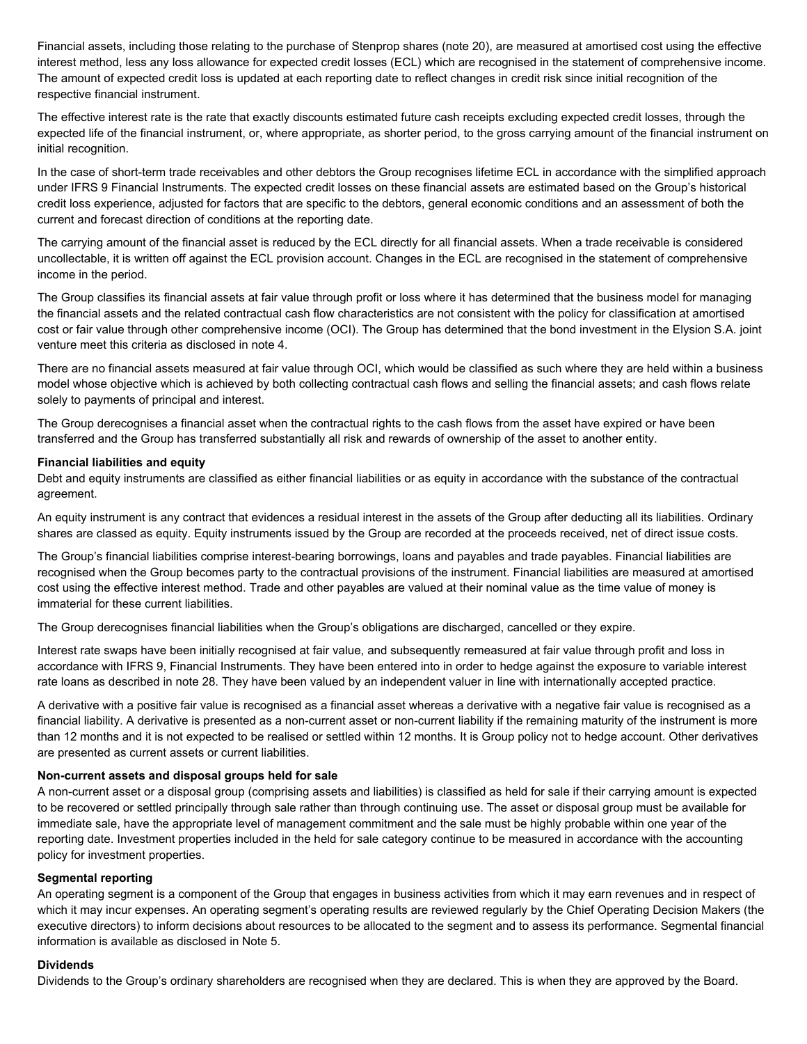Financial assets, including those relating to the purchase of Stenprop shares (note 20), are measured at amortised cost using the effective interest method, less any loss allowance for expected credit losses (ECL) which are recognised in the statement of comprehensive income. The amount of expected credit loss is updated at each reporting date to reflect changes in credit risk since initial recognition of the respective financial instrument.

The effective interest rate is the rate that exactly discounts estimated future cash receipts excluding expected credit losses, through the expected life of the financial instrument, or, where appropriate, as shorter period, to the gross carrying amount of the financial instrument on initial recognition.

In the case of short-term trade receivables and other debtors the Group recognises lifetime ECL in accordance with the simplified approach under IFRS 9 Financial Instruments. The expected credit losses on these financial assets are estimated based on the Group's historical credit loss experience, adjusted for factors that are specific to the debtors, general economic conditions and an assessment of both the current and forecast direction of conditions at the reporting date.

The carrying amount of the financial asset is reduced by the ECL directly for all financial assets. When a trade receivable is considered uncollectable, it is written off against the ECL provision account. Changes in the ECL are recognised in the statement of comprehensive income in the period.

The Group classifies its financial assets at fair value through profit or loss where it has determined that the business model for managing the financial assets and the related contractual cash flow characteristics are not consistent with the policy for classification at amortised cost or fair value through other comprehensive income (OCI). The Group has determined that the bond investment in the Elysion S.A. joint venture meet this criteria as disclosed in note 4.

There are no financial assets measured at fair value through OCI, which would be classified as such where they are held within a business model whose objective which is achieved by both collecting contractual cash flows and selling the financial assets; and cash flows relate solely to payments of principal and interest.

The Group derecognises a financial asset when the contractual rights to the cash flows from the asset have expired or have been transferred and the Group has transferred substantially all risk and rewards of ownership of the asset to another entity.

**Financial liabilities and equity**

Debt and equity instruments are classified as either financial liabilities or as equity in accordance with the substance of the contractual agreement.

An equity instrument is any contract that evidences a residual interest in the assets of the Group after deducting all its liabilities. Ordinary shares are classed as equity. Equity instruments issued by the Group are recorded at the proceeds received, net of direct issue costs.

The Group's financial liabilities comprise interest-bearing borrowings, loans and payables and trade payables. Financial liabilities are recognised when the Group becomes party to the contractual provisions of the instrument. Financial liabilities are measured at amortised cost using the effective interest method. Trade and other payables are valued at their nominal value as the time value of money is immaterial for these current liabilities.

The Group derecognises financial liabilities when the Group's obligations are discharged, cancelled or they expire.

Interest rate swaps have been initially recognised at fair value, and subsequently remeasured at fair value through profit and loss in accordance with IFRS 9, Financial Instruments. They have been entered into in order to hedge against the exposure to variable interest rate loans as described in note 28. They have been valued by an independent valuer in line with internationally accepted practice.

A derivative with a positive fair value is recognised as a financial asset whereas a derivative with a negative fair value is recognised as a financial liability. A derivative is presented as a non-current asset or non-current liability if the remaining maturity of the instrument is more than 12 months and it is not expected to be realised or settled within 12 months. It is Group policy not to hedge account. Other derivatives are presented as current assets or current liabilities.

**Non-current assets and disposal groups held for sale**

A non-current asset or a disposal group (comprising assets and liabilities) is classified as held for sale if their carrying amount is expected to be recovered or settled principally through sale rather than through continuing use. The asset or disposal group must be available for immediate sale, have the appropriate level of management commitment and the sale must be highly probable within one year of the reporting date. Investment properties included in the held for sale category continue to be measured in accordance with the accounting policy for investment properties.

**Segmental reporting**

An operating segment is a component of the Group that engages in business activities from which it may earn revenues and in respect of which it may incur expenses. An operating segment's operating results are reviewed regularly by the Chief Operating Decision Makers (the executive directors) to inform decisions about resources to be allocated to the segment and to assess its performance. Segmental financial information is available as disclosed in Note 5.

**Dividends**

Dividends to the Group's ordinary shareholders are recognised when they are declared. This is when they are approved by the Board.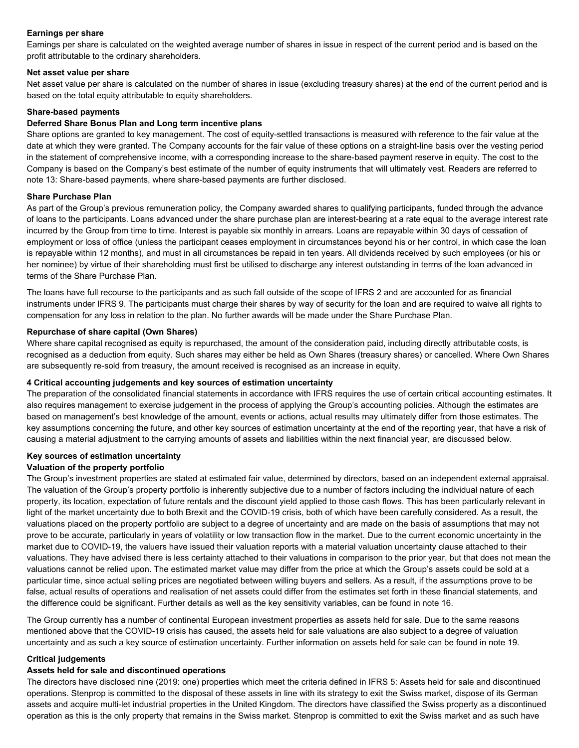**Earnings per share**

Earnings per share is calculated on the weighted average number of shares in issue in respect of the current period and is based on the profit attributable to the ordinary shareholders.

**Net asset value per share**

Net asset value per share is calculated on the number of shares in issue (excluding treasury shares) at the end of the current period and is based on the total equity attributable to equity shareholders.

**Share-based payments**

**Deferred Share Bonus Plan and Long term incentive plans**

Share options are granted to key management. The cost of equity-settled transactions is measured with reference to the fair value at the date at which they were granted. The Company accounts for the fair value of these options on a straight-line basis over the vesting period in the statement of comprehensive income, with a corresponding increase to the share-based payment reserve in equity. The cost to the Company is based on the Company's best estimate of the number of equity instruments that will ultimately vest. Readers are referred to note 13: Share-based payments, where share-based payments are further disclosed.

**Share Purchase Plan**

As part of the Group's previous remuneration policy, the Company awarded shares to qualifying participants, funded through the advance of loans to the participants. Loans advanced under the share purchase plan are interest-bearing at a rate equal to the average interest rate incurred by the Group from time to time. Interest is payable six monthly in arrears. Loans are repayable within 30 days of cessation of employment or loss of office (unless the participant ceases employment in circumstances beyond his or her control, in which case the loan is repayable within 12 months), and must in all circumstances be repaid in ten years. All dividends received by such employees (or his or her nominee) by virtue of their shareholding must first be utilised to discharge any interest outstanding in terms of the loan advanced in terms of the Share Purchase Plan.

The loans have full recourse to the participants and as such fall outside of the scope of IFRS 2 and are accounted for as financial instruments under IFRS 9. The participants must charge their shares by way of security for the loan and are required to waive all rights to compensation for any loss in relation to the plan. No further awards will be made under the Share Purchase Plan.

**Repurchase of share capital (Own Shares)**

Where share capital recognised as equity is repurchased, the amount of the consideration paid, including directly attributable costs, is recognised as a deduction from equity. Such shares may either be held as Own Shares (treasury shares) or cancelled. Where Own Shares are subsequently re-sold from treasury, the amount received is recognised as an increase in equity.

## 4 Critical accounting judgements and key sources of estimation uncertainty

The preparation of the consolidated financial statements in accordance with IFRS requires the use of certain critical accounting estimates. It also requires management to exercise judgement in the process of applying the Group's accounting policies. Although the estimates are based on management's best knowledge of the amount, events or actions, actual results may ultimately differ from those estimates. The key assumptions concerning the future, and other key sources of estimation uncertainty at the end of the reporting year, that have a risk of causing a material adjustment to the carrying amounts of assets and liabilities within the next financial year, are discussed below.

**Key sources of estimation uncertainty**

**Valuation of the property portfolio**

The Group's investment properties are stated at estimated fair value, determined by directors, based on an independent external appraisal. The valuation of the Group's property portfolio is inherently subjective due to a number of factors including the individual nature of each property, its location, expectation of future rentals and the discount yield applied to those cash flows. This has been particularly relevant in light of the market uncertainty due to both Brexit and the COVID-19 crisis, both of which have been carefully considered. As a result, the valuations placed on the property portfolio are subject to a degree of uncertainty and are made on the basis of assumptions that may not prove to be accurate, particularly in years of volatility or low transaction flow in the market. Due to the current economic uncertainty in the market due to COVID-19, the valuers have issued their valuation reports with a material valuation uncertainty clause attached to their valuations. They have advised there is less certainty attached to their valuations in comparison to the prior year, but that does not mean the valuations cannot be relied upon. The estimated market value may differ from the price at which the Group's assets could be sold at a particular time, since actual selling prices are negotiated between willing buyers and sellers. As a result, if the assumptions prove to be false, actual results of operations and realisation of net assets could differ from the estimates set forth in these financial statements, and the difference could be significant. Further details as well as the key sensitivity variables, can be found in note 16.

The Group currently has a number of continental European investment properties as assets held for sale. Due to the same reasons mentioned above that the COVID-19 crisis has caused, the assets held for sale valuations are also subject to a degree of valuation uncertainty and as such a key source of estimation uncertainty. Further information on assets held for sale can be found in note 19.

**Critical judgements**

**Assets held for sale and discontinued operations**

The directors have disclosed nine (2019: one) properties which meet the criteria defined in IFRS 5: Assets held for sale and discontinued operations. Stenprop is committed to the disposal of these assets in line with its strategy to exit the Swiss market, dispose of its German assets and acquire multi-let industrial properties in the United Kingdom. The directors have classified the Swiss property as a discontinued operation as this is the only property that remains in the Swiss market. Stenprop is committed to exit the Swiss market and as such have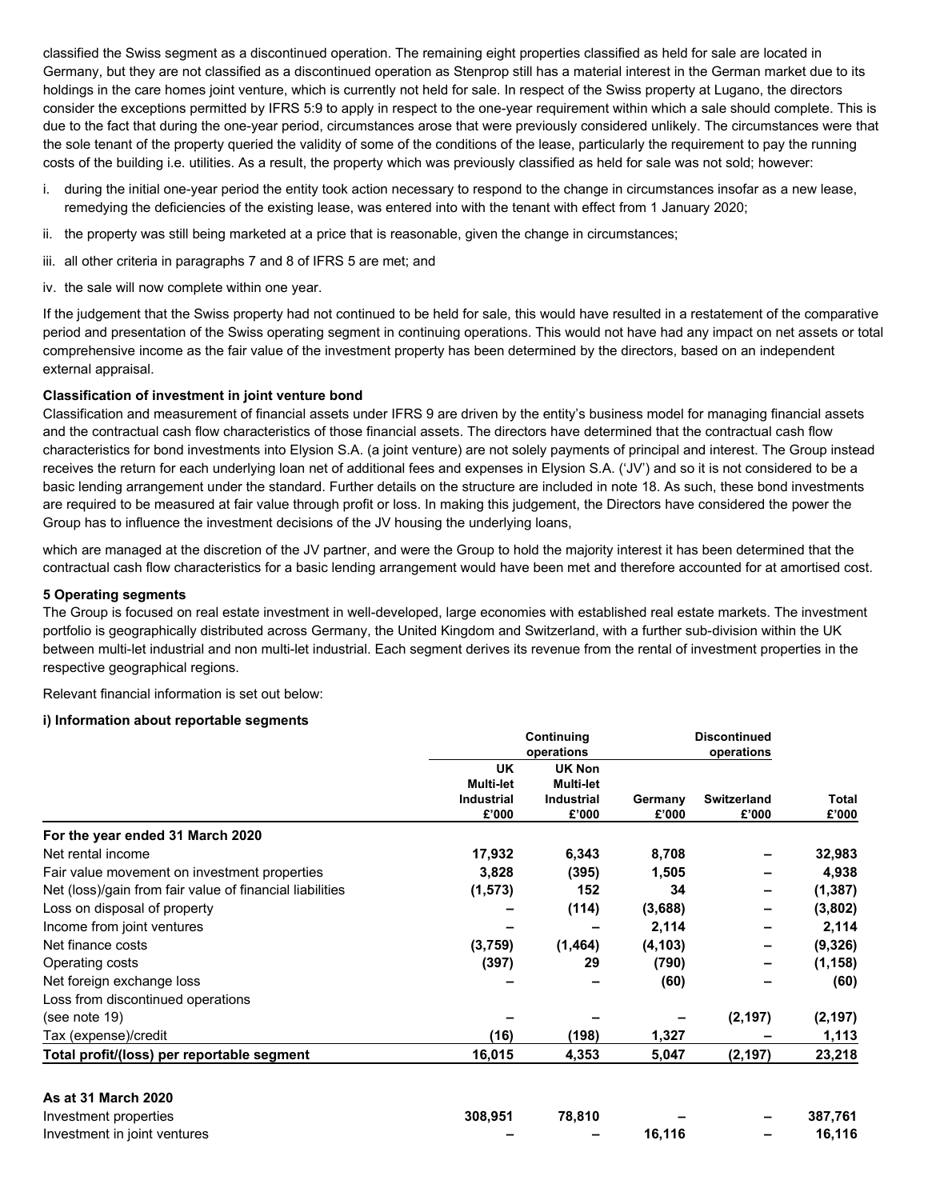classified the Swiss segment as a discontinued operation. The remaining eight properties classified as held for sale are located in Germany, but they are not classified as a discontinued operation as Stenprop still has a material interest in the German market due to its holdings in the care homes joint venture, which is currently not held for sale. In respect of the Swiss property at Lugano, the directors consider the exceptions permitted by IFRS 5:9 to apply in respect to the one-year requirement within which a sale should complete. This is due to the fact that during the one-year period, circumstances arose that were previously considered unlikely. The circumstances were that the sole tenant of the property queried the validity of some of the conditions of the lease, particularly the requirement to pay the running costs of the building i.e. utilities. As a result, the property which was previously classified as held for sale was not sold; however:

i. during the initial one-year period the entity took action necessary to respond to the change in circumstances insofar as a new lease, remedying the deficiencies of the existing lease, was entered into with the tenant with effect from 1 January 2020;

ii. the property was still being marketed at a price that is reasonable, given the change in circumstances;

iii. all other criteria in paragraphs 7 and 8 of IFRS 5 are met; and

iv. the sale will now complete within one year.

If the judgement that the Swiss property had not continued to be held for sale, this would have resulted in a restatement of the comparative period and presentation of the Swiss operating segment in continuing operations. This would not have had any impact on net assets or total comprehensive income as the fair value of the investment property has been determined by the directors, based on an independent external appraisal.

**Classification of investment in joint venture bond**

Classification and measurement of financial assets under IFRS 9 are driven by the entity's business model for managing financial assets and the contractual cash flow characteristics of those financial assets. The directors have determined that the contractual cash flow characteristics for bond investments into Elysion S.A. (a joint venture) are not solely payments of principal and interest. The Group instead receives the return for each underlying loan net of additional fees and expenses in Elysion S.A. ('JV') and so it is not considered to be a basic lending arrangement under the standard. Further details on the structure are included in note 18. As such, these bond investments are required to be measured at fair value through profit or loss. In making this judgement, the Directors have considered the power the Group has to influence the investment decisions of the JV housing the underlying loans,

which are managed at the discretion of the JV partner, and were the Group to hold the majority interest it has been determined that the contractual cash flow characteristics for a basic lending arrangement would have been met and therefore accounted for at amortised cost.

## 5 Operating segments

The Group is focused on real estate investment in well-developed, large economies with established real estate markets. The investment portfolio is geographically distributed across Germany, the United Kingdom and Switzerland, with a further sub-division within the UK between multi-let industrial and non multi-let industrial. Each segment derives its revenue from the rental of investment properties in the respective geographical regions.

Relevant financial information is set out below:

**i) Information about reportable segments**

| | Continuing operations | | | Discontinued operations | |
|---|---|---|---|---|---|
| | UK Multi-let Industrial £'000 | UK Non Multi-let Industrial £'000 | Germany £'000 | Switzerland £'000 | Total £'000 |
| **For the year ended 31 March 2020** | | | | | |
| Net rental income | **17,932** | **6,343** | **8,708** | **–** | **32,983** |
| Fair value movement on investment properties | **3,828** | **(395)** | **1,505** | **–** | **4,938** |
| Net (loss)/gain from fair value of financial liabilities | **(1,573)** | **152** | **34** | **–** | **(1,387)** |
| Loss on disposal of property | **–** | **(114)** | **(3,688)** | **–** | **(3,802)** |
| Income from joint ventures | **–** | **–** | **2,114** | **–** | **2,114** |
| Net finance costs | **(3,759)** | **(1,464)** | **(4,103)** | **–** | **(9,326)** |
| Operating costs | **(397)** | **29** | **(790)** | **–** | **(1,158)** |
| Net foreign exchange loss | **–** | **–** | **(60)** | **–** | **(60)** |
| Loss from discontinued operations (see note 19) | **–** | **–** | **–** | **(2,197)** | **(2,197)** |
| Tax (expense)/credit | **(16)** | **(198)** | **1,327** | **–** | **1,113** |
| **Total profit/(loss) per reportable segment** | **16,015** | **4,353** | **5,047** | **(2,197)** | **23,218** |
| | | | | | |
| **As at 31 March 2020** | | | | | |
| Investment properties | **308,951** | **78,810** | **–** | **–** | **387,761** |
| Investment in joint ventures | **–** | **–** | **16,116** | **–** | **16,116** |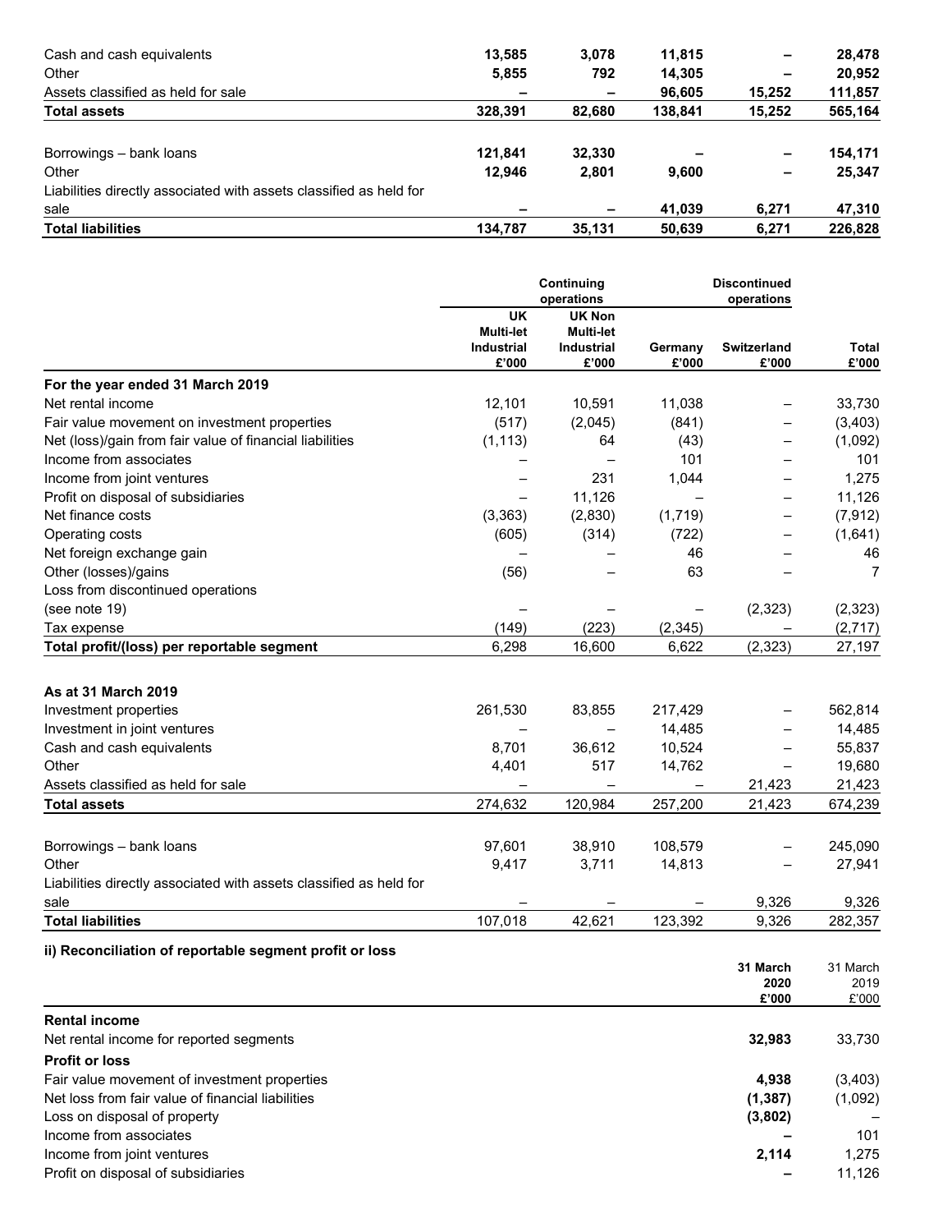| | | | | | |
|---|---|---|---|---|---|
| Cash and cash equivalents | **13,585** | **3,078** | **11,815** | **–** | **28,478** |
| Other | **5,855** | **792** | **14,305** | **–** | **20,952** |
| Assets classified as held for sale | **–** | **–** | **96,605** | **15,252** | **111,857** |
| **Total assets** | **328,391** | **82,680** | **138,841** | **15,252** | **565,164** |
| | | | | | |
| Borrowings – bank loans | **121,841** | **32,330** | **–** | **–** | **154,171** |
| Other | **12,946** | **2,801** | **9,600** | **–** | **25,347** |
| Liabilities directly associated with assets classified as held for sale | **–** | **–** | **41,039** | **6,271** | **47,310** |
| **Total liabilities** | **134,787** | **35,131** | **50,639** | **6,271** | **226,828** |

| | Continuing operations | | | Discontinued operations | |
|---|---|---|---|---|---|
| | UK Multi-let Industrial £'000 | UK Non Multi-let Industrial £'000 | Germany £'000 | Switzerland £'000 | Total £'000 |
| **For the year ended 31 March 2019** | | | | | |
| Net rental income | 12,101 | 10,591 | 11,038 | – | 33,730 |
| Fair value movement on investment properties | (517) | (2,045) | (841) | – | (3,403) |
| Net (loss)/gain from fair value of financial liabilities | (1,113) | 64 | (43) | – | (1,092) |
| Income from associates | – | – | 101 | – | 101 |
| Income from joint ventures | – | 231 | 1,044 | – | 1,275 |
| Profit on disposal of subsidiaries | – | 11,126 | – | – | 11,126 |
| Net finance costs | (3,363) | (2,830) | (1,719) | – | (7,912) |
| Operating costs | (605) | (314) | (722) | – | (1,641) |
| Net foreign exchange gain | – | – | 46 | – | 46 |
| Other (losses)/gains | (56) | – | 63 | – | 7 |
| Loss from discontinued operations (see note 19) | – | – | – | (2,323) | (2,323) |
| Tax expense | (149) | (223) | (2,345) | – | (2,717) |
| **Total profit/(loss) per reportable segment** | 6,298 | 16,600 | 6,622 | (2,323) | 27,197 |
| | | | | | |
| **As at 31 March 2019** | | | | | |
| Investment properties | 261,530 | 83,855 | 217,429 | – | 562,814 |
| Investment in joint ventures | – | – | 14,485 | – | 14,485 |
| Cash and cash equivalents | 8,701 | 36,612 | 10,524 | – | 55,837 |
| Other | 4,401 | 517 | 14,762 | – | 19,680 |
| Assets classified as held for sale | – | – | – | 21,423 | 21,423 |
| **Total assets** | 274,632 | 120,984 | 257,200 | 21,423 | 674,239 |
| | | | | | |
| Borrowings – bank loans | 97,601 | 38,910 | 108,579 | – | 245,090 |
| Other | 9,417 | 3,711 | 14,813 | – | 27,941 |
| Liabilities directly associated with assets classified as held for sale | – | – | – | 9,326 | 9,326 |
| **Total liabilities** | 107,018 | 42,621 | 123,392 | 9,326 | 282,357 |

**ii) Reconciliation of reportable segment profit or loss**

| | **31 March 2020 £'000** | 31 March 2019 £'000 |
|---|---|---|
| **Rental income** | | |
| Net rental income for reported segments | **32,983** | 33,730 |
| **Profit or loss** | | |
| Fair value movement of investment properties | **4,938** | (3,403) |
| Net loss from fair value of financial liabilities | **(1,387)** | (1,092) |
| Loss on disposal of property | **(3,802)** | – |
| Income from associates | **–** | 101 |
| Income from joint ventures | **2,114** | 1,275 |
| Profit on disposal of subsidiaries | **–** | 11,126 |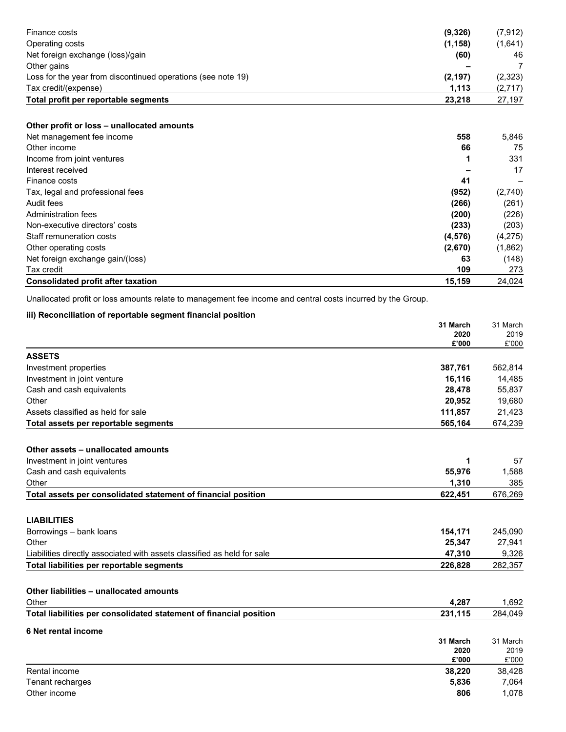| | | |
|---|---|---|
| Finance costs | **(9,326)** | (7,912) |
| Operating costs | **(1,158)** | (1,641) |
| Net foreign exchange (loss)/gain | **(60)** | 46 |
| Other gains | **–** | 7 |
| Loss for the year from discontinued operations (see note 19) | **(2,197)** | (2,323) |
| Tax credit/(expense) | **1,113** | (2,717) |
| **Total profit per reportable segments** | **23,218** | 27,197 |
| | | |
| **Other profit or loss – unallocated amounts** | | |
| Net management fee income | **558** | 5,846 |
| Other income | **66** | 75 |
| Income from joint ventures | **1** | 331 |
| Interest received | **–** | 17 |
| Finance costs | **41** | – |
| Tax, legal and professional fees | **(952)** | (2,740) |
| Audit fees | **(266)** | (261) |
| Administration fees | **(200)** | (226) |
| Non-executive directors' costs | **(233)** | (203) |
| Staff remuneration costs | **(4,576)** | (4,275) |
| Other operating costs | **(2,670)** | (1,862) |
| Net foreign exchange gain/(loss) | **63** | (148) |
| Tax credit | **109** | 273 |
| **Consolidated profit after taxation** | **15,159** | 24,024 |

Unallocated profit or loss amounts relate to management fee income and central costs incurred by the Group.

**iii) Reconciliation of reportable segment financial position**

| | 31 March 2020 £'000 | 31 March 2019 £'000 |
|---|---|---|
| **ASSETS** | | |
| Investment properties | **387,761** | 562,814 |
| Investment in joint venture | **16,116** | 14,485 |
| Cash and cash equivalents | **28,478** | 55,837 |
| Other | **20,952** | 19,680 |
| Assets classified as held for sale | **111,857** | 21,423 |
| **Total assets per reportable segments** | **565,164** | 674,239 |
| | | |
| **Other assets – unallocated amounts** | | |
| Investment in joint ventures | **1** | 57 |
| Cash and cash equivalents | **55,976** | 1,588 |
| Other | **1,310** | 385 |
| **Total assets per consolidated statement of financial position** | **622,451** | 676,269 |
| | | |
| **LIABILITIES** | | |
| Borrowings – bank loans | **154,171** | 245,090 |
| Other | **25,347** | 27,941 |
| Liabilities directly associated with assets classified as held for sale | **47,310** | 9,326 |
| **Total liabilities per reportable segments** | **226,828** | 282,357 |
| | | |
| **Other liabilities – unallocated amounts** | | |
| Other | **4,287** | 1,692 |
| **Total liabilities per consolidated statement of financial position** | **231,115** | 284,049 |

**6 Net rental income**

| | 31 March 2020 £'000 | 31 March 2019 £'000 |
|---|---|---|
| Rental income | **38,220** | 38,428 |
| Tenant recharges | **5,836** | 7,064 |
| Other income | **806** | 1,078 |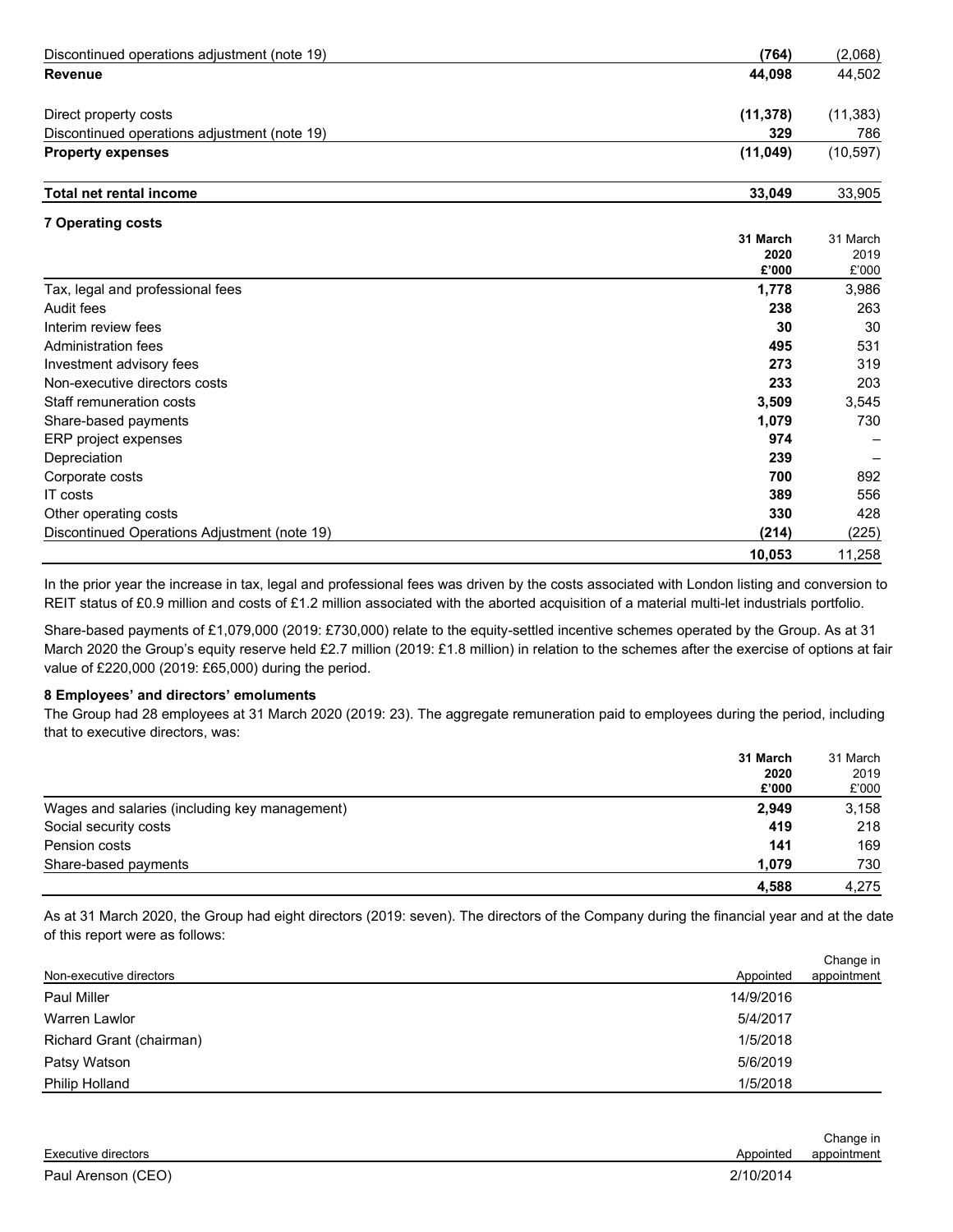| | | |
|---|---|---|
| Discontinued operations adjustment (note 19) | **(764)** | (2,068) |
| **Revenue** | **44,098** | 44,502 |
| | | |
| Direct property costs | **(11,378)** | (11,383) |
| Discontinued operations adjustment (note 19) | **329** | 786 |
| **Property expenses** | **(11,049)** | (10,597) |
| | | |
| **Total net rental income** | **33,049** | 33,905 |

**7 Operating costs**

| | **31 March 2020 £'000** | 31 March 2019 £'000 |
|---|---|---|
| Tax, legal and professional fees | **1,778** | 3,986 |
| Audit fees | **238** | 263 |
| Interim review fees | **30** | 30 |
| Administration fees | **495** | 531 |
| Investment advisory fees | **273** | 319 |
| Non-executive directors costs | **233** | 203 |
| Staff remuneration costs | **3,509** | 3,545 |
| Share-based payments | **1,079** | 730 |
| ERP project expenses | **974** | – |
| Depreciation | **239** | – |
| Corporate costs | **700** | 892 |
| IT costs | **389** | 556 |
| Other operating costs | **330** | 428 |
| Discontinued Operations Adjustment (note 19) | **(214)** | (225) |
| | **10,053** | 11,258 |

In the prior year the increase in tax, legal and professional fees was driven by the costs associated with London listing and conversion to REIT status of £0.9 million and costs of £1.2 million associated with the aborted acquisition of a material multi-let industrials portfolio.

Share-based payments of £1,079,000 (2019: £730,000) relate to the equity-settled incentive schemes operated by the Group. As at 31 March 2020 the Group's equity reserve held £2.7 million (2019: £1.8 million) in relation to the schemes after the exercise of options at fair value of £220,000 (2019: £65,000) during the period.

**8 Employees' and directors' emoluments**

The Group had 28 employees at 31 March 2020 (2019: 23). The aggregate remuneration paid to employees during the period, including that to executive directors, was:

| | **31 March 2020 £'000** | 31 March 2019 £'000 |
|---|---|---|
| Wages and salaries (including key management) | **2,949** | 3,158 |
| Social security costs | **419** | 218 |
| Pension costs | **141** | 169 |
| Share-based payments | **1,079** | 730 |
| | **4,588** | 4,275 |

As at 31 March 2020, the Group had eight directors (2019: seven). The directors of the Company during the financial year and at the date of this report were as follows:

| Non-executive directors | Appointed | Change in appointment |
|---|---|---|
| Paul Miller | 14/9/2016 | |
| Warren Lawlor | 5/4/2017 | |
| Richard Grant (chairman) | 1/5/2018 | |
| Patsy Watson | 5/6/2019 | |
| Philip Holland | 1/5/2018 | |

| Executive directors | Appointed | Change in appointment |
|---|---|---|
| Paul Arenson (CEO) | 2/10/2014 | |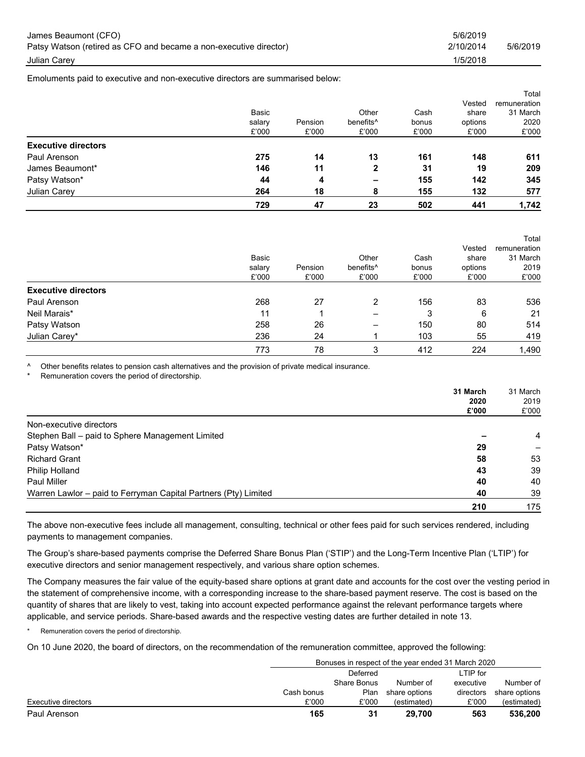| | | |
|---|---|---|
| James Beaumont (CFO) | 5/6/2019 | |
| Patsy Watson (retired as CFO and became a non-executive director) | 2/10/2014 | 5/6/2019 |
| Julian Carey | 1/5/2018 | |

Emoluments paid to executive and non-executive directors are summarised below:

| | Basic salary £'000 | Pension £'000 | Other benefits^ £'000 | Cash bonus £'000 | Vested share options £'000 | Total remuneration 31 March 2020 £'000 |
|---|---|---|---|---|---|---|
| **Executive directors** | | | | | | |
| Paul Arenson | **275** | **14** | **13** | **161** | **148** | **611** |
| James Beaumont* | **146** | **11** | **2** | **31** | **19** | **209** |
| Patsy Watson* | **44** | **4** | **–** | **155** | **142** | **345** |
| Julian Carey | **264** | **18** | **8** | **155** | **132** | **577** |
| | **729** | **47** | **23** | **502** | **441** | **1,742** |

| | Basic salary £'000 | Pension £'000 | Other benefits^ £'000 | Cash bonus £'000 | Vested share options £'000 | Total remuneration 31 March 2019 £'000 |
|---|---|---|---|---|---|---|
| **Executive directors** | | | | | | |
| Paul Arenson | 268 | 27 | 2 | 156 | 83 | 536 |
| Neil Marais* | 11 | 1 | – | 3 | 6 | 21 |
| Patsy Watson | 258 | 26 | – | 150 | 80 | 514 |
| Julian Carey* | 236 | 24 | 1 | 103 | 55 | 419 |
| | 773 | 78 | 3 | 412 | 224 | 1,490 |

^ Other benefits relates to pension cash alternatives and the provision of private medical insurance.

\* Remuneration covers the period of directorship.

| | **31 March 2020 £'000** | 31 March 2019 £'000 |
|---|---|---|
| Non-executive directors | | |
| Stephen Ball – paid to Sphere Management Limited | **–** | 4 |
| Patsy Watson* | **29** | – |
| Richard Grant | **58** | 53 |
| Philip Holland | **43** | 39 |
| Paul Miller | **40** | 40 |
| Warren Lawlor – paid to Ferryman Capital Partners (Pty) Limited | **40** | 39 |
| | **210** | 175 |

The above non-executive fees include all management, consulting, technical or other fees paid for such services rendered, including payments to management companies.

The Group's share-based payments comprise the Deferred Share Bonus Plan ('STIP') and the Long-Term Incentive Plan ('LTIP') for executive directors and senior management respectively, and various share option schemes.

The Company measures the fair value of the equity-based share options at grant date and accounts for the cost over the vesting period in the statement of comprehensive income, with a corresponding increase to the share-based payment reserve. The cost is based on the quantity of shares that are likely to vest, taking into account expected performance against the relevant performance targets where applicable, and service periods. Share-based awards and the respective vesting dates are further detailed in note 13.

\* Remuneration covers the period of directorship.

On 10 June 2020, the board of directors, on the recommendation of the remuneration committee, approved the following:

| | Bonuses in respect of the year ended 31 March 2020 | | | | |
|---|---|---|---|---|---|
| Executive directors | Cash bonus £'000 | Deferred Share Bonus Plan £'000 | Number of share options (estimated) | LTIP for executive directors £'000 | Number of share options (estimated) |
| Paul Arenson | **165** | **31** | **29,700** | **563** | **536,200** |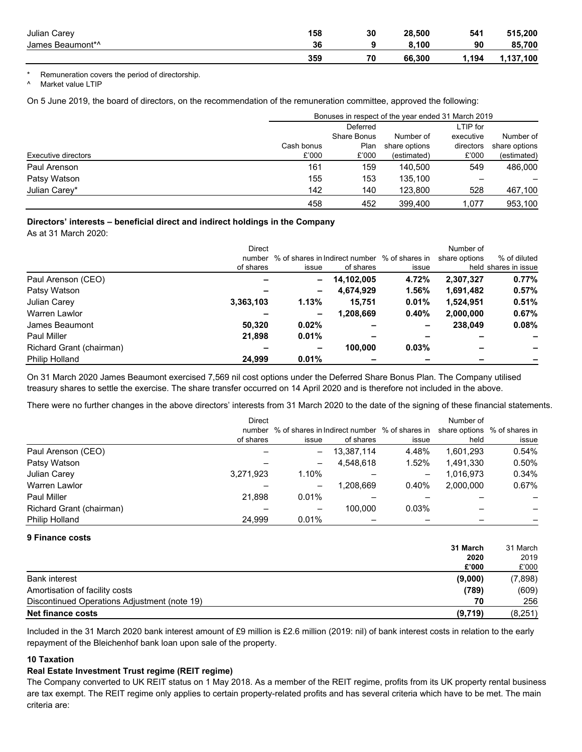| | | | | | |
|---|---|---|---|---|---|
| Julian Carey | **158** | **30** | **28,500** | **541** | **515,200** |
| James Beaumont*^ | **36** | **9** | **8,100** | **90** | **85,700** |
| | **359** | **70** | **66,300** | **1,194** | **1,137,100** |

\* Remuneration covers the period of directorship.

^ Market value LTIP

On 5 June 2019, the board of directors, on the recommendation of the remuneration committee, approved the following:

| | Bonuses in respect of the year ended 31 March 2019 | | | | |
|---|---|---|---|---|---|
| Executive directors | Cash bonus £'000 | Deferred Share Bonus Plan £'000 | Number of share options (estimated) | LTIP for executive directors £'000 | Number of share options (estimated) |
| Paul Arenson | 161 | 159 | 140,500 | 549 | 486,000 |
| Patsy Watson | 155 | 153 | 135,100 | – | – |
| Julian Carey* | 142 | 140 | 123,800 | 528 | 467,100 |
| | 458 | 452 | 399,400 | 1,077 | 953,100 |

**Directors' interests – beneficial direct and indirect holdings in the Company**

As at 31 March 2020:

| | Direct number of shares | % of shares in issue | Indirect number of shares | % of shares in issue | Number of share options held | % of diluted shares in issue |
|---|---|---|---|---|---|---|
| Paul Arenson (CEO) | **–** | **–** | **14,102,005** | **4.72%** | **2,307,327** | **0.77%** |
| Patsy Watson | **–** | **–** | **4,674,929** | **1.56%** | **1,691,482** | **0.57%** |
| Julian Carey | **3,363,103** | **1.13%** | **15,751** | **0.01%** | **1,524,951** | **0.51%** |
| Warren Lawlor | **–** | **–** | **1,208,669** | **0.40%** | **2,000,000** | **0.67%** |
| James Beaumont | **50,320** | **0.02%** | **–** | **–** | **238,049** | **0.08%** |
| Paul Miller | **21,898** | **0.01%** | **–** | **–** | **–** | **–** |
| Richard Grant (chairman) | **–** | **–** | **100,000** | **0.03%** | **–** | **–** |
| Philip Holland | **24,999** | **0.01%** | **–** | **–** | **–** | **–** |

On 31 March 2020 James Beaumont exercised 7,569 nil cost options under the Deferred Share Bonus Plan. The Company utilised treasury shares to settle the exercise. The share transfer occurred on 14 April 2020 and is therefore not included in the above.

There were no further changes in the above directors' interests from 31 March 2020 to the date of the signing of these financial statements.

| | Direct number of shares | % of shares in issue | Indirect number of shares | % of shares in issue | Number of share options held | % of shares in issue |
|---|---|---|---|---|---|---|
| Paul Arenson (CEO) | – | – | 13,387,114 | 4.48% | 1,601,293 | 0.54% |
| Patsy Watson | – | – | 4,548,618 | 1.52% | 1,491,330 | 0.50% |
| Julian Carey | 3,271,923 | 1.10% | – | – | 1,016,973 | 0.34% |
| Warren Lawlor | – | – | 1,208,669 | 0.40% | 2,000,000 | 0.67% |
| Paul Miller | 21,898 | 0.01% | – | – | – | – |
| Richard Grant (chairman) | – | – | 100,000 | 0.03% | – | – |
| Philip Holland | 24,999 | 0.01% | – | – | – | – |

**9 Finance costs**

| | **31 March 2020 £'000** | 31 March 2019 £'000 |
|---|---|---|
| Bank interest | **(9,000)** | (7,898) |
| Amortisation of facility costs | **(789)** | (609) |
| Discontinued Operations Adjustment (note 19) | **70** | 256 |
| **Net finance costs** | **(9,719)** | (8,251) |

Included in the 31 March 2020 bank interest amount of £9 million is £2.6 million (2019: nil) of bank interest costs in relation to the early repayment of the Bleichenhof bank loan upon sale of the property.

**10 Taxation**

**Real Estate Investment Trust regime (REIT regime)**

The Company converted to UK REIT status on 1 May 2018. As a member of the REIT regime, profits from its UK property rental business are tax exempt. The REIT regime only applies to certain property-related profits and has several criteria which have to be met. The main criteria are: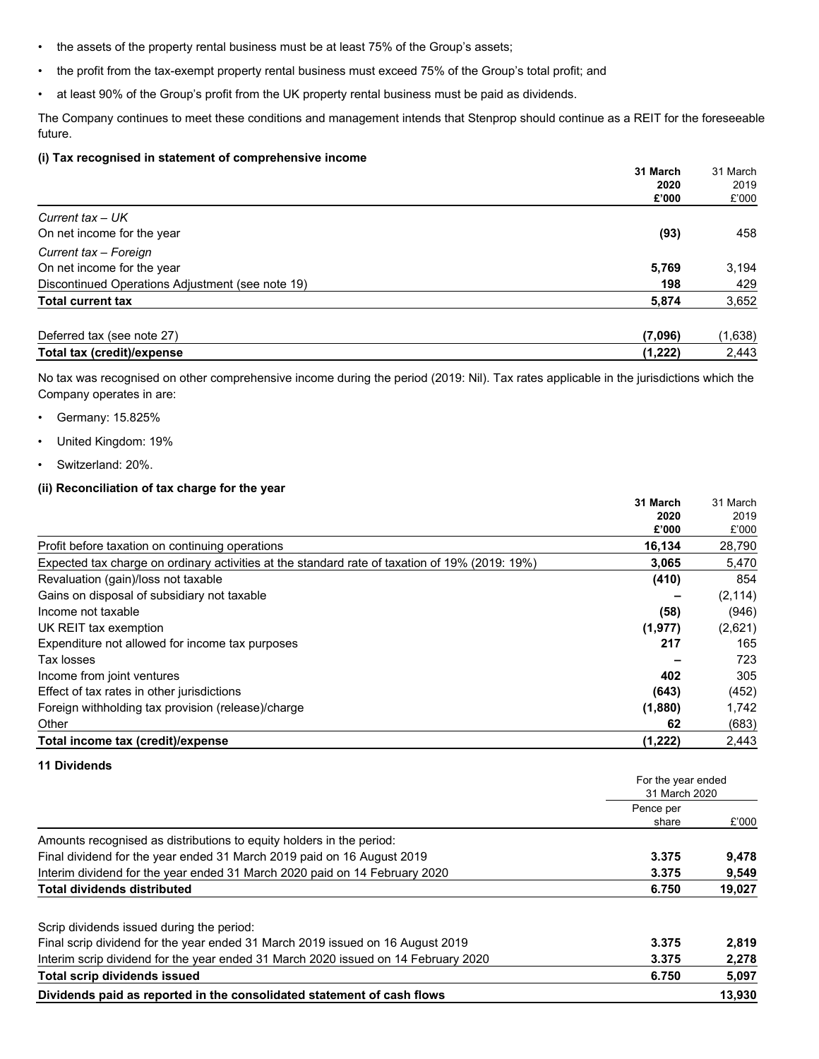- the assets of the property rental business must be at least 75% of the Group's assets;
- the profit from the tax-exempt property rental business must exceed 75% of the Group's total profit; and
- at least 90% of the Group's profit from the UK property rental business must be paid as dividends.

The Company continues to meet these conditions and management intends that Stenprop should continue as a REIT for the foreseeable future.

**(i) Tax recognised in statement of comprehensive income**

| | **31 March 2020 £'000** | 31 March 2019 £'000 |
|---|---|---|
| *Current tax – UK* | | |
| On net income for the year | **(93)** | 458 |
| *Current tax – Foreign* | | |
| On net income for the year | **5,769** | 3,194 |
| Discontinued Operations Adjustment (see note 19) | **198** | 429 |
| **Total current tax** | **5,874** | 3,652 |
| | | |
| Deferred tax (see note 27) | **(7,096)** | (1,638) |
| **Total tax (credit)/expense** | **(1,222)** | 2,443 |

No tax was recognised on other comprehensive income during the period (2019: Nil). Tax rates applicable in the jurisdictions which the Company operates in are:

- Germany: 15.825%
- United Kingdom: 19%
- Switzerland: 20%.

**(ii) Reconciliation of tax charge for the year**

| | **31 March 2020 £'000** | 31 March 2019 £'000 |
|---|---|---|
| Profit before taxation on continuing operations | **16,134** | 28,790 |
| Expected tax charge on ordinary activities at the standard rate of taxation of 19% (2019: 19%) | **3,065** | 5,470 |
| Revaluation (gain)/loss not taxable | **(410)** | 854 |
| Gains on disposal of subsidiary not taxable | **–** | (2,114) |
| Income not taxable | **(58)** | (946) |
| UK REIT tax exemption | **(1,977)** | (2,621) |
| Expenditure not allowed for income tax purposes | **217** | 165 |
| Tax losses | **–** | 723 |
| Income from joint ventures | **402** | 305 |
| Effect of tax rates in other jurisdictions | **(643)** | (452) |
| Foreign withholding tax provision (release)/charge | **(1,880)** | 1,742 |
| Other | **62** | (683) |
| **Total income tax (credit)/expense** | **(1,222)** | 2,443 |

**11 Dividends**

| | For the year ended 31 March 2020 | |
|---|---|---|
| | Pence per share | £'000 |
| Amounts recognised as distributions to equity holders in the period: | | |
| Final dividend for the year ended 31 March 2019 paid on 16 August 2019 | **3.375** | **9,478** |
| Interim dividend for the year ended 31 March 2020 paid on 14 February 2020 | **3.375** | **9,549** |
| **Total dividends distributed** | **6.750** | **19,027** |
| | | |
| Scrip dividends issued during the period: | | |
| Final scrip dividend for the year ended 31 March 2019 issued on 16 August 2019 | **3.375** | **2,819** |
| Interim scrip dividend for the year ended 31 March 2020 issued on 14 February 2020 | **3.375** | **2,278** |
| **Total scrip dividends issued** | **6.750** | **5,097** |
| **Dividends paid as reported in the consolidated statement of cash flows** | | **13,930** |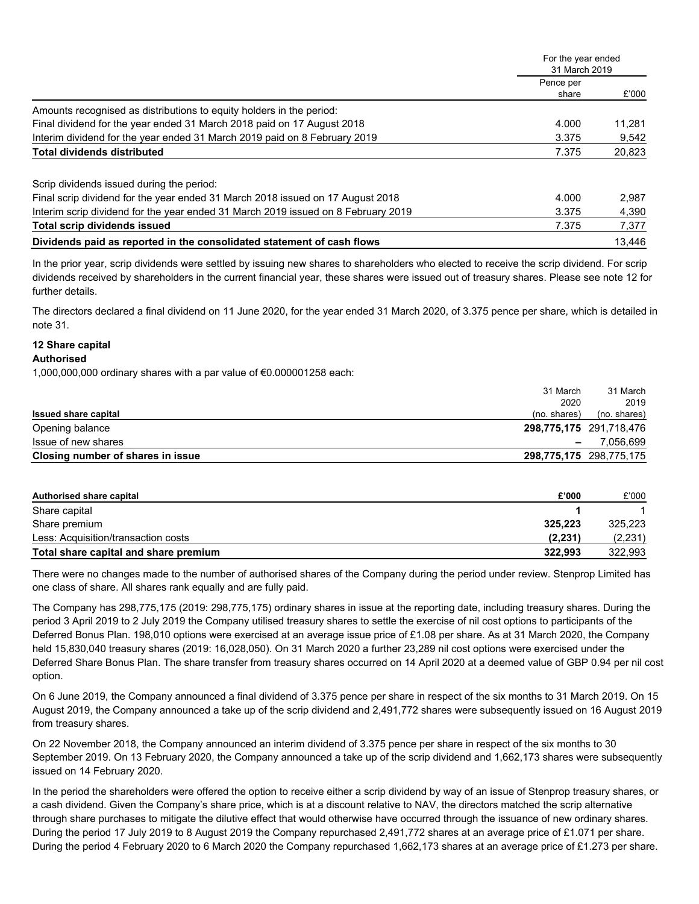| | For the year ended 31 March 2019 | |
|---|---|---|
| | Pence per share | £'000 |
| Amounts recognised as distributions to equity holders in the period: | | |
| Final dividend for the year ended 31 March 2018 paid on 17 August 2018 | 4.000 | 11,281 |
| Interim dividend for the year ended 31 March 2019 paid on 8 February 2019 | 3.375 | 9,542 |
| **Total dividends distributed** | 7.375 | 20,823 |
| | | |
| Scrip dividends issued during the period: | | |
| Final scrip dividend for the year ended 31 March 2018 issued on 17 August 2018 | 4.000 | 2,987 |
| Interim scrip dividend for the year ended 31 March 2019 issued on 8 February 2019 | 3.375 | 4,390 |
| **Total scrip dividends issued** | 7.375 | 7,377 |
| **Dividends paid as reported in the consolidated statement of cash flows** | | 13,446 |

In the prior year, scrip dividends were settled by issuing new shares to shareholders who elected to receive the scrip dividend. For scrip dividends received by shareholders in the current financial year, these shares were issued out of treasury shares. Please see note 12 for further details.

The directors declared a final dividend on 11 June 2020, for the year ended 31 March 2020, of 3.375 pence per share, which is detailed in note 31.

## 12 Share capital

**Authorised**

1,000,000,000 ordinary shares with a par value of €0.000001258 each:

| Issued share capital | 31 March 2020 (no. shares) | 31 March 2019 (no. shares) |
|---|---|---|
| Opening balance | **298,775,175** | 291,718,476 |
| Issue of new shares | **–** | 7,056,699 |
| **Closing number of shares in issue** | **298,775,175** | 298,775,175 |

| Authorised share capital | £'000 | £'000 |
|---|---|---|
| Share capital | **1** | 1 |
| Share premium | **325,223** | 325,223 |
| Less: Acquisition/transaction costs | **(2,231)** | (2,231) |
| **Total share capital and share premium** | **322,993** | 322,993 |

There were no changes made to the number of authorised shares of the Company during the period under review. Stenprop Limited has one class of share. All shares rank equally and are fully paid.

The Company has 298,775,175 (2019: 298,775,175) ordinary shares in issue at the reporting date, including treasury shares. During the period 3 April 2019 to 2 July 2019 the Company utilised treasury shares to settle the exercise of nil cost options to participants of the Deferred Bonus Plan. 198,010 options were exercised at an average issue price of £1.08 per share. As at 31 March 2020, the Company held 15,830,040 treasury shares (2019: 16,028,050). On 31 March 2020 a further 23,289 nil cost options were exercised under the Deferred Share Bonus Plan. The share transfer from treasury shares occurred on 14 April 2020 at a deemed value of GBP 0.94 per nil cost option.

On 6 June 2019, the Company announced a final dividend of 3.375 pence per share in respect of the six months to 31 March 2019. On 15 August 2019, the Company announced a take up of the scrip dividend and 2,491,772 shares were subsequently issued on 16 August 2019 from treasury shares.

On 22 November 2018, the Company announced an interim dividend of 3.375 pence per share in respect of the six months to 30 September 2019. On 13 February 2020, the Company announced a take up of the scrip dividend and 1,662,173 shares were subsequently issued on 14 February 2020.

In the period the shareholders were offered the option to receive either a scrip dividend by way of an issue of Stenprop treasury shares, or a cash dividend. Given the Company's share price, which is at a discount relative to NAV, the directors matched the scrip alternative through share purchases to mitigate the dilutive effect that would otherwise have occurred through the issuance of new ordinary shares. During the period 17 July 2019 to 8 August 2019 the Company repurchased 2,491,772 shares at an average price of £1.071 per share. During the period 4 February 2020 to 6 March 2020 the Company repurchased 1,662,173 shares at an average price of £1.273 per share.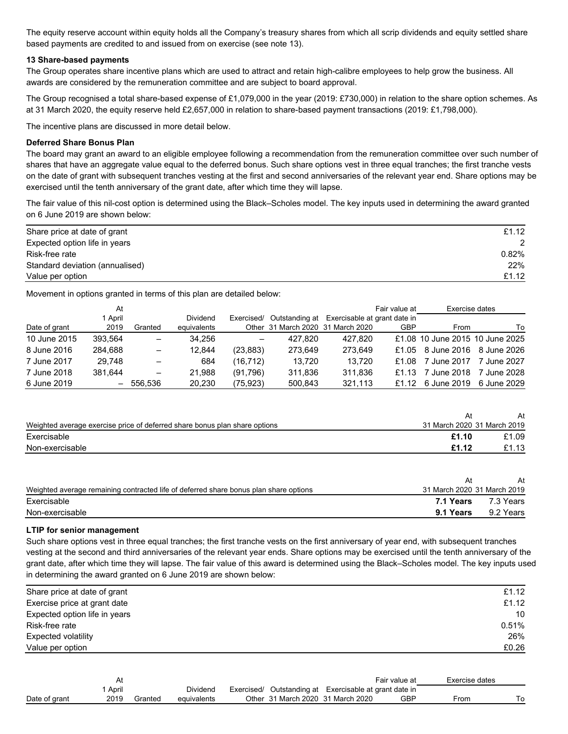The equity reserve account within equity holds all the Company's treasury shares from which all scrip dividends and equity settled share based payments are credited to and issued from on exercise (see note 13).

**13 Share-based payments**

The Group operates share incentive plans which are used to attract and retain high-calibre employees to help grow the business. All awards are considered by the remuneration committee and are subject to board approval.

The Group recognised a total share-based expense of £1,079,000 in the year (2019: £730,000) in relation to the share option schemes. As at 31 March 2020, the equity reserve held £2,657,000 in relation to share-based payment transactions (2019: £1,798,000).

The incentive plans are discussed in more detail below.

**Deferred Share Bonus Plan**

The board may grant an award to an eligible employee following a recommendation from the remuneration committee over such number of shares that have an aggregate value equal to the deferred bonus. Such share options vest in three equal tranches; the first tranche vests on the date of grant with subsequent tranches vesting at the first and second anniversaries of the relevant year end. Share options may be exercised until the tenth anniversary of the grant date, after which time they will lapse.

The fair value of this nil-cost option is determined using the Black–Scholes model. The key inputs used in determining the award granted on 6 June 2019 are shown below:

| | |
|---|---|
| Share price at date of grant | £1.12 |
| Expected option life in years | 2 |
| Risk-free rate | 0.82% |
| Standard deviation (annualised) | 22% |
| Value per option | £1.12 |

Movement in options granted in terms of this plan are detailed below:

| Date of grant | At 1 April 2019 | Granted | Dividend equivalents | Exercised/ Other | Outstanding at 31 March 2020 | Exercisable at 31 March 2020 | Fair value at grant date in GBP | Exercise dates From | Exercise dates To |
|---|---|---|---|---|---|---|---|---|---|
| 10 June 2015 | 393,564 | – | 34,256 | – | 427,820 | 427,820 | £1.08 | 10 June 2015 | 10 June 2025 |
| 8 June 2016 | 284,688 | – | 12,844 | (23,883) | 273,649 | 273,649 | £1.05 | 8 June 2016 | 8 June 2026 |
| 7 June 2017 | 29,748 | – | 684 | (16,712) | 13,720 | 13,720 | £1.08 | 7 June 2017 | 7 June 2027 |
| 7 June 2018 | 381,644 | – | 21,988 | (91,796) | 311,836 | 311,836 | £1.13 | 7 June 2018 | 7 June 2028 |
| 6 June 2019 | – | 556,536 | 20,230 | (75,923) | 500,843 | 321,113 | £1.12 | 6 June 2019 | 6 June 2029 |

| Weighted average exercise price of deferred share bonus plan share options | At 31 March 2020 | At 31 March 2019 |
|---|---|---|
| Exercisable | **£1.10** | £1.09 |
| Non-exercisable | **£1.12** | £1.13 |

| Weighted average remaining contracted life of deferred share bonus plan share options | At 31 March 2020 | At 31 March 2019 |
|---|---|---|
| Exercisable | **7.1 Years** | 7.3 Years |
| Non-exercisable | **9.1 Years** | 9.2 Years |

**LTIP for senior management**

Such share options vest in three equal tranches; the first tranche vests on the first anniversary of year end, with subsequent tranches vesting at the second and third anniversaries of the relevant year ends. Share options may be exercised until the tenth anniversary of the grant date, after which time they will lapse. The fair value of this award is determined using the Black–Scholes model. The key inputs used in determining the award granted on 6 June 2019 are shown below:

| | |
|---|---|
| Share price at date of grant | £1.12 |
| Exercise price at grant date | £1.12 |
| Expected option life in years | 10 |
| Risk-free rate | 0.51% |
| Expected volatility | 26% |
| Value per option | £0.26 |

| Date of grant | At 1 April 2019 | Granted | Dividend equivalents | Exercised/ Other | Outstanding at 31 March 2020 | Exercisable at 31 March 2020 | Fair value at grant date in GBP | Exercise dates From | Exercise dates To |
|---|---|---|---|---|---|---|---|---|---|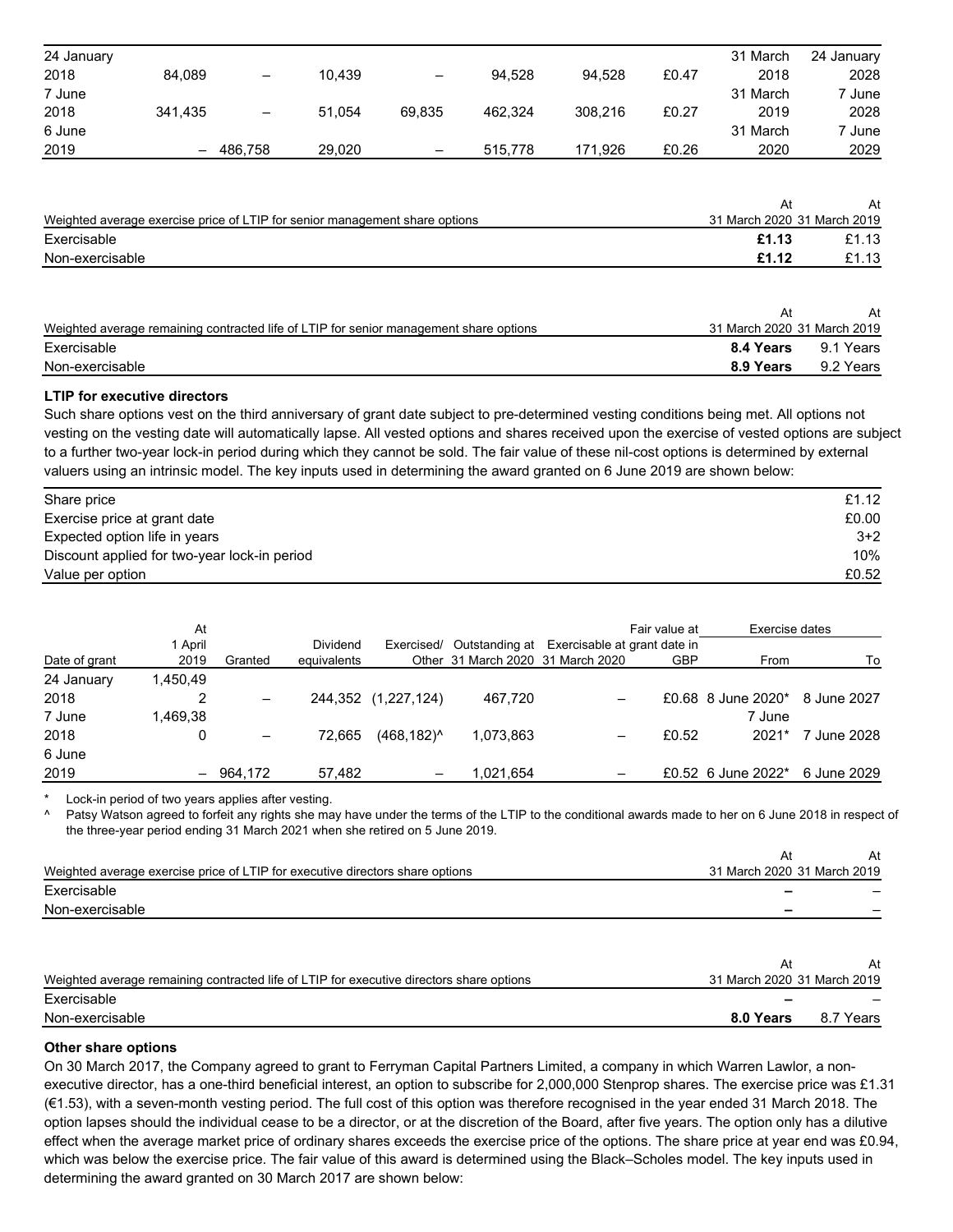| | | | | | | | | | |
|---|---|---|---|---|---|---|---|---|---|
| 24 January 2018 | 84,089 | – | 10,439 | – | 94,528 | 94,528 | £0.47 | 31 March 2018 | 24 January 2028 |
| 7 June 2018 | 341,435 | – | 51,054 | 69,835 | 462,324 | 308,216 | £0.27 | 31 March 2019 | 7 June 2028 |
| 6 June 2019 | – | 486,758 | 29,020 | – | 515,778 | 171,926 | £0.26 | 31 March 2020 | 7 June 2029 |

| Weighted average exercise price of LTIP for senior management share options | At 31 March 2020 | At 31 March 2019 |
|---|---|---|
| Exercisable | **£1.13** | £1.13 |
| Non-exercisable | **£1.12** | £1.13 |

| Weighted average remaining contracted life of LTIP for senior management share options | At 31 March 2020 | At 31 March 2019 |
|---|---|---|
| Exercisable | **8.4 Years** | 9.1 Years |
| Non-exercisable | **8.9 Years** | 9.2 Years |

### LTIP for executive directors

Such share options vest on the third anniversary of grant date subject to pre-determined vesting conditions being met. All options not vesting on the vesting date will automatically lapse. All vested options and shares received upon the exercise of vested options are subject to a further two-year lock-in period during which they cannot be sold. The fair value of these nil-cost options is determined by external valuers using an intrinsic model. The key inputs used in determining the award granted on 6 June 2019 are shown below:

| | |
|---|---|
| Share price | £1.12 |
| Exercise price at grant date | £0.00 |
| Expected option life in years | 3+2 |
| Discount applied for two-year lock-in period | 10% |
| Value per option | £0.52 |

| Date of grant | At 1 April 2019 | Granted | Dividend equivalents | Exercised/ Other | Outstanding at 31 March 2020 | Exercisable at 31 March 2020 | Fair value at grant date in GBP | Exercise dates From | Exercise dates To |
|---|---|---|---|---|---|---|---|---|---|
| 24 January 2018 | 1,450,492 | – | 244,352 | (1,227,124) | 467,720 | – | £0.68 | 8 June 2020* | 8 June 2027 |
| 7 June 2018 | 1,469,380 | – | 72,665 | (468,182)^ | 1,073,863 | – | £0.52 | 7 June 2021* | 7 June 2028 |
| 6 June 2019 | – | 964,172 | 57,482 | – | 1,021,654 | – | £0.52 | 6 June 2022* | 6 June 2029 |

\* Lock-in period of two years applies after vesting.

^ Patsy Watson agreed to forfeit any rights she may have under the terms of the LTIP to the conditional awards made to her on 6 June 2018 in respect of the three-year period ending 31 March 2021 when she retired on 5 June 2019.

| Weighted average exercise price of LTIP for executive directors share options | At 31 March 2020 | At 31 March 2019 |
|---|---|---|
| Exercisable | **–** | – |
| Non-exercisable | **–** | – |

| Weighted average remaining contracted life of LTIP for executive directors share options | At 31 March 2020 | At 31 March 2019 |
|---|---|---|
| Exercisable | **–** | – |
| Non-exercisable | **8.0 Years** | 8.7 Years |

### Other share options

On 30 March 2017, the Company agreed to grant to Ferryman Capital Partners Limited, a company in which Warren Lawlor, a non-executive director, has a one-third beneficial interest, an option to subscribe for 2,000,000 Stenprop shares. The exercise price was £1.31 (€1.53), with a seven-month vesting period. The full cost of this option was therefore recognised in the year ended 31 March 2018. The option lapses should the individual cease to be a director, or at the discretion of the Board, after five years. The option only has a dilutive effect when the average market price of ordinary shares exceeds the exercise price of the options. The share price at year end was £0.94, which was below the exercise price. The fair value of this award is determined using the Black–Scholes model. The key inputs used in determining the award granted on 30 March 2017 are shown below: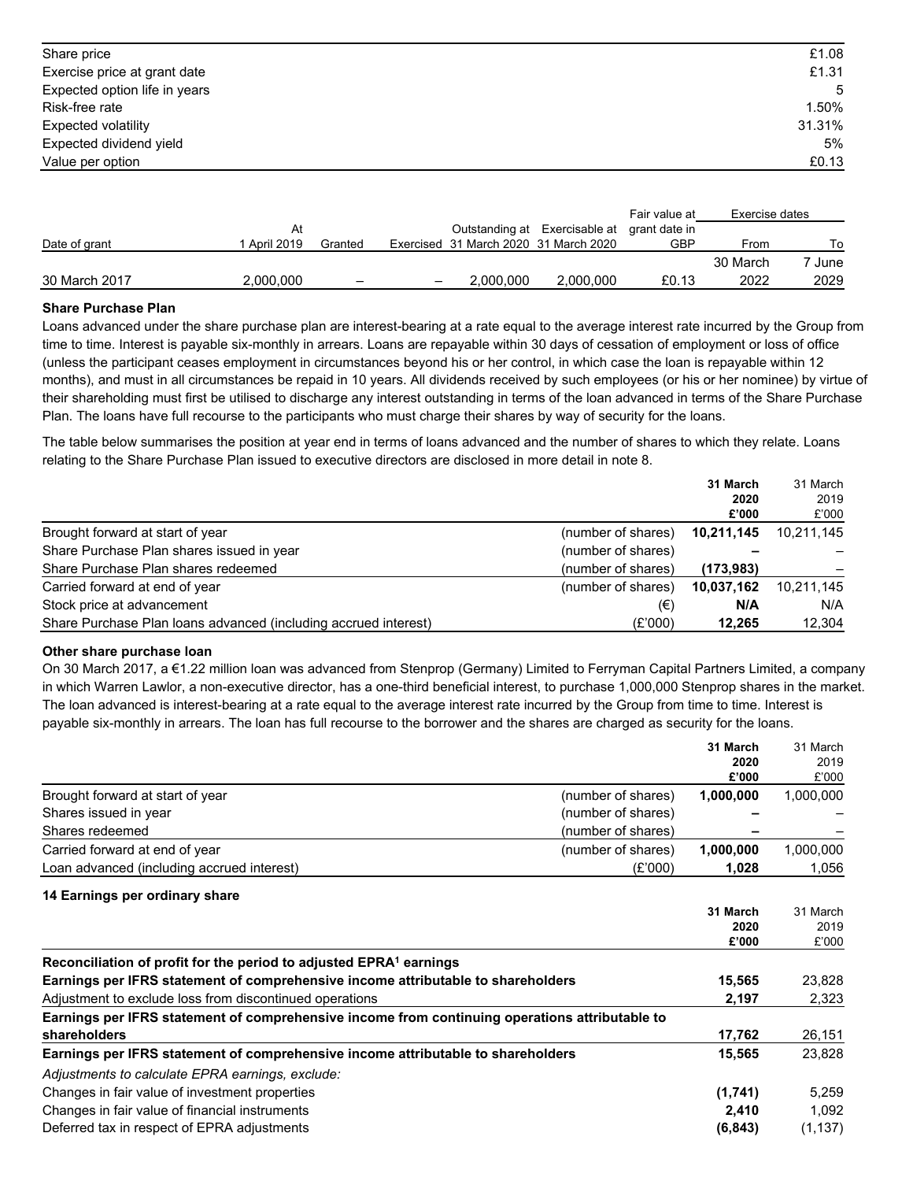| | |
|---|---|
| Share price | £1.08 |
| Exercise price at grant date | £1.31 |
| Expected option life in years | 5 |
| Risk-free rate | 1.50% |
| Expected volatility | 31.31% |
| Expected dividend yield | 5% |
| Value per option | £0.13 |

| Date of grant | At 1 April 2019 | Granted | Exercised | Outstanding at 31 March 2020 | Exercisable at 31 March 2020 | Fair value at grant date in GBP | Exercise dates From | To |
|---|---|---|---|---|---|---|---|---|
| 30 March 2017 | 2,000,000 | – | – | 2,000,000 | 2,000,000 | £0.13 | 30 March 2022 | 7 June 2029 |

**Share Purchase Plan**

Loans advanced under the share purchase plan are interest-bearing at a rate equal to the average interest rate incurred by the Group from time to time. Interest is payable six-monthly in arrears. Loans are repayable within 30 days of cessation of employment or loss of office (unless the participant ceases employment in circumstances beyond his or her control, in which case the loan is repayable within 12 months), and must in all circumstances be repaid in 10 years. All dividends received by such employees (or his or her nominee) by virtue of their shareholding must first be utilised to discharge any interest outstanding in terms of the loan advanced in terms of the Share Purchase Plan. The loans have full recourse to the participants who must charge their shares by way of security for the loans.

The table below summarises the position at year end in terms of loans advanced and the number of shares to which they relate. Loans relating to the Share Purchase Plan issued to executive directors are disclosed in more detail in note 8.

| | | **31 March 2020 £'000** | 31 March 2019 £'000 |
|---|---|---|---|
| Brought forward at start of year | (number of shares) | **10,211,145** | 10,211,145 |
| Share Purchase Plan shares issued in year | (number of shares) | **–** | – |
| Share Purchase Plan shares redeemed | (number of shares) | **(173,983)** | – |
| Carried forward at end of year | (number of shares) | **10,037,162** | 10,211,145 |
| Stock price at advancement | (€) | **N/A** | N/A |
| Share Purchase Plan loans advanced (including accrued interest) | (£'000) | **12,265** | 12,304 |

**Other share purchase loan**

On 30 March 2017, a €1.22 million loan was advanced from Stenprop (Germany) Limited to Ferryman Capital Partners Limited, a company in which Warren Lawlor, a non-executive director, has a one-third beneficial interest, to purchase 1,000,000 Stenprop shares in the market. The loan advanced is interest-bearing at a rate equal to the average interest rate incurred by the Group from time to time. Interest is payable six-monthly in arrears. The loan has full recourse to the borrower and the shares are charged as security for the loans.

| | | **31 March 2020 £'000** | 31 March 2019 £'000 |
|---|---|---|---|
| Brought forward at start of year | (number of shares) | **1,000,000** | 1,000,000 |
| Shares issued in year | (number of shares) | **–** | – |
| Shares redeemed | (number of shares) | **–** | – |
| Carried forward at end of year | (number of shares) | **1,000,000** | 1,000,000 |
| Loan advanced (including accrued interest) | (£'000) | **1,028** | 1,056 |

**14 Earnings per ordinary share**

| | **31 March 2020 £'000** | 31 March 2019 £'000 |
|---|---|---|
| **Reconciliation of profit for the period to adjusted EPRA[1] earnings** | | |
| **Earnings per IFRS statement of comprehensive income attributable to shareholders** | **15,565** | 23,828 |
| Adjustment to exclude loss from discontinued operations | **2,197** | 2,323 |
| **Earnings per IFRS statement of comprehensive income from continuing operations attributable to shareholders** | **17,762** | 26,151 |
| **Earnings per IFRS statement of comprehensive income attributable to shareholders** | **15,565** | 23,828 |
| *Adjustments to calculate EPRA earnings, exclude:* | | |
| Changes in fair value of investment properties | **(1,741)** | 5,259 |
| Changes in fair value of financial instruments | **2,410** | 1,092 |
| Deferred tax in respect of EPRA adjustments | **(6,843)** | (1,137) |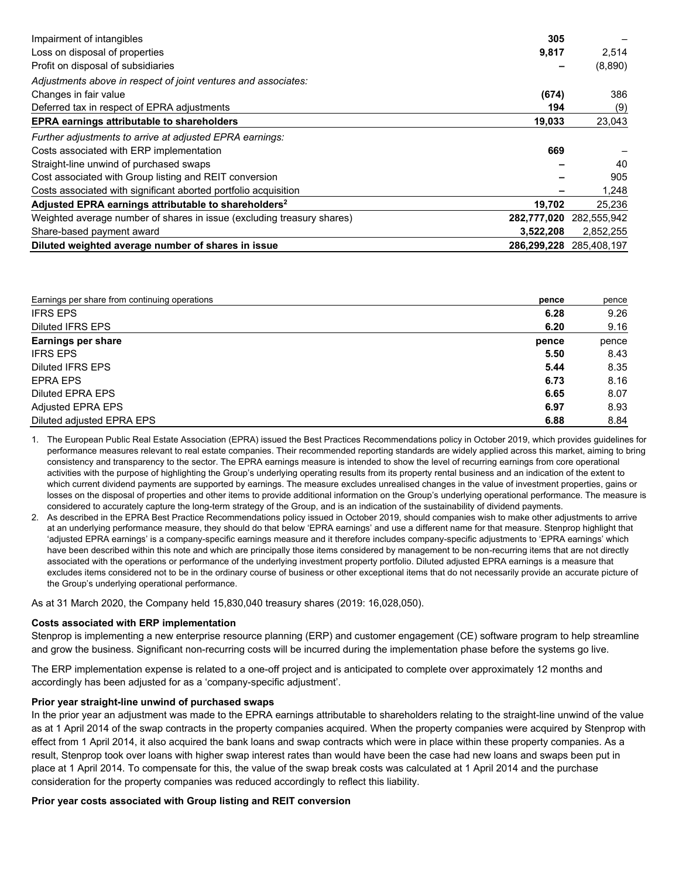| | | |
|---|---|---|
| Impairment of intangibles | **305** | – |
| Loss on disposal of properties | **9,817** | 2,514 |
| Profit on disposal of subsidiaries | **–** | (8,890) |
| *Adjustments above in respect of joint ventures and associates:* | | |
| Changes in fair value | **(674)** | 386 |
| Deferred tax in respect of EPRA adjustments | **194** | (9) |
| **EPRA earnings attributable to shareholders** | **19,033** | 23,043 |
| *Further adjustments to arrive at adjusted EPRA earnings:* | | |
| Costs associated with ERP implementation | **669** | – |
| Straight-line unwind of purchased swaps | **–** | 40 |
| Cost associated with Group listing and REIT conversion | **–** | 905 |
| Costs associated with significant aborted portfolio acquisition | **–** | 1,248 |
| **Adjusted EPRA earnings attributable to shareholders[2]** | **19,702** | 25,236 |
| Weighted average number of shares in issue (excluding treasury shares) | **282,777,020** | 282,555,942 |
| Share-based payment award | **3,522,208** | 2,852,255 |
| **Diluted weighted average number of shares in issue** | **286,299,228** | 285,408,197 |

| Earnings per share from continuing operations | **pence** | pence |
|---|---|---|
| IFRS EPS | **6.28** | 9.26 |
| Diluted IFRS EPS | **6.20** | 9.16 |
| **Earnings per share** | **pence** | pence |
| IFRS EPS | **5.50** | 8.43 |
| Diluted IFRS EPS | **5.44** | 8.35 |
| EPRA EPS | **6.73** | 8.16 |
| Diluted EPRA EPS | **6.65** | 8.07 |
| Adjusted EPRA EPS | **6.97** | 8.93 |
| Diluted adjusted EPRA EPS | **6.88** | 8.84 |

1. The European Public Real Estate Association (EPRA) issued the Best Practices Recommendations policy in October 2019, which provides guidelines for performance measures relevant to real estate companies. Their recommended reporting standards are widely applied across this market, aiming to bring consistency and transparency to the sector. The EPRA earnings measure is intended to show the level of recurring earnings from core operational activities with the purpose of highlighting the Group's underlying operating results from its property rental business and an indication of the extent to which current dividend payments are supported by earnings. The measure excludes unrealised changes in the value of investment properties, gains or losses on the disposal of properties and other items to provide additional information on the Group's underlying operational performance. The measure is considered to accurately capture the long-term strategy of the Group, and is an indication of the sustainability of dividend payments.
2. As described in the EPRA Best Practice Recommendations policy issued in October 2019, should companies wish to make other adjustments to arrive at an underlying performance measure, they should do that below 'EPRA earnings' and use a different name for that measure. Stenprop highlight that 'adjusted EPRA earnings' is a company-specific earnings measure and it therefore includes company-specific adjustments to 'EPRA earnings' which have been described within this note and which are principally those items considered by management to be non-recurring items that are not directly associated with the operations or performance of the underlying investment property portfolio. Diluted adjusted EPRA earnings is a measure that excludes items considered not to be in the ordinary course of business or other exceptional items that do not necessarily provide an accurate picture of the Group's underlying operational performance.

As at 31 March 2020, the Company held 15,830,040 treasury shares (2019: 16,028,050).

**Costs associated with ERP implementation**

Stenprop is implementing a new enterprise resource planning (ERP) and customer engagement (CE) software program to help streamline and grow the business. Significant non-recurring costs will be incurred during the implementation phase before the systems go live.

The ERP implementation expense is related to a one-off project and is anticipated to complete over approximately 12 months and accordingly has been adjusted for as a 'company-specific adjustment'.

**Prior year straight-line unwind of purchased swaps**

In the prior year an adjustment was made to the EPRA earnings attributable to shareholders relating to the straight-line unwind of the value as at 1 April 2014 of the swap contracts in the property companies acquired. When the property companies were acquired by Stenprop with effect from 1 April 2014, it also acquired the bank loans and swap contracts which were in place within these property companies. As a result, Stenprop took over loans with higher swap interest rates than would have been the case had new loans and swaps been put in place at 1 April 2014. To compensate for this, the value of the swap break costs was calculated at 1 April 2014 and the purchase consideration for the property companies was reduced accordingly to reflect this liability.

**Prior year costs associated with Group listing and REIT conversion**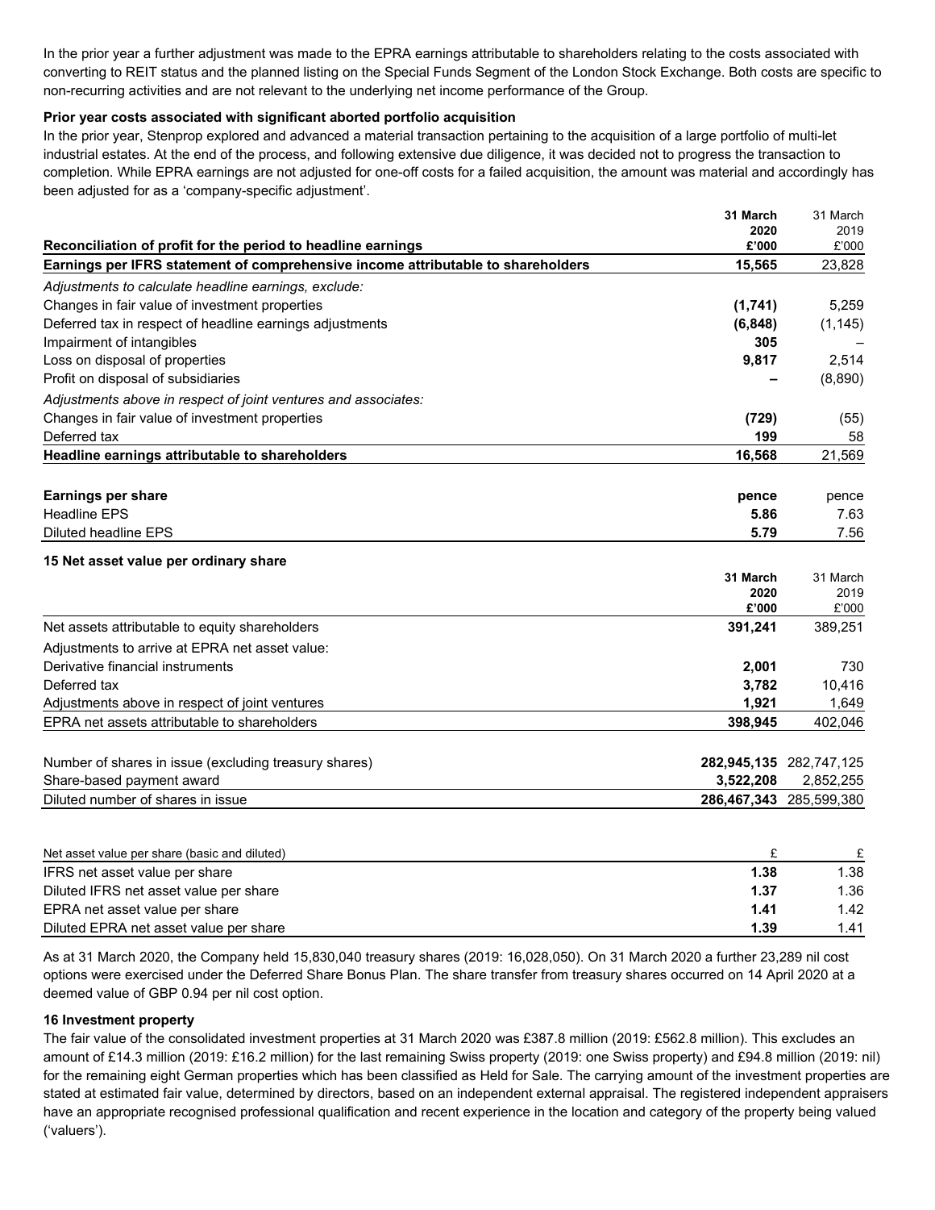In the prior year a further adjustment was made to the EPRA earnings attributable to shareholders relating to the costs associated with converting to REIT status and the planned listing on the Special Funds Segment of the London Stock Exchange. Both costs are specific to non-recurring activities and are not relevant to the underlying net income performance of the Group.

**Prior year costs associated with significant aborted portfolio acquisition**

In the prior year, Stenprop explored and advanced a material transaction pertaining to the acquisition of a large portfolio of multi-let industrial estates. At the end of the process, and following extensive due diligence, it was decided not to progress the transaction to completion. While EPRA earnings are not adjusted for one-off costs for a failed acquisition, the amount was material and accordingly has been adjusted for as a 'company-specific adjustment'.

| Reconciliation of profit for the period to headline earnings | 31 March 2020 £'000 | 31 March 2019 £'000 |
|---|---|---|
| **Earnings per IFRS statement of comprehensive income attributable to shareholders** | **15,565** | 23,828 |
| *Adjustments to calculate headline earnings, exclude:* | | |
| Changes in fair value of investment properties | **(1,741)** | 5,259 |
| Deferred tax in respect of headline earnings adjustments | **(6,848)** | (1,145) |
| Impairment of intangibles | **305** | – |
| Loss on disposal of properties | **9,817** | 2,514 |
| Profit on disposal of subsidiaries | **–** | (8,890) |
| *Adjustments above in respect of joint ventures and associates:* | | |
| Changes in fair value of investment properties | **(729)** | (55) |
| Deferred tax | **199** | 58 |
| **Headline earnings attributable to shareholders** | **16,568** | 21,569 |

| **Earnings per share** | **pence** | pence |
|---|---|---|
| Headline EPS | **5.86** | 7.63 |
| Diluted headline EPS | **5.79** | 7.56 |

### 15 Net asset value per ordinary share

| | 31 March 2020 £'000 | 31 March 2019 £'000 |
|---|---|---|
| Net assets attributable to equity shareholders | **391,241** | 389,251 |
| Adjustments to arrive at EPRA net asset value: | | |
| Derivative financial instruments | **2,001** | 730 |
| Deferred tax | **3,782** | 10,416 |
| Adjustments above in respect of joint ventures | **1,921** | 1,649 |
| EPRA net assets attributable to shareholders | **398,945** | 402,046 |
| | | |
| Number of shares in issue (excluding treasury shares) | **282,945,135** | 282,747,125 |
| Share-based payment award | **3,522,208** | 2,852,255 |
| Diluted number of shares in issue | **286,467,343** | 285,599,380 |

| Net asset value per share (basic and diluted) | £ | £ |
|---|---|---|
| IFRS net asset value per share | **1.38** | 1.38 |
| Diluted IFRS net asset value per share | **1.37** | 1.36 |
| EPRA net asset value per share | **1.41** | 1.42 |
| Diluted EPRA net asset value per share | **1.39** | 1.41 |

As at 31 March 2020, the Company held 15,830,040 treasury shares (2019: 16,028,050). On 31 March 2020 a further 23,289 nil cost options were exercised under the Deferred Share Bonus Plan. The share transfer from treasury shares occurred on 14 April 2020 at a deemed value of GBP 0.94 per nil cost option.

### 16 Investment property

The fair value of the consolidated investment properties at 31 March 2020 was £387.8 million (2019: £562.8 million). This excludes an amount of £14.3 million (2019: £16.2 million) for the last remaining Swiss property (2019: one Swiss property) and £94.8 million (2019: nil) for the remaining eight German properties which has been classified as Held for Sale. The carrying amount of the investment properties are stated at estimated fair value, determined by directors, based on an independent external appraisal. The registered independent appraisers have an appropriate recognised professional qualification and recent experience in the location and category of the property being valued ('valuers').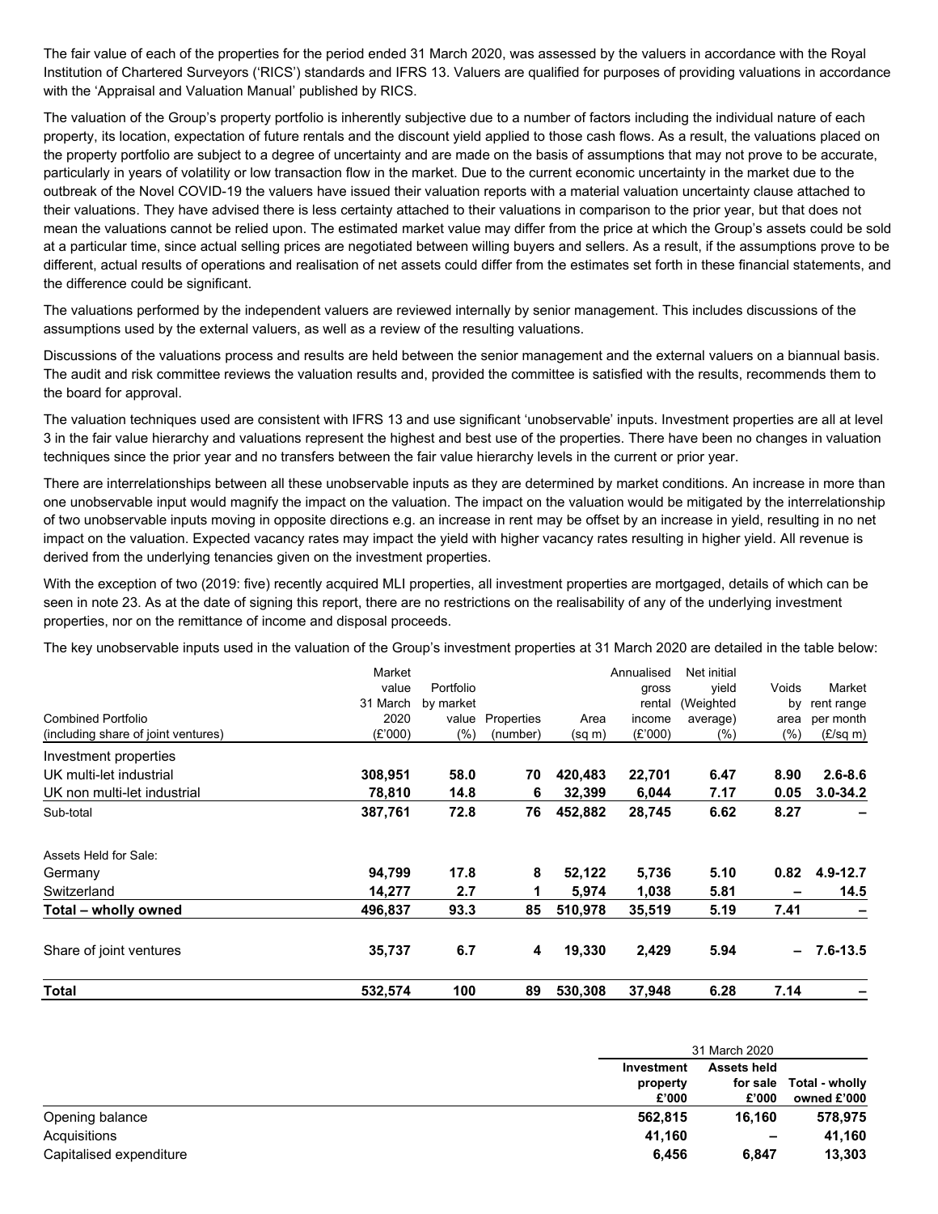The fair value of each of the properties for the period ended 31 March 2020, was assessed by the valuers in accordance with the Royal Institution of Chartered Surveyors ('RICS') standards and IFRS 13. Valuers are qualified for purposes of providing valuations in accordance with the 'Appraisal and Valuation Manual' published by RICS.

The valuation of the Group's property portfolio is inherently subjective due to a number of factors including the individual nature of each property, its location, expectation of future rentals and the discount yield applied to those cash flows. As a result, the valuations placed on the property portfolio are subject to a degree of uncertainty and are made on the basis of assumptions that may not prove to be accurate, particularly in years of volatility or low transaction flow in the market. Due to the current economic uncertainty in the market due to the outbreak of the Novel COVID-19 the valuers have issued their valuation reports with a material valuation uncertainty clause attached to their valuations. They have advised there is less certainty attached to their valuations in comparison to the prior year, but that does not mean the valuations cannot be relied upon. The estimated market value may differ from the price at which the Group's assets could be sold at a particular time, since actual selling prices are negotiated between willing buyers and sellers. As a result, if the assumptions prove to be different, actual results of operations and realisation of net assets could differ from the estimates set forth in these financial statements, and the difference could be significant.

The valuations performed by the independent valuers are reviewed internally by senior management. This includes discussions of the assumptions used by the external valuers, as well as a review of the resulting valuations.

Discussions of the valuations process and results are held between the senior management and the external valuers on a biannual basis. The audit and risk committee reviews the valuation results and, provided the committee is satisfied with the results, recommends them to the board for approval.

The valuation techniques used are consistent with IFRS 13 and use significant 'unobservable' inputs. Investment properties are all at level 3 in the fair value hierarchy and valuations represent the highest and best use of the properties. There have been no changes in valuation techniques since the prior year and no transfers between the fair value hierarchy levels in the current or prior year.

There are interrelationships between all these unobservable inputs as they are determined by market conditions. An increase in more than one unobservable input would magnify the impact on the valuation. The impact on the valuation would be mitigated by the interrelationship of two unobservable inputs moving in opposite directions e.g. an increase in rent may be offset by an increase in yield, resulting in no net impact on the valuation. Expected vacancy rates may impact the yield with higher vacancy rates resulting in higher yield. All revenue is derived from the underlying tenancies given on the investment properties.

With the exception of two (2019: five) recently acquired MLI properties, all investment properties are mortgaged, details of which can be seen in note 23. As at the date of signing this report, there are no restrictions on the realisability of any of the underlying investment properties, nor on the remittance of income and disposal proceeds.

The key unobservable inputs used in the valuation of the Group's investment properties at 31 March 2020 are detailed in the table below:

| Combined Portfolio (including share of joint ventures) | Market value 31 March 2020 (£'000) | Portfolio by market value (%) | Properties (number) | Area (sq m) | Annualised gross rental income (£'000) | Net initial yield (Weighted average) (%) | Voids by area (%) | Market rent range per month (£/sq m) |
|---|---|---|---|---|---|---|---|---|
| Investment properties | | | | | | | | |
| UK multi-let industrial | **308,951** | **58.0** | **70** | **420,483** | **22,701** | **6.47** | **8.90** | **2.6-8.6** |
| UK non multi-let industrial | **78,810** | **14.8** | **6** | **32,399** | **6,044** | **7.17** | **0.05** | **3.0-34.2** |
| Sub-total | **387,761** | **72.8** | **76** | **452,882** | **28,745** | **6.62** | **8.27** | **–** |
| Assets Held for Sale: | | | | | | | | |
| Germany | **94,799** | **17.8** | **8** | **52,122** | **5,736** | **5.10** | **0.82** | **4.9-12.7** |
| Switzerland | **14,277** | **2.7** | **1** | **5,974** | **1,038** | **5.81** | **–** | **14.5** |
| **Total – wholly owned** | **496,837** | **93.3** | **85** | **510,978** | **35,519** | **5.19** | **7.41** | **–** |
| Share of joint ventures | **35,737** | **6.7** | **4** | **19,330** | **2,429** | **5.94** | **–** | **7.6-13.5** |
| **Total** | **532,574** | **100** | **89** | **530,308** | **37,948** | **6.28** | **7.14** | **–** |

| | 31 March 2020 | | |
|---|---|---|---|
| | **Investment property £'000** | **Assets held for sale £'000** | **Total - wholly owned £'000** |
| Opening balance | **562,815** | **16,160** | **578,975** |
| Acquisitions | **41,160** | **–** | **41,160** |
| Capitalised expenditure | **6,456** | **6,847** | **13,303** |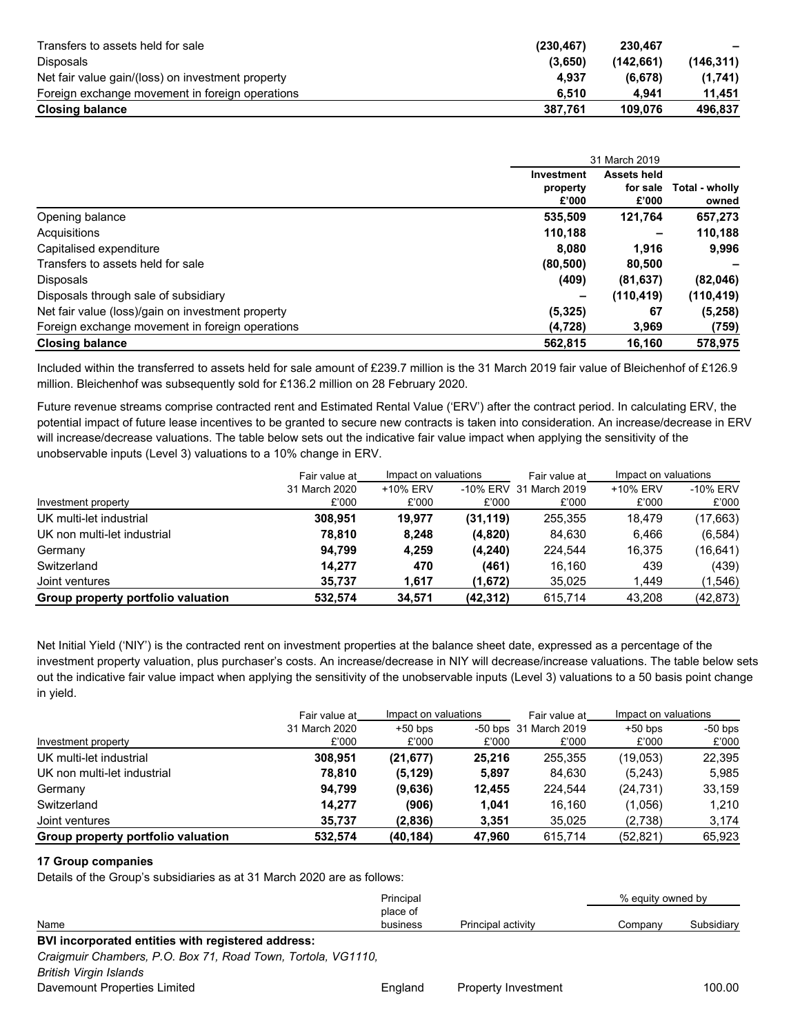| | | | |
|---|---|---|---|
| Transfers to assets held for sale | **(230,467)** | **230,467** | **–** |
| Disposals | **(3,650)** | **(142,661)** | **(146,311)** |
| Net fair value gain/(loss) on investment property | **4,937** | **(6,678)** | **(1,741)** |
| Foreign exchange movement in foreign operations | **6,510** | **4,941** | **11,451** |
| **Closing balance** | **387,761** | **109,076** | **496,837** |

| | 31 March 2019 | | |
|---|---|---|---|
| | **Investment property £'000** | **Assets held for sale £'000** | **Total - wholly owned** |
| Opening balance | **535,509** | **121,764** | **657,273** |
| Acquisitions | **110,188** | **–** | **110,188** |
| Capitalised expenditure | **8,080** | **1,916** | **9,996** |
| Transfers to assets held for sale | **(80,500)** | **80,500** | **–** |
| Disposals | **(409)** | **(81,637)** | **(82,046)** |
| Disposals through sale of subsidiary | **–** | **(110,419)** | **(110,419)** |
| Net fair value (loss)/gain on investment property | **(5,325)** | **67** | **(5,258)** |
| Foreign exchange movement in foreign operations | **(4,728)** | **3,969** | **(759)** |
| **Closing balance** | **562,815** | **16,160** | **578,975** |

Included within the transferred to assets held for sale amount of £239.7 million is the 31 March 2019 fair value of Bleichenhof of £126.9 million. Bleichenhof was subsequently sold for £136.2 million on 28 February 2020.

Future revenue streams comprise contracted rent and Estimated Rental Value ('ERV') after the contract period. In calculating ERV, the potential impact of future lease incentives to be granted to secure new contracts is taken into consideration. An increase/decrease in ERV will increase/decrease valuations. The table below sets out the indicative fair value impact when applying the sensitivity of the unobservable inputs (Level 3) valuations to a 10% change in ERV.

| | Fair value at | Impact on valuations | | Fair value at | Impact on valuations | |
|---|---|---|---|---|---|---|
| Investment property | 31 March 2020 £'000 | +10% ERV £'000 | -10% ERV £'000 | 31 March 2019 £'000 | +10% ERV £'000 | -10% ERV £'000 |
| UK multi-let industrial | **308,951** | **19,977** | **(31,119)** | 255,355 | 18,479 | (17,663) |
| UK non multi-let industrial | **78,810** | **8,248** | **(4,820)** | 84,630 | 6,466 | (6,584) |
| Germany | **94,799** | **4,259** | **(4,240)** | 224,544 | 16,375 | (16,641) |
| Switzerland | **14,277** | **470** | **(461)** | 16,160 | 439 | (439) |
| Joint ventures | **35,737** | **1,617** | **(1,672)** | 35,025 | 1,449 | (1,546) |
| **Group property portfolio valuation** | **532,574** | **34,571** | **(42,312)** | 615,714 | 43,208 | (42,873) |

Net Initial Yield ('NIY') is the contracted rent on investment properties at the balance sheet date, expressed as a percentage of the investment property valuation, plus purchaser's costs. An increase/decrease in NIY will decrease/increase valuations. The table below sets out the indicative fair value impact when applying the sensitivity of the unobservable inputs (Level 3) valuations to a 50 basis point change in yield.

| | Fair value at | Impact on valuations | | Fair value at | Impact on valuations | |
|---|---|---|---|---|---|---|
| Investment property | 31 March 2020 £'000 | +50 bps £'000 | -50 bps £'000 | 31 March 2019 £'000 | +50 bps £'000 | -50 bps £'000 |
| UK multi-let industrial | **308,951** | **(21,677)** | **25,216** | 255,355 | (19,053) | 22,395 |
| UK non multi-let industrial | **78,810** | **(5,129)** | **5,897** | 84,630 | (5,243) | 5,985 |
| Germany | **94,799** | **(9,636)** | **12,455** | 224,544 | (24,731) | 33,159 |
| Switzerland | **14,277** | **(906)** | **1,041** | 16,160 | (1,056) | 1,210 |
| Joint ventures | **35,737** | **(2,836)** | **3,351** | 35,025 | (2,738) | 3,174 |
| **Group property portfolio valuation** | **532,574** | **(40,184)** | **47,960** | 615,714 | (52,821) | 65,923 |

**17 Group companies**

Details of the Group's subsidiaries as at 31 March 2020 are as follows:

| Name | Principal place of business | Principal activity | % equity owned by Company | % equity owned by Subsidiary |
|---|---|---|---|---|
| **BVI incorporated entities with registered address:** | | | | |
| *Craigmuir Chambers, P.O. Box 71, Road Town, Tortola, VG1110, British Virgin Islands* | | | | |
| Davemount Properties Limited | England | Property Investment | | 100.00 |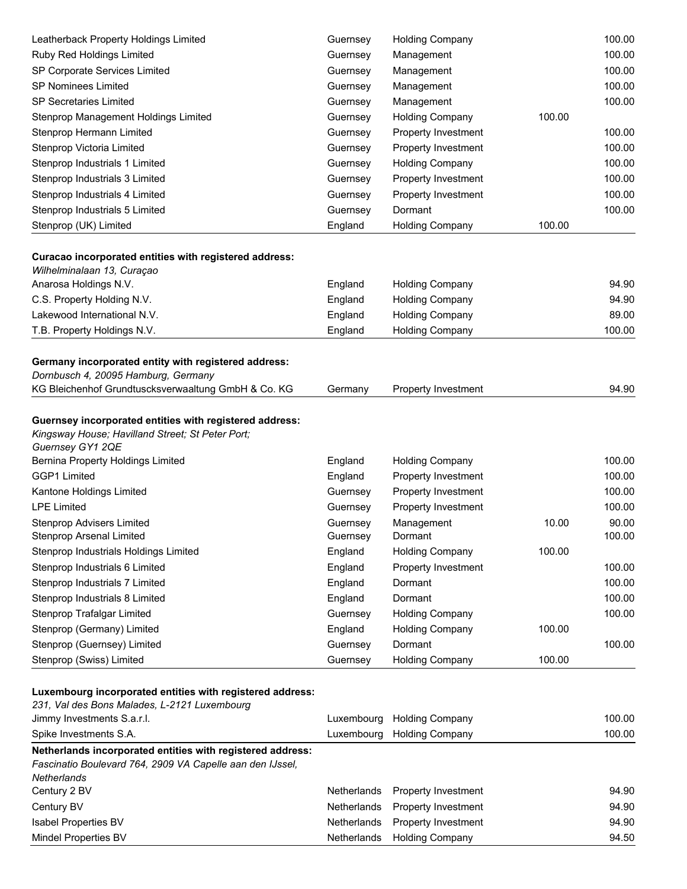| | | | | |
|---|---|---|---|---|
| Leatherback Property Holdings Limited | Guernsey | Holding Company | | 100.00 |
| Ruby Red Holdings Limited | Guernsey | Management | | 100.00 |
| SP Corporate Services Limited | Guernsey | Management | | 100.00 |
| SP Nominees Limited | Guernsey | Management | | 100.00 |
| SP Secretaries Limited | Guernsey | Management | | 100.00 |
| Stenprop Management Holdings Limited | Guernsey | Holding Company | 100.00 | |
| Stenprop Hermann Limited | Guernsey | Property Investment | | 100.00 |
| Stenprop Victoria Limited | Guernsey | Property Investment | | 100.00 |
| Stenprop Industrials 1 Limited | Guernsey | Holding Company | | 100.00 |
| Stenprop Industrials 3 Limited | Guernsey | Property Investment | | 100.00 |
| Stenprop Industrials 4 Limited | Guernsey | Property Investment | | 100.00 |
| Stenprop Industrials 5 Limited | Guernsey | Dormant | | 100.00 |
| Stenprop (UK) Limited | England | Holding Company | 100.00 | |
| **Curacao incorporated entities with registered address:** | | | | |
| *Wilhelminalaan 13, Curaçao* | | | | |
| Anarosa Holdings N.V. | England | Holding Company | | 94.90 |
| C.S. Property Holding N.V. | England | Holding Company | | 94.90 |
| Lakewood International N.V. | England | Holding Company | | 89.00 |
| T.B. Property Holdings N.V. | England | Holding Company | | 100.00 |
| **Germany incorporated entity with registered address:** | | | | |
| *Dornbusch 4, 20095 Hamburg, Germany* | | | | |
| KG Bleichenhof Grundtuscksverwaaltung GmbH & Co. KG | Germany | Property Investment | | 94.90 |
| **Guernsey incorporated entities with registered address:** | | | | |
| *Kingsway House; Havilland Street; St Peter Port; Guernsey GY1 2QE* | | | | |
| Bernina Property Holdings Limited | England | Holding Company | | 100.00 |
| GGP1 Limited | England | Property Investment | | 100.00 |
| Kantone Holdings Limited | Guernsey | Property Investment | | 100.00 |
| LPE Limited | Guernsey | Property Investment | | 100.00 |
| Stenprop Advisers Limited | Guernsey | Management | 10.00 | 90.00 |
| Stenprop Arsenal Limited | Guernsey | Dormant | | 100.00 |
| Stenprop Industrials Holdings Limited | England | Holding Company | 100.00 | |
| Stenprop Industrials 6 Limited | England | Property Investment | | 100.00 |
| Stenprop Industrials 7 Limited | England | Dormant | | 100.00 |
| Stenprop Industrials 8 Limited | England | Dormant | | 100.00 |
| Stenprop Trafalgar Limited | Guernsey | Holding Company | | 100.00 |
| Stenprop (Germany) Limited | England | Holding Company | 100.00 | |
| Stenprop (Guernsey) Limited | Guernsey | Dormant | | 100.00 |
| Stenprop (Swiss) Limited | Guernsey | Holding Company | 100.00 | |
| **Luxembourg incorporated entities with registered address:** | | | | |
| *231, Val des Bons Malades, L-2121 Luxembourg* | | | | |
| Jimmy Investments S.a.r.l. | Luxembourg | Holding Company | | 100.00 |
| Spike Investments S.A. | Luxembourg | Holding Company | | 100.00 |
| **Netherlands incorporated entities with registered address:** | | | | |
| *Fascinatio Boulevard 764, 2909 VA Capelle aan den IJssel, Netherlands* | | | | |
| Century 2 BV | Netherlands | Property Investment | | 94.90 |
| Century BV | Netherlands | Property Investment | | 94.90 |
| Isabel Properties BV | Netherlands | Property Investment | | 94.90 |
| Mindel Properties BV | Netherlands | Holding Company | | 94.50 |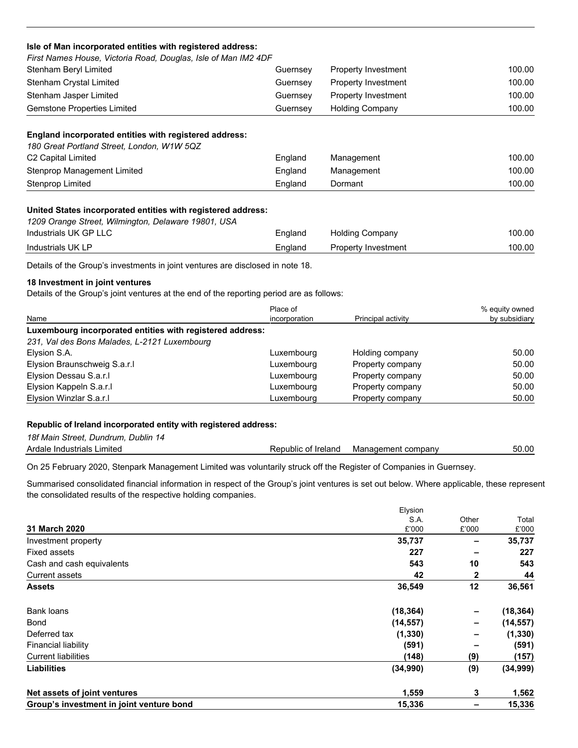| | | | |
|---|---|---|---|
| **Isle of Man incorporated entities with registered address:** | | | |
| *First Names House, Victoria Road, Douglas, Isle of Man IM2 4DF* | | | |
| Stenham Beryl Limited | Guernsey | Property Investment | 100.00 |
| Stenham Crystal Limited | Guernsey | Property Investment | 100.00 |
| Stenham Jasper Limited | Guernsey | Property Investment | 100.00 |
| Gemstone Properties Limited | Guernsey | Holding Company | 100.00 |
| **England incorporated entities with registered address:** | | | |
| *180 Great Portland Street, London, W1W 5QZ* | | | |
| C2 Capital Limited | England | Management | 100.00 |
| Stenprop Management Limited | England | Management | 100.00 |
| Stenprop Limited | England | Dormant | 100.00 |
| **United States incorporated entities with registered address:** | | | |
| *1209 Orange Street, Wilmington, Delaware 19801, USA* | | | |
| Industrials UK GP LLC | England | Holding Company | 100.00 |
| Industrials UK LP | England | Property Investment | 100.00 |

Details of the Group's investments in joint ventures are disclosed in note 18.

### 18 Investment in joint ventures

Details of the Group's joint ventures at the end of the reporting period are as follows:

| Name | Place of incorporation | Principal activity | % equity owned by subsidiary |
|---|---|---|---|
| **Luxembourg incorporated entities with registered address:** | | | |
| *231, Val des Bons Malades, L-2121 Luxembourg* | | | |
| Elysion S.A. | Luxembourg | Holding company | 50.00 |
| Elysion Braunschweig S.a.r.l | Luxembourg | Property company | 50.00 |
| Elysion Dessau S.a.r.l | Luxembourg | Property company | 50.00 |
| Elysion Kappeln S.a.r.l | Luxembourg | Property company | 50.00 |
| Elysion Winzlar S.a.r.l | Luxembourg | Property company | 50.00 |
| **Republic of Ireland incorporated entity with registered address:** | | | |
| *18f Main Street, Dundrum, Dublin 14* | | | |
| Ardale Industrials Limited | Republic of Ireland | Management company | 50.00 |

On 25 February 2020, Stenpark Management Limited was voluntarily struck off the Register of Companies in Guernsey.

Summarised consolidated financial information in respect of the Group's joint ventures is set out below. Where applicable, these represent the consolidated results of the respective holding companies.

| 31 March 2020 | Elysion S.A. £'000 | Other £'000 | Total £'000 |
|---|---|---|---|
| Investment property | **35,737** | **–** | **35,737** |
| Fixed assets | **227** | **–** | **227** |
| Cash and cash equivalents | **543** | **10** | **543** |
| Current assets | **42** | **2** | **44** |
| **Assets** | **36,549** | **12** | **36,561** |
| Bank loans | **(18,364)** | **–** | **(18,364)** |
| Bond | **(14,557)** | **–** | **(14,557)** |
| Deferred tax | **(1,330)** | **–** | **(1,330)** |
| Financial liability | **(591)** | **–** | **(591)** |
| Current liabilities | **(148)** | **(9)** | **(157)** |
| **Liabilities** | **(34,990)** | **(9)** | **(34,999)** |
| **Net assets of joint ventures** | **1,559** | **3** | **1,562** |
| **Group's investment in joint venture bond** | **15,336** | **–** | **15,336** |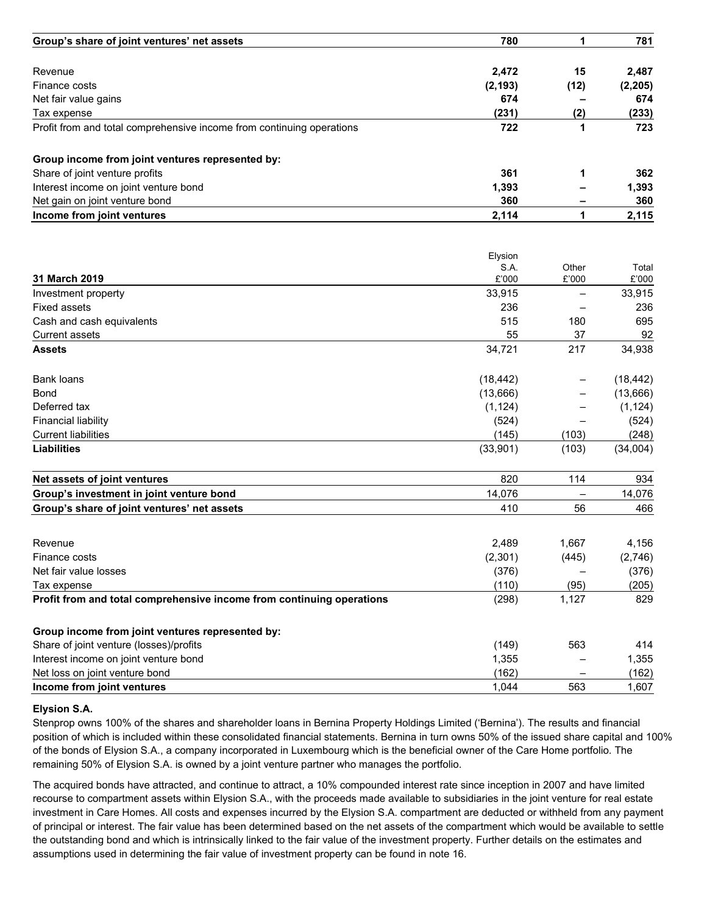| | | | |
|---|---|---|---|
| **Group's share of joint ventures' net assets** | **780** | **1** | **781** |
| | | | |
| Revenue | **2,472** | **15** | **2,487** |
| Finance costs | **(2,193)** | **(12)** | **(2,205)** |
| Net fair value gains | **674** | **–** | **674** |
| Tax expense | **(231)** | **(2)** | **(233)** |
| Profit from and total comprehensive income from continuing operations | **722** | **1** | **723** |
| | | | |
| **Group income from joint ventures represented by:** | | | |
| Share of joint venture profits | **361** | **1** | **362** |
| Interest income on joint venture bond | **1,393** | **–** | **1,393** |
| Net gain on joint venture bond | **360** | **–** | **360** |
| **Income from joint ventures** | **2,114** | **1** | **2,115** |

| **31 March 2019** | Elysion S.A. £'000 | Other £'000 | Total £'000 |
|---|---|---|---|
| Investment property | 33,915 | – | 33,915 |
| Fixed assets | 236 | – | 236 |
| Cash and cash equivalents | 515 | 180 | 695 |
| Current assets | 55 | 37 | 92 |
| **Assets** | 34,721 | 217 | 34,938 |
| | | | |
| Bank loans | (18,442) | – | (18,442) |
| Bond | (13,666) | – | (13,666) |
| Deferred tax | (1,124) | – | (1,124) |
| Financial liability | (524) | – | (524) |
| Current liabilities | (145) | (103) | (248) |
| **Liabilities** | (33,901) | (103) | (34,004) |
| | | | |
| **Net assets of joint ventures** | 820 | 114 | 934 |
| **Group's investment in joint venture bond** | 14,076 | – | 14,076 |
| **Group's share of joint ventures' net assets** | 410 | 56 | 466 |
| | | | |
| Revenue | 2,489 | 1,667 | 4,156 |
| Finance costs | (2,301) | (445) | (2,746) |
| Net fair value losses | (376) | – | (376) |
| Tax expense | (110) | (95) | (205) |
| **Profit from and total comprehensive income from continuing operations** | (298) | 1,127 | 829 |
| | | | |
| **Group income from joint ventures represented by:** | | | |
| Share of joint venture (losses)/profits | (149) | 563 | 414 |
| Interest income on joint venture bond | 1,355 | – | 1,355 |
| Net loss on joint venture bond | (162) | – | (162) |
| **Income from joint ventures** | 1,044 | 563 | 1,607 |

**Elysion S.A.**

Stenprop owns 100% of the shares and shareholder loans in Bernina Property Holdings Limited ('Bernina'). The results and financial position of which is included within these consolidated financial statements. Bernina in turn owns 50% of the issued share capital and 100% of the bonds of Elysion S.A., a company incorporated in Luxembourg which is the beneficial owner of the Care Home portfolio. The remaining 50% of Elysion S.A. is owned by a joint venture partner who manages the portfolio.

The acquired bonds have attracted, and continue to attract, a 10% compounded interest rate since inception in 2007 and have limited recourse to compartment assets within Elysion S.A., with the proceeds made available to subsidiaries in the joint venture for real estate investment in Care Homes. All costs and expenses incurred by the Elysion S.A. compartment are deducted or withheld from any payment of principal or interest. The fair value has been determined based on the net assets of the compartment which would be available to settle the outstanding bond and which is intrinsically linked to the fair value of the investment property. Further details on the estimates and assumptions used in determining the fair value of investment property can be found in note 16.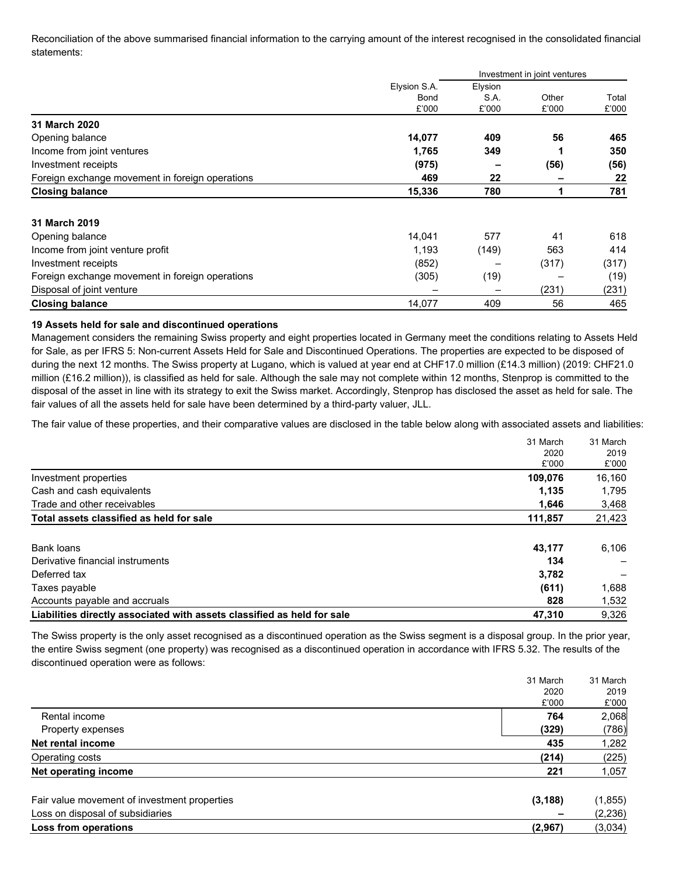Reconciliation of the above summarised financial information to the carrying amount of the interest recognised in the consolidated financial statements:

| | | Investment in joint ventures | | |
|---|---|---|---|---|
| | Elysion S.A. Bond £'000 | Elysion S.A. £'000 | Other £'000 | Total £'000 |
| **31 March 2020** | | | | |
| Opening balance | **14,077** | **409** | **56** | **465** |
| Income from joint ventures | **1,765** | **349** | **1** | **350** |
| Investment receipts | **(975)** | **–** | **(56)** | **(56)** |
| Foreign exchange movement in foreign operations | **469** | **22** | **–** | **22** |
| **Closing balance** | **15,336** | **780** | **1** | **781** |
| **31 March 2019** | | | | |
| Opening balance | 14,041 | 577 | 41 | 618 |
| Income from joint venture profit | 1,193 | (149) | 563 | 414 |
| Investment receipts | (852) | – | (317) | (317) |
| Foreign exchange movement in foreign operations | (305) | (19) | – | (19) |
| Disposal of joint venture | – | – | (231) | (231) |
| **Closing balance** | 14,077 | 409 | 56 | 465 |

**19 Assets held for sale and discontinued operations**

Management considers the remaining Swiss property and eight properties located in Germany meet the conditions relating to Assets Held for Sale, as per IFRS 5: Non-current Assets Held for Sale and Discontinued Operations. The properties are expected to be disposed of during the next 12 months. The Swiss property at Lugano, which is valued at year end at CHF17.0 million (£14.3 million) (2019: CHF21.0 million (£16.2 million)), is classified as held for sale. Although the sale may not complete within 12 months, Stenprop is committed to the disposal of the asset in line with its strategy to exit the Swiss market. Accordingly, Stenprop has disclosed the asset as held for sale. The fair values of all the assets held for sale have been determined by a third-party valuer, JLL.

The fair value of these properties, and their comparative values are disclosed in the table below along with associated assets and liabilities:

| | 31 March 2020 £'000 | 31 March 2019 £'000 |
|---|---|---|
| Investment properties | **109,076** | 16,160 |
| Cash and cash equivalents | **1,135** | 1,795 |
| Trade and other receivables | **1,646** | 3,468 |
| **Total assets classified as held for sale** | **111,857** | 21,423 |
| | | |
| Bank loans | **43,177** | 6,106 |
| Derivative financial instruments | **134** | – |
| Deferred tax | **3,782** | – |
| Taxes payable | **(611)** | 1,688 |
| Accounts payable and accruals | **828** | 1,532 |
| **Liabilities directly associated with assets classified as held for sale** | **47,310** | 9,326 |

The Swiss property is the only asset recognised as a discontinued operation as the Swiss segment is a disposal group. In the prior year, the entire Swiss segment (one property) was recognised as a discontinued operation in accordance with IFRS 5.32. The results of the discontinued operation were as follows:

| | 31 March 2020 £'000 | 31 March 2019 £'000 |
|---|---|---|
| Rental income | **764** | 2,068 |
| Property expenses | **(329)** | (786) |
| **Net rental income** | **435** | 1,282 |
| Operating costs | **(214)** | (225) |
| **Net operating income** | **221** | 1,057 |
| | | |
| Fair value movement of investment properties | **(3,188)** | (1,855) |
| Loss on disposal of subsidiaries | **–** | (2,236) |
| **Loss from operations** | **(2,967)** | (3,034) |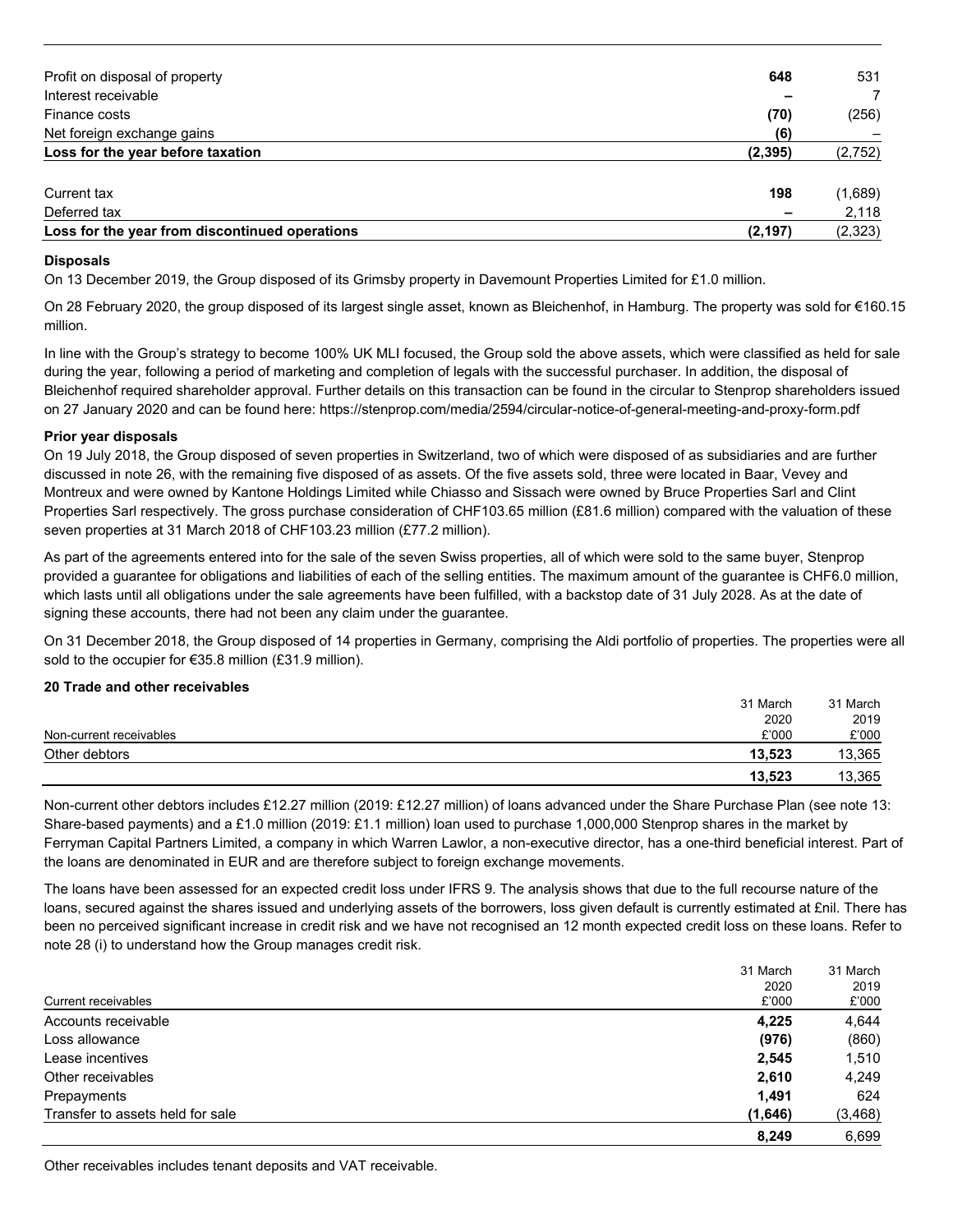| | | |
|---|---|---|
| Profit on disposal of property | **648** | 531 |
| Interest receivable | **–** | 7 |
| Finance costs | **(70)** | (256) |
| Net foreign exchange gains | **(6)** | – |
| **Loss for the year before taxation** | **(2,395)** | (2,752) |
| | | |
| Current tax | **198** | (1,689) |
| Deferred tax | **–** | 2,118 |
| **Loss for the year from discontinued operations** | **(2,197)** | (2,323) |

**Disposals**

On 13 December 2019, the Group disposed of its Grimsby property in Davemount Properties Limited for £1.0 million.

On 28 February 2020, the group disposed of its largest single asset, known as Bleichenhof, in Hamburg. The property was sold for €160.15 million.

In line with the Group's strategy to become 100% UK MLI focused, the Group sold the above assets, which were classified as held for sale during the year, following a period of marketing and completion of legals with the successful purchaser. In addition, the disposal of Bleichenhof required shareholder approval. Further details on this transaction can be found in the circular to Stenprop shareholders issued on 27 January 2020 and can be found here: https://stenprop.com/media/2594/circular-notice-of-general-meeting-and-proxy-form.pdf

**Prior year disposals**

On 19 July 2018, the Group disposed of seven properties in Switzerland, two of which were disposed of as subsidiaries and are further discussed in note 26, with the remaining five disposed of as assets. Of the five assets sold, three were located in Baar, Vevey and Montreux and were owned by Kantone Holdings Limited while Chiasso and Sissach were owned by Bruce Properties Sarl and Clint Properties Sarl respectively. The gross purchase consideration of CHF103.65 million (£81.6 million) compared with the valuation of these seven properties at 31 March 2018 of CHF103.23 million (£77.2 million).

As part of the agreements entered into for the sale of the seven Swiss properties, all of which were sold to the same buyer, Stenprop provided a guarantee for obligations and liabilities of each of the selling entities. The maximum amount of the guarantee is CHF6.0 million, which lasts until all obligations under the sale agreements have been fulfilled, with a backstop date of 31 July 2028. As at the date of signing these accounts, there had not been any claim under the guarantee.

On 31 December 2018, the Group disposed of 14 properties in Germany, comprising the Aldi portfolio of properties. The properties were all sold to the occupier for €35.8 million (£31.9 million).

**20 Trade and other receivables**

| Non-current receivables | 31 March 2020 £'000 | 31 March 2019 £'000 |
|---|---|---|
| Other debtors | **13,523** | 13,365 |
| | **13,523** | 13,365 |

Non-current other debtors includes £12.27 million (2019: £12.27 million) of loans advanced under the Share Purchase Plan (see note 13: Share-based payments) and a £1.0 million (2019: £1.1 million) loan used to purchase 1,000,000 Stenprop shares in the market by Ferryman Capital Partners Limited, a company in which Warren Lawlor, a non-executive director, has a one-third beneficial interest. Part of the loans are denominated in EUR and are therefore subject to foreign exchange movements.

The loans have been assessed for an expected credit loss under IFRS 9. The analysis shows that due to the full recourse nature of the loans, secured against the shares issued and underlying assets of the borrowers, loss given default is currently estimated at £nil. There has been no perceived significant increase in credit risk and we have not recognised an 12 month expected credit loss on these loans. Refer to note 28 (i) to understand how the Group manages credit risk.

| Current receivables | 31 March 2020 £'000 | 31 March 2019 £'000 |
|---|---|---|
| Accounts receivable | **4,225** | 4,644 |
| Loss allowance | **(976)** | (860) |
| Lease incentives | **2,545** | 1,510 |
| Other receivables | **2,610** | 4,249 |
| Prepayments | **1,491** | 624 |
| Transfer to assets held for sale | **(1,646)** | (3,468) |
| | **8,249** | 6,699 |

Other receivables includes tenant deposits and VAT receivable.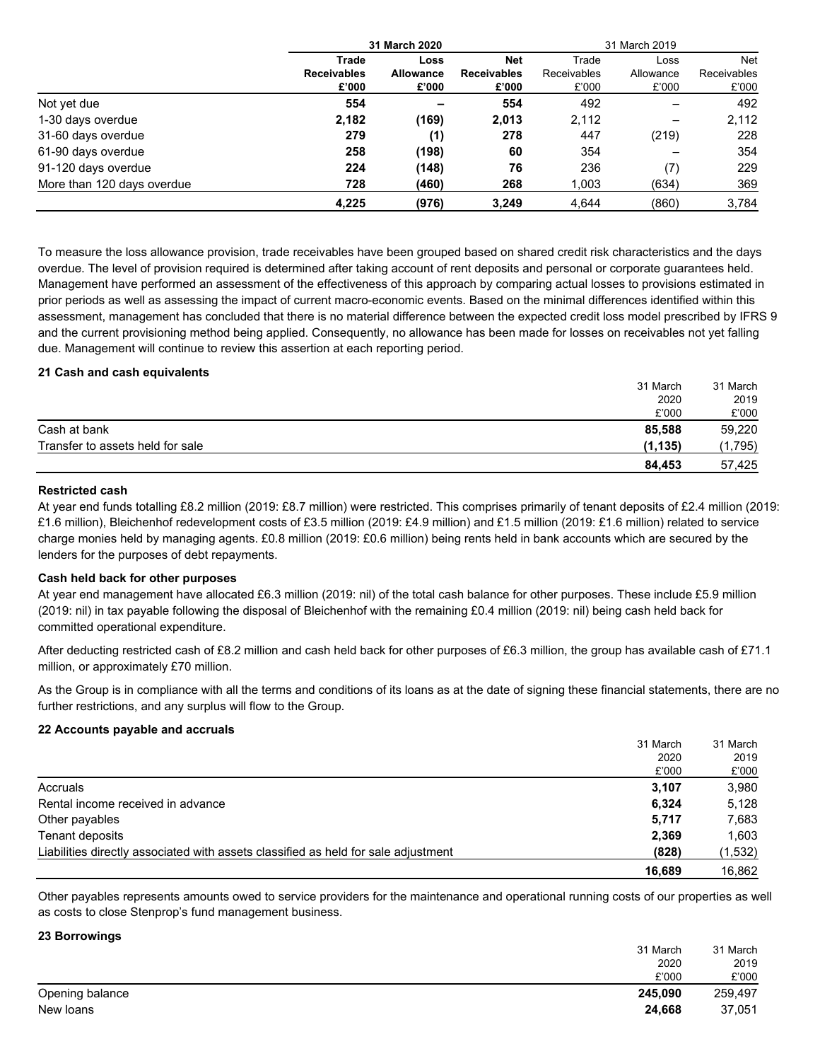| | 31 March 2020 | | | 31 March 2019 | | |
|---|---|---|---|---|---|---|
| | **Trade Receivables £'000** | **Loss Allowance £'000** | **Net Receivables £'000** | Trade Receivables £'000 | Loss Allowance £'000 | Net Receivables £'000 |
| Not yet due | **554** | **–** | **554** | 492 | – | 492 |
| 1-30 days overdue | **2,182** | **(169)** | **2,013** | 2,112 | – | 2,112 |
| 31-60 days overdue | **279** | **(1)** | **278** | 447 | (219) | 228 |
| 61-90 days overdue | **258** | **(198)** | **60** | 354 | – | 354 |
| 91-120 days overdue | **224** | **(148)** | **76** | 236 | (7) | 229 |
| More than 120 days overdue | **728** | **(460)** | **268** | 1,003 | (634) | 369 |
| | **4,225** | **(976)** | **3,249** | 4,644 | (860) | 3,784 |

To measure the loss allowance provision, trade receivables have been grouped based on shared credit risk characteristics and the days overdue. The level of provision required is determined after taking account of rent deposits and personal or corporate guarantees held. Management have performed an assessment of the effectiveness of this approach by comparing actual losses to provisions estimated in prior periods as well as assessing the impact of current macro-economic events. Based on the minimal differences identified within this assessment, management has concluded that there is no material difference between the expected credit loss model prescribed by IFRS 9 and the current provisioning method being applied. Consequently, no allowance has been made for losses on receivables not yet falling due. Management will continue to review this assertion at each reporting period.

**21 Cash and cash equivalents**

| | 31 March 2020 £'000 | 31 March 2019 £'000 |
|---|---|---|
| Cash at bank | **85,588** | 59,220 |
| Transfer to assets held for sale | **(1,135)** | (1,795) |
| | **84,453** | 57,425 |

**Restricted cash**

At year end funds totalling £8.2 million (2019: £8.7 million) were restricted. This comprises primarily of tenant deposits of £2.4 million (2019: £1.6 million), Bleichenhof redevelopment costs of £3.5 million (2019: £4.9 million) and £1.5 million (2019: £1.6 million) related to service charge monies held by managing agents. £0.8 million (2019: £0.6 million) being rents held in bank accounts which are secured by the lenders for the purposes of debt repayments.

**Cash held back for other purposes**

At year end management have allocated £6.3 million (2019: nil) of the total cash balance for other purposes. These include £5.9 million (2019: nil) in tax payable following the disposal of Bleichenhof with the remaining £0.4 million (2019: nil) being cash held back for committed operational expenditure.

After deducting restricted cash of £8.2 million and cash held back for other purposes of £6.3 million, the group has available cash of £71.1 million, or approximately £70 million.

As the Group is in compliance with all the terms and conditions of its loans as at the date of signing these financial statements, there are no further restrictions, and any surplus will flow to the Group.

**22 Accounts payable and accruals**

| | 31 March 2020 £'000 | 31 March 2019 £'000 |
|---|---|---|
| Accruals | **3,107** | 3,980 |
| Rental income received in advance | **6,324** | 5,128 |
| Other payables | **5,717** | 7,683 |
| Tenant deposits | **2,369** | 1,603 |
| Liabilities directly associated with assets classified as held for sale adjustment | **(828)** | (1,532) |
| | **16,689** | 16,862 |

Other payables represents amounts owed to service providers for the maintenance and operational running costs of our properties as well as costs to close Stenprop's fund management business.

**23 Borrowings**

| | 31 March 2020 £'000 | 31 March 2019 £'000 |
|---|---|---|
| Opening balance | **245,090** | 259,497 |
| New loans | **24,668** | 37,051 |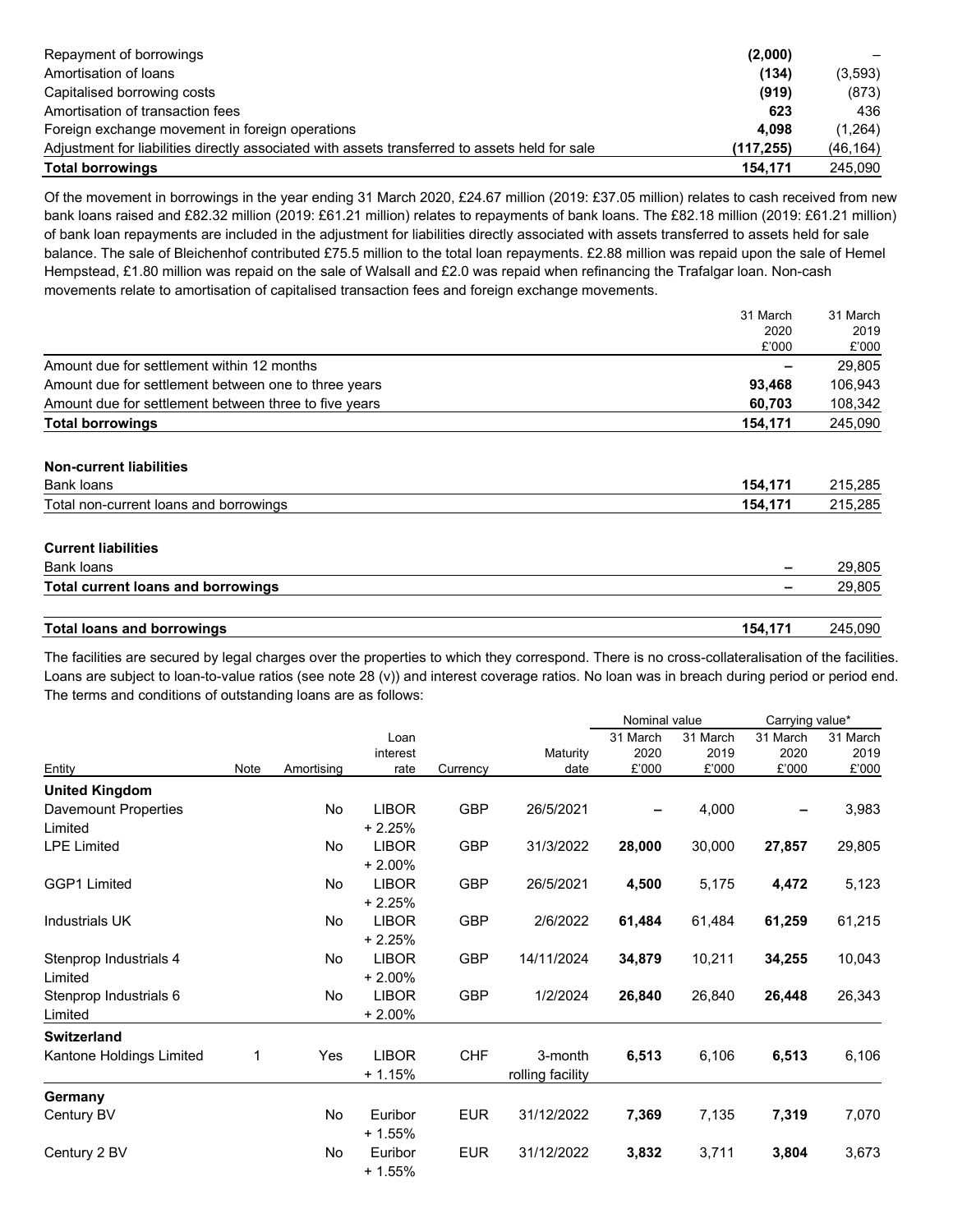| | | |
|---|---|---|
| Repayment of borrowings | **(2,000)** | – |
| Amortisation of loans | **(134)** | (3,593) |
| Capitalised borrowing costs | **(919)** | (873) |
| Amortisation of transaction fees | **623** | 436 |
| Foreign exchange movement in foreign operations | **4,098** | (1,264) |
| Adjustment for liabilities directly associated with assets transferred to assets held for sale | **(117,255)** | (46,164) |
| **Total borrowings** | **154,171** | 245,090 |

Of the movement in borrowings in the year ending 31 March 2020, £24.67 million (2019: £37.05 million) relates to cash received from new bank loans raised and £82.32 million (2019: £61.21 million) relates to repayments of bank loans. The £82.18 million (2019: £61.21 million) of bank loan repayments are included in the adjustment for liabilities directly associated with assets transferred to assets held for sale balance. The sale of Bleichenhof contributed £75.5 million to the total loan repayments. £2.88 million was repaid upon the sale of Hemel Hempstead, £1.80 million was repaid on the sale of Walsall and £2.0 was repaid when refinancing the Trafalgar loan. Non-cash movements relate to amortisation of capitalised transaction fees and foreign exchange movements.

| | 31 March 2020 £'000 | 31 March 2019 £'000 |
|---|---|---|
| Amount due for settlement within 12 months | **–** | 29,805 |
| Amount due for settlement between one to three years | **93,468** | 106,943 |
| Amount due for settlement between three to five years | **60,703** | 108,342 |
| **Total borrowings** | **154,171** | 245,090 |
| | | |
| **Non-current liabilities** | | |
| Bank loans | **154,171** | 215,285 |
| Total non-current loans and borrowings | **154,171** | 215,285 |
| | | |
| **Current liabilities** | | |
| Bank loans | **–** | 29,805 |
| **Total current loans and borrowings** | **–** | 29,805 |
| | | |
| **Total loans and borrowings** | **154,171** | 245,090 |

The facilities are secured by legal charges over the properties to which they correspond. There is no cross-collateralisation of the facilities. Loans are subject to loan-to-value ratios (see note 28 (v)) and interest coverage ratios. No loan was in breach during period or period end. The terms and conditions of outstanding loans are as follows:

| | | | | | | Nominal value | | Carrying value* | |
|---|---|---|---|---|---|---|---|---|---|
| Entity | Note | Amortising | Loan interest rate | Currency | Maturity date | 31 March 2020 £'000 | 31 March 2019 £'000 | 31 March 2020 £'000 | 31 March 2019 £'000 |
| **United Kingdom** | | | | | | | | | |
| Davemount Properties Limited | | No | LIBOR + 2.25% | GBP | 26/5/2021 | **–** | 4,000 | **–** | 3,983 |
| LPE Limited | | No | LIBOR + 2.00% | GBP | 31/3/2022 | **28,000** | 30,000 | **27,857** | 29,805 |
| GGP1 Limited | | No | LIBOR + 2.25% | GBP | 26/5/2021 | **4,500** | 5,175 | **4,472** | 5,123 |
| Industrials UK | | No | LIBOR + 2.25% | GBP | 2/6/2022 | **61,484** | 61,484 | **61,259** | 61,215 |
| Stenprop Industrials 4 Limited | | No | LIBOR + 2.00% | GBP | 14/11/2024 | **34,879** | 10,211 | **34,255** | 10,043 |
| Stenprop Industrials 6 Limited | | No | LIBOR + 2.00% | GBP | 1/2/2024 | **26,840** | 26,840 | **26,448** | 26,343 |
| **Switzerland** | | | | | | | | | |
| Kantone Holdings Limited | 1 | Yes | LIBOR + 1.15% | CHF | 3-month rolling facility | **6,513** | 6,106 | **6,513** | 6,106 |
| **Germany** | | | | | | | | | |
| Century BV | | No | Euribor + 1.55% | EUR | 31/12/2022 | **7,369** | 7,135 | **7,319** | 7,070 |
| Century 2 BV | | No | Euribor + 1.55% | EUR | 31/12/2022 | **3,832** | 3,711 | **3,804** | 3,673 |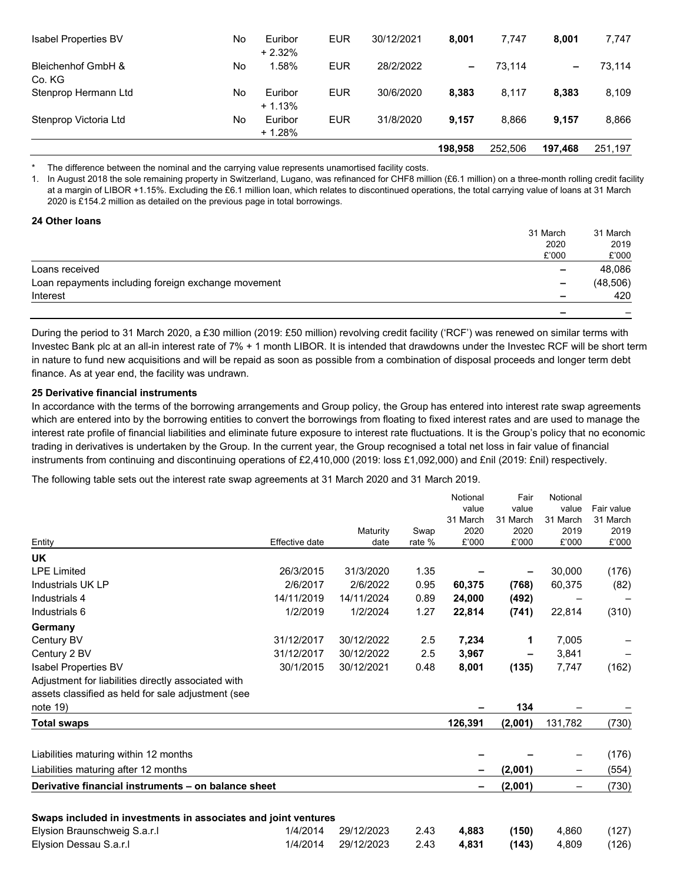| | | | | | | | | |
|---|---|---|---|---|---|---|---|---|
| Isabel Properties BV | No | Euribor + 2.32% | EUR | 30/12/2021 | **8,001** | 7,747 | **8,001** | 7,747 |
| Bleichenhof GmbH & Co. KG | No | 1.58% | EUR | 28/2/2022 | **–** | 73,114 | **–** | 73,114 |
| Stenprop Hermann Ltd | No | Euribor + 1.13% | EUR | 30/6/2020 | **8,383** | 8,117 | **8,383** | 8,109 |
| Stenprop Victoria Ltd | No | Euribor + 1.28% | EUR | 31/8/2020 | **9,157** | 8,866 | **9,157** | 8,866 |
| | | | | | **198,958** | 252,506 | **197,468** | 251,197 |

\* The difference between the nominal and the carrying value represents unamortised facility costs.

1. In August 2018 the sole remaining property in Switzerland, Lugano, was refinanced for CHF8 million (£6.1 million) on a three-month rolling credit facility at a margin of LIBOR +1.15%. Excluding the £6.1 million loan, which relates to discontinued operations, the total carrying value of loans at 31 March 2020 is £154.2 million as detailed on the previous page in total borrowings.

**24 Other loans**

| | 31 March 2020 £'000 | 31 March 2019 £'000 |
|---|---|---|
| Loans received | **–** | 48,086 |
| Loan repayments including foreign exchange movement | **–** | (48,506) |
| Interest | **–** | 420 |
| | **–** | – |

During the period to 31 March 2020, a £30 million (2019: £50 million) revolving credit facility ('RCF') was renewed on similar terms with Investec Bank plc at an all-in interest rate of 7% + 1 month LIBOR. It is intended that drawdowns under the Investec RCF will be short term in nature to fund new acquisitions and will be repaid as soon as possible from a combination of disposal proceeds and longer term debt finance. As at year end, the facility was undrawn.

**25 Derivative financial instruments**

In accordance with the terms of the borrowing arrangements and Group policy, the Group has entered into interest rate swap agreements which are entered into by the borrowing entities to convert the borrowings from floating to fixed interest rates and are used to manage the interest rate profile of financial liabilities and eliminate future exposure to interest rate fluctuations. It is the Group's policy that no economic trading in derivatives is undertaken by the Group. In the current year, the Group recognised a total net loss in fair value of financial instruments from continuing and discontinuing operations of £2,410,000 (2019: loss £1,092,000) and £nil (2019: £nil) respectively.

The following table sets out the interest rate swap agreements at 31 March 2020 and 31 March 2019.

| Entity | Effective date | Maturity date | Swap rate % | Notional value 31 March 2020 £'000 | Fair value 31 March 2020 £'000 | Notional value 31 March 2019 £'000 | Fair value 31 March 2019 £'000 |
|---|---|---|---|---|---|---|---|
| **UK** | | | | | | | |
| LPE Limited | 26/3/2015 | 31/3/2020 | 1.35 | **–** | **–** | 30,000 | (176) |
| Industrials UK LP | 2/6/2017 | 2/6/2022 | 0.95 | **60,375** | **(768)** | 60,375 | (82) |
| Industrials 4 | 14/11/2019 | 14/11/2024 | 0.89 | **24,000** | **(492)** | – | – |
| Industrials 6 | 1/2/2019 | 1/2/2024 | 1.27 | **22,814** | **(741)** | 22,814 | (310) |
| **Germany** | | | | | | | |
| Century BV | 31/12/2017 | 30/12/2022 | 2.5 | **7,234** | **1** | 7,005 | – |
| Century 2 BV | 31/12/2017 | 30/12/2022 | 2.5 | **3,967** | **–** | 3,841 | – |
| Isabel Properties BV | 30/1/2015 | 30/12/2021 | 0.48 | **8,001** | **(135)** | 7,747 | (162) |
| Adjustment for liabilities directly associated with assets classified as held for sale adjustment (see note 19) | | | | **–** | **134** | – | – |
| **Total swaps** | | | | **126,391** | **(2,001)** | 131,782 | (730) |
| Liabilities maturing within 12 months | | | | **–** | **–** | – | (176) |
| Liabilities maturing after 12 months | | | | **–** | **(2,001)** | – | (554) |
| **Derivative financial instruments – on balance sheet** | | | | **–** | **(2,001)** | – | (730) |
| **Swaps included in investments in associates and joint ventures** | | | | | | | |
| Elysion Braunschweig S.a.r.l | 1/4/2014 | 29/12/2023 | 2.43 | **4,883** | **(150)** | 4,860 | (127) |
| Elysion Dessau S.a.r.l | 1/4/2014 | 29/12/2023 | 2.43 | **4,831** | **(143)** | 4,809 | (126) |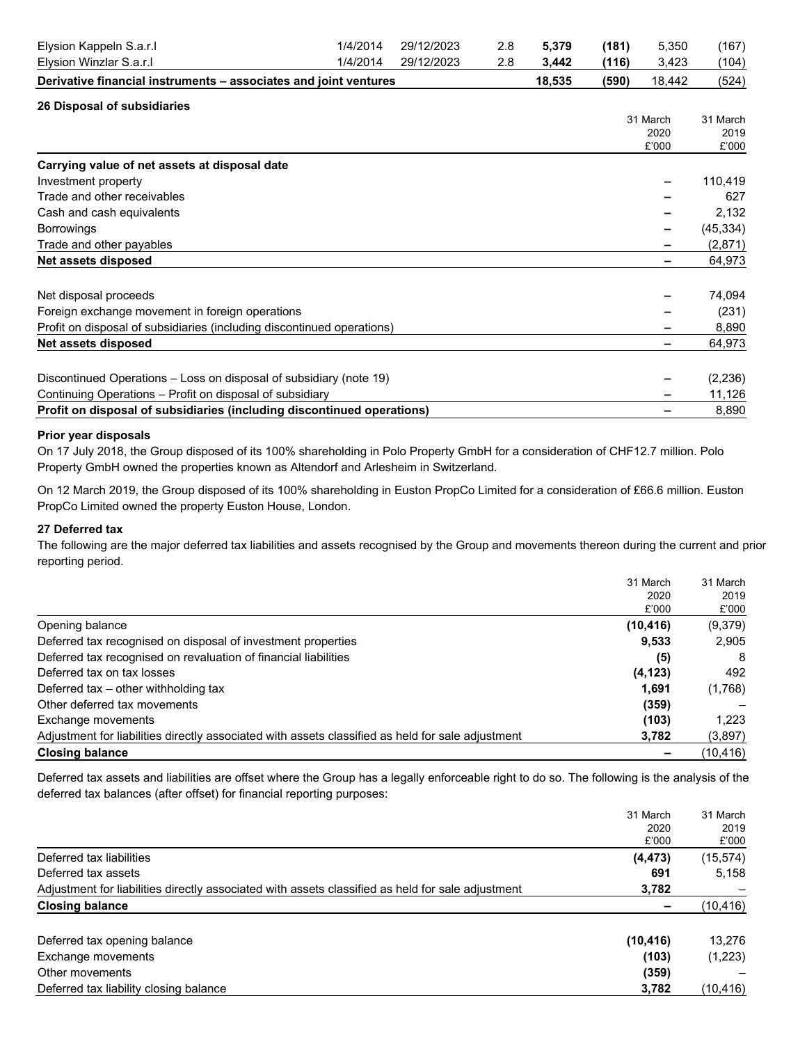| | | | | | | | |
|---|---|---|---|---|---|---|---|
| Elysion Kappeln S.a.r.l | 1/4/2014 | 29/12/2023 | 2.8 | **5,379** | **(181)** | 5,350 | (167) |
| Elysion Winzlar S.a.r.l | 1/4/2014 | 29/12/2023 | 2.8 | **3,442** | **(116)** | 3,423 | (104) |
| **Derivative financial instruments – associates and joint ventures** | | | | **18,535** | **(590)** | 18,442 | (524) |

### 26 Disposal of subsidiaries

| | 31 March 2020 £'000 | 31 March 2019 £'000 |
|---|---|---|
| **Carrying value of net assets at disposal date** | | |
| Investment property | **–** | 110,419 |
| Trade and other receivables | **–** | 627 |
| Cash and cash equivalents | **–** | 2,132 |
| Borrowings | **–** | (45,334) |
| Trade and other payables | **–** | (2,871) |
| **Net assets disposed** | **–** | 64,973 |
| | | |
| Net disposal proceeds | **–** | 74,094 |
| Foreign exchange movement in foreign operations | **–** | (231) |
| Profit on disposal of subsidiaries (including discontinued operations) | **–** | 8,890 |
| **Net assets disposed** | **–** | 64,973 |
| | | |
| Discontinued Operations – Loss on disposal of subsidiary (note 19) | **–** | (2,236) |
| Continuing Operations – Profit on disposal of subsidiary | **–** | 11,126 |
| **Profit on disposal of subsidiaries (including discontinued operations)** | **–** | 8,890 |

**Prior year disposals**

On 17 July 2018, the Group disposed of its 100% shareholding in Polo Property GmbH for a consideration of CHF12.7 million. Polo Property GmbH owned the properties known as Altendorf and Arlesheim in Switzerland.

On 12 March 2019, the Group disposed of its 100% shareholding in Euston PropCo Limited for a consideration of £66.6 million. Euston PropCo Limited owned the property Euston House, London.

### 27 Deferred tax

The following are the major deferred tax liabilities and assets recognised by the Group and movements thereon during the current and prior reporting period.

| | 31 March 2020 £'000 | 31 March 2019 £'000 |
|---|---|---|
| Opening balance | **(10,416)** | (9,379) |
| Deferred tax recognised on disposal of investment properties | **9,533** | 2,905 |
| Deferred tax recognised on revaluation of financial liabilities | **(5)** | 8 |
| Deferred tax on tax losses | **(4,123)** | 492 |
| Deferred tax – other withholding tax | **1,691** | (1,768) |
| Other deferred tax movements | **(359)** | – |
| Exchange movements | **(103)** | 1,223 |
| Adjustment for liabilities directly associated with assets classified as held for sale adjustment | **3,782** | (3,897) |
| **Closing balance** | **–** | (10,416) |

Deferred tax assets and liabilities are offset where the Group has a legally enforceable right to do so. The following is the analysis of the deferred tax balances (after offset) for financial reporting purposes:

| | 31 March 2020 £'000 | 31 March 2019 £'000 |
|---|---|---|
| Deferred tax liabilities | **(4,473)** | (15,574) |
| Deferred tax assets | **691** | 5,158 |
| Adjustment for liabilities directly associated with assets classified as held for sale adjustment | **3,782** | – |
| **Closing balance** | **–** | (10,416) |
| | | |
| Deferred tax opening balance | **(10,416)** | 13,276 |
| Exchange movements | **(103)** | (1,223) |
| Other movements | **(359)** | – |
| Deferred tax liability closing balance | **3,782** | (10,416) |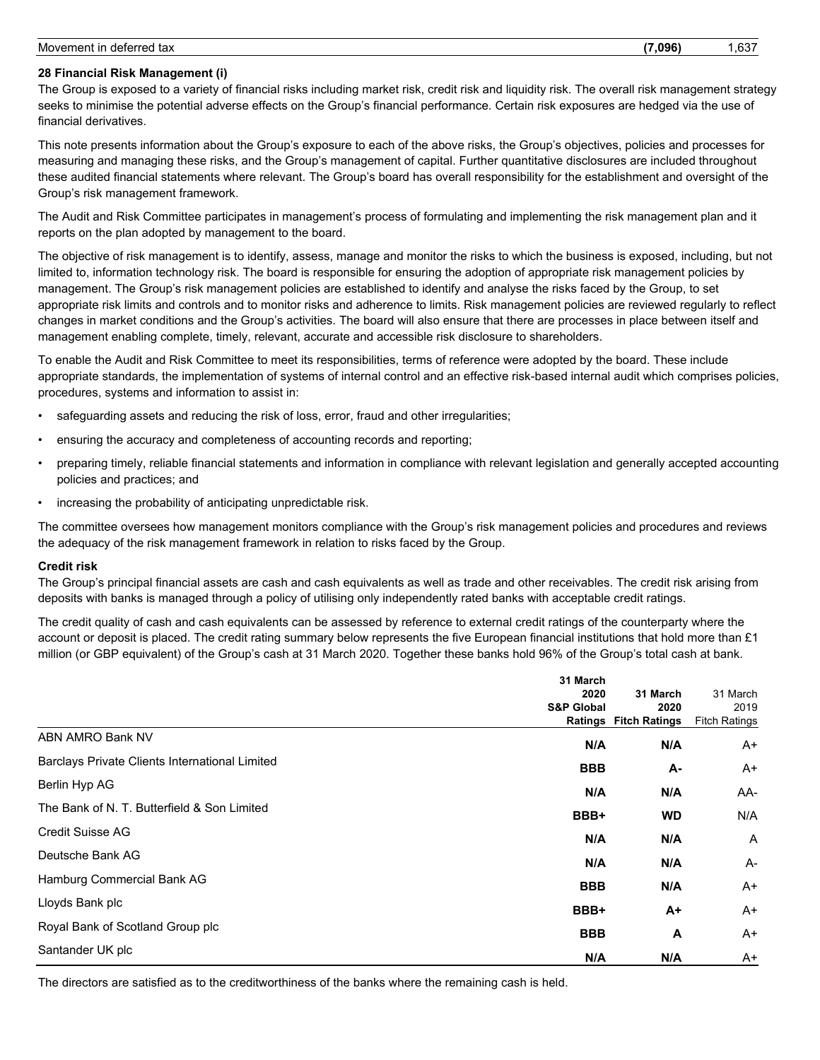| Movement in deferred tax | **(7,096)** | 1,637 |
|---|---|---|

**28 Financial Risk Management (i)**

The Group is exposed to a variety of financial risks including market risk, credit risk and liquidity risk. The overall risk management strategy seeks to minimise the potential adverse effects on the Group's financial performance. Certain risk exposures are hedged via the use of financial derivatives.

This note presents information about the Group's exposure to each of the above risks, the Group's objectives, policies and processes for measuring and managing these risks, and the Group's management of capital. Further quantitative disclosures are included throughout these audited financial statements where relevant. The Group's board has overall responsibility for the establishment and oversight of the Group's risk management framework.

The Audit and Risk Committee participates in management's process of formulating and implementing the risk management plan and it reports on the plan adopted by management to the board.

The objective of risk management is to identify, assess, manage and monitor the risks to which the business is exposed, including, but not limited to, information technology risk. The board is responsible for ensuring the adoption of appropriate risk management policies by management. The Group's risk management policies are established to identify and analyse the risks faced by the Group, to set appropriate risk limits and controls and to monitor risks and adherence to limits. Risk management policies are reviewed regularly to reflect changes in market conditions and the Group's activities. The board will also ensure that there are processes in place between itself and management enabling complete, timely, relevant, accurate and accessible risk disclosure to shareholders.

To enable the Audit and Risk Committee to meet its responsibilities, terms of reference were adopted by the board. These include appropriate standards, the implementation of systems of internal control and an effective risk-based internal audit which comprises policies, procedures, systems and information to assist in:

- safeguarding assets and reducing the risk of loss, error, fraud and other irregularities;
- ensuring the accuracy and completeness of accounting records and reporting;
- preparing timely, reliable financial statements and information in compliance with relevant legislation and generally accepted accounting policies and practices; and
- increasing the probability of anticipating unpredictable risk.

The committee oversees how management monitors compliance with the Group's risk management policies and procedures and reviews the adequacy of the risk management framework in relation to risks faced by the Group.

**Credit risk**

The Group's principal financial assets are cash and cash equivalents as well as trade and other receivables. The credit risk arising from deposits with banks is managed through a policy of utilising only independently rated banks with acceptable credit ratings.

The credit quality of cash and cash equivalents can be assessed by reference to external credit ratings of the counterparty where the account or deposit is placed. The credit rating summary below represents the five European financial institutions that hold more than £1 million (or GBP equivalent) of the Group's cash at 31 March 2020. Together these banks hold 96% of the Group's total cash at bank.

| | **31 March 2020 S&P Global Ratings** | **31 March 2020 Fitch Ratings** | 31 March 2019 Fitch Ratings |
|---|---|---|---|
| ABN AMRO Bank NV | **N/A** | **N/A** | A+ |
| Barclays Private Clients International Limited | **BBB** | **A-** | A+ |
| Berlin Hyp AG | **N/A** | **N/A** | AA- |
| The Bank of N. T. Butterfield & Son Limited | **BBB+** | **WD** | N/A |
| Credit Suisse AG | **N/A** | **N/A** | A |
| Deutsche Bank AG | **N/A** | **N/A** | A- |
| Hamburg Commercial Bank AG | **BBB** | **N/A** | A+ |
| Lloyds Bank plc | **BBB+** | **A+** | A+ |
| Royal Bank of Scotland Group plc | **BBB** | **A** | A+ |
| Santander UK plc | **N/A** | **N/A** | A+ |

The directors are satisfied as to the creditworthiness of the banks where the remaining cash is held.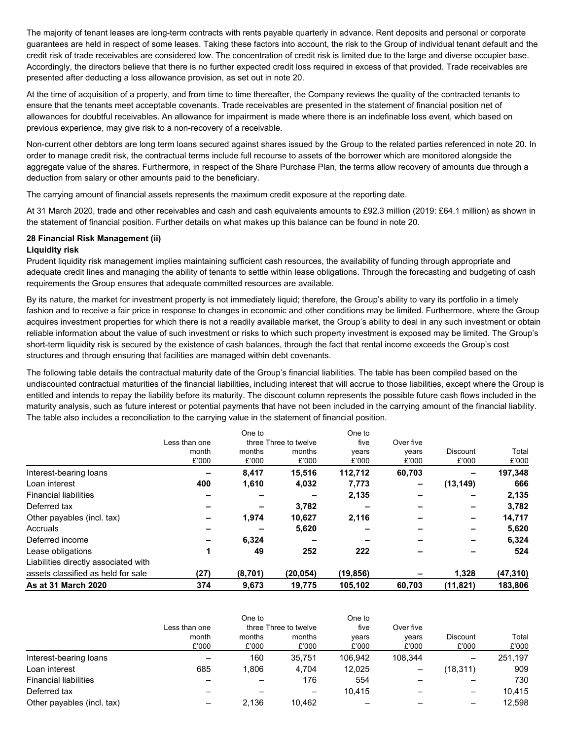The majority of tenant leases are long-term contracts with rents payable quarterly in advance. Rent deposits and personal or corporate guarantees are held in respect of some leases. Taking these factors into account, the risk to the Group of individual tenant default and the credit risk of trade receivables are considered low. The concentration of credit risk is limited due to the large and diverse occupier base. Accordingly, the directors believe that there is no further expected credit loss required in excess of that provided. Trade receivables are presented after deducting a loss allowance provision, as set out in note 20.

At the time of acquisition of a property, and from time to time thereafter, the Company reviews the quality of the contracted tenants to ensure that the tenants meet acceptable covenants. Trade receivables are presented in the statement of financial position net of allowances for doubtful receivables. An allowance for impairment is made where there is an indefinable loss event, which based on previous experience, may give risk to a non-recovery of a receivable.

Non-current other debtors are long term loans secured against shares issued by the Group to the related parties referenced in note 20. In order to manage credit risk, the contractual terms include full recourse to assets of the borrower which are monitored alongside the aggregate value of the shares. Furthermore, in respect of the Share Purchase Plan, the terms allow recovery of amounts due through a deduction from salary or other amounts paid to the beneficiary.

The carrying amount of financial assets represents the maximum credit exposure at the reporting date.

At 31 March 2020, trade and other receivables and cash and cash equivalents amounts to £92.3 million (2019: £64.1 million) as shown in the statement of financial position. Further details on what makes up this balance can be found in note 20.

**28 Financial Risk Management (ii)**

**Liquidity risk**

Prudent liquidity risk management implies maintaining sufficient cash resources, the availability of funding through appropriate and adequate credit lines and managing the ability of tenants to settle within lease obligations. Through the forecasting and budgeting of cash requirements the Group ensures that adequate committed resources are available.

By its nature, the market for investment property is not immediately liquid; therefore, the Group's ability to vary its portfolio in a timely fashion and to receive a fair price in response to changes in economic and other conditions may be limited. Furthermore, where the Group acquires investment properties for which there is not a readily available market, the Group's ability to deal in any such investment or obtain reliable information about the value of such investment or risks to which such property investment is exposed may be limited. The Group's short-term liquidity risk is secured by the existence of cash balances, through the fact that rental income exceeds the Group's cost structures and through ensuring that facilities are managed within debt covenants.

The following table details the contractual maturity date of the Group's financial liabilities. The table has been compiled based on the undiscounted contractual maturities of the financial liabilities, including interest that will accrue to those liabilities, except where the Group is entitled and intends to repay the liability before its maturity. The discount column represents the possible future cash flows included in the maturity analysis, such as future interest or potential payments that have not been included in the carrying amount of the financial liability. The table also includes a reconciliation to the carrying value in the statement of financial position.

| | Less than one month £'000 | One to three months £'000 | Three to twelve months £'000 | One to five years £'000 | Over five years £'000 | Discount £'000 | Total £'000 |
|---|---|---|---|---|---|---|---|
| Interest-bearing loans | **–** | **8,417** | **15,516** | **112,712** | **60,703** | **–** | **197,348** |
| Loan interest | **400** | **1,610** | **4,032** | **7,773** | **–** | **(13,149)** | **666** |
| Financial liabilities | **–** | **–** | **–** | **2,135** | **–** | **–** | **2,135** |
| Deferred tax | **–** | **–** | **3,782** | **–** | **–** | **–** | **3,782** |
| Other payables (incl. tax) | **–** | **1,974** | **10,627** | **2,116** | **–** | **–** | **14,717** |
| Accruals | **–** | **–** | **5,620** | **–** | **–** | **–** | **5,620** |
| Deferred income | **–** | **6,324** | **–** | **–** | **–** | **–** | **6,324** |
| Lease obligations | **1** | **49** | **252** | **222** | **–** | **–** | **524** |
| Liabilities directly associated with assets classified as held for sale | **(27)** | **(8,701)** | **(20,054)** | **(19,856)** | **–** | **1,328** | **(47,310)** |
| **As at 31 March 2020** | **374** | **9,673** | **19,775** | **105,102** | **60,703** | **(11,821)** | **183,806** |

| | Less than one month £'000 | One to three months £'000 | Three to twelve months £'000 | One to five years £'000 | Over five years £'000 | Discount £'000 | Total £'000 |
|---|---|---|---|---|---|---|---|
| Interest-bearing loans | – | 160 | 35,751 | 106,942 | 108,344 | – | 251,197 |
| Loan interest | 685 | 1,806 | 4,704 | 12,025 | – | (18,311) | 909 |
| Financial liabilities | – | – | 176 | 554 | – | – | 730 |
| Deferred tax | – | – | – | 10,415 | – | – | 10,415 |
| Other payables (incl. tax) | – | 2,136 | 10,462 | – | – | – | 12,598 |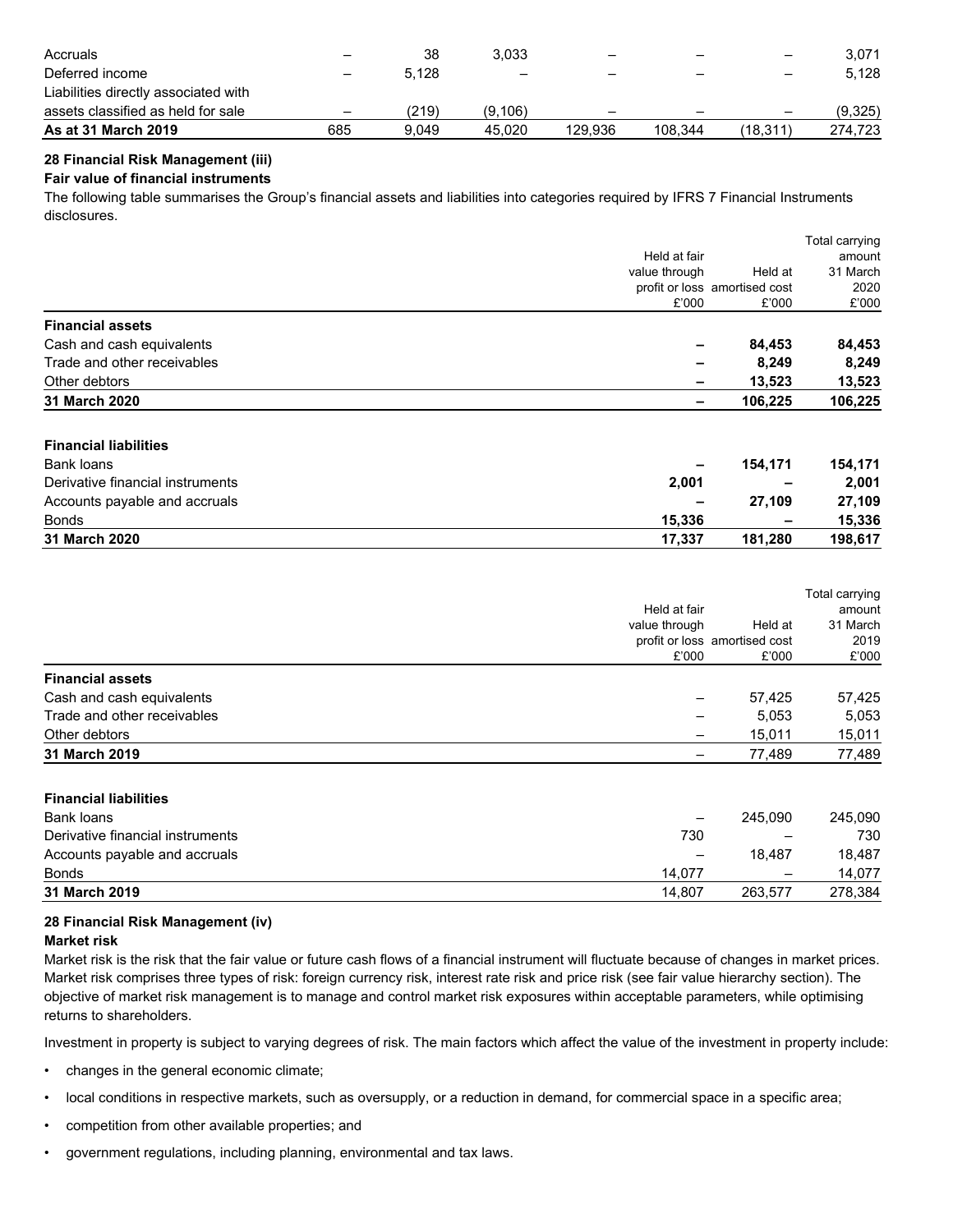| | | | | | | | |
|---|---|---|---|---|---|---|---|
| Accruals | – | 38 | 3,033 | – | – | – | 3,071 |
| Deferred income | – | 5,128 | – | – | – | – | 5,128 |
| Liabilities directly associated with assets classified as held for sale | – | (219) | (9,106) | – | – | – | (9,325) |
| **As at 31 March 2019** | **685** | **9,049** | **45,020** | **129,936** | **108,344** | **(18,311)** | **274,723** |

**28 Financial Risk Management (iii)**

**Fair value of financial instruments**

The following table summarises the Group's financial assets and liabilities into categories required by IFRS 7 Financial Instruments disclosures.

| | Held at fair value through profit or loss £'000 | Held at amortised cost £'000 | Total carrying amount 31 March 2020 £'000 |
|---|---|---|---|
| **Financial assets** | | | |
| Cash and cash equivalents | **–** | **84,453** | **84,453** |
| Trade and other receivables | **–** | **8,249** | **8,249** |
| Other debtors | **–** | **13,523** | **13,523** |
| **31 March 2020** | **–** | **106,225** | **106,225** |
| | | | |
| **Financial liabilities** | | | |
| Bank loans | **–** | **154,171** | **154,171** |
| Derivative financial instruments | **2,001** | **–** | **2,001** |
| Accounts payable and accruals | **–** | **27,109** | **27,109** |
| Bonds | **15,336** | **–** | **15,336** |
| **31 March 2020** | **17,337** | **181,280** | **198,617** |

| | Held at fair value through profit or loss £'000 | Held at amortised cost £'000 | Total carrying amount 31 March 2019 £'000 |
|---|---|---|---|
| **Financial assets** | | | |
| Cash and cash equivalents | – | 57,425 | 57,425 |
| Trade and other receivables | – | 5,053 | 5,053 |
| Other debtors | – | 15,011 | 15,011 |
| **31 March 2019** | – | 77,489 | 77,489 |
| | | | |
| **Financial liabilities** | | | |
| Bank loans | – | 245,090 | 245,090 |
| Derivative financial instruments | 730 | – | 730 |
| Accounts payable and accruals | – | 18,487 | 18,487 |
| Bonds | 14,077 | – | 14,077 |
| **31 March 2019** | 14,807 | 263,577 | 278,384 |

**28 Financial Risk Management (iv)**

**Market risk**

Market risk is the risk that the fair value or future cash flows of a financial instrument will fluctuate because of changes in market prices. Market risk comprises three types of risk: foreign currency risk, interest rate risk and price risk (see fair value hierarchy section). The objective of market risk management is to manage and control market risk exposures within acceptable parameters, while optimising returns to shareholders.

Investment in property is subject to varying degrees of risk. The main factors which affect the value of the investment in property include:

- changes in the general economic climate;
- local conditions in respective markets, such as oversupply, or a reduction in demand, for commercial space in a specific area;
- competition from other available properties; and
- government regulations, including planning, environmental and tax laws.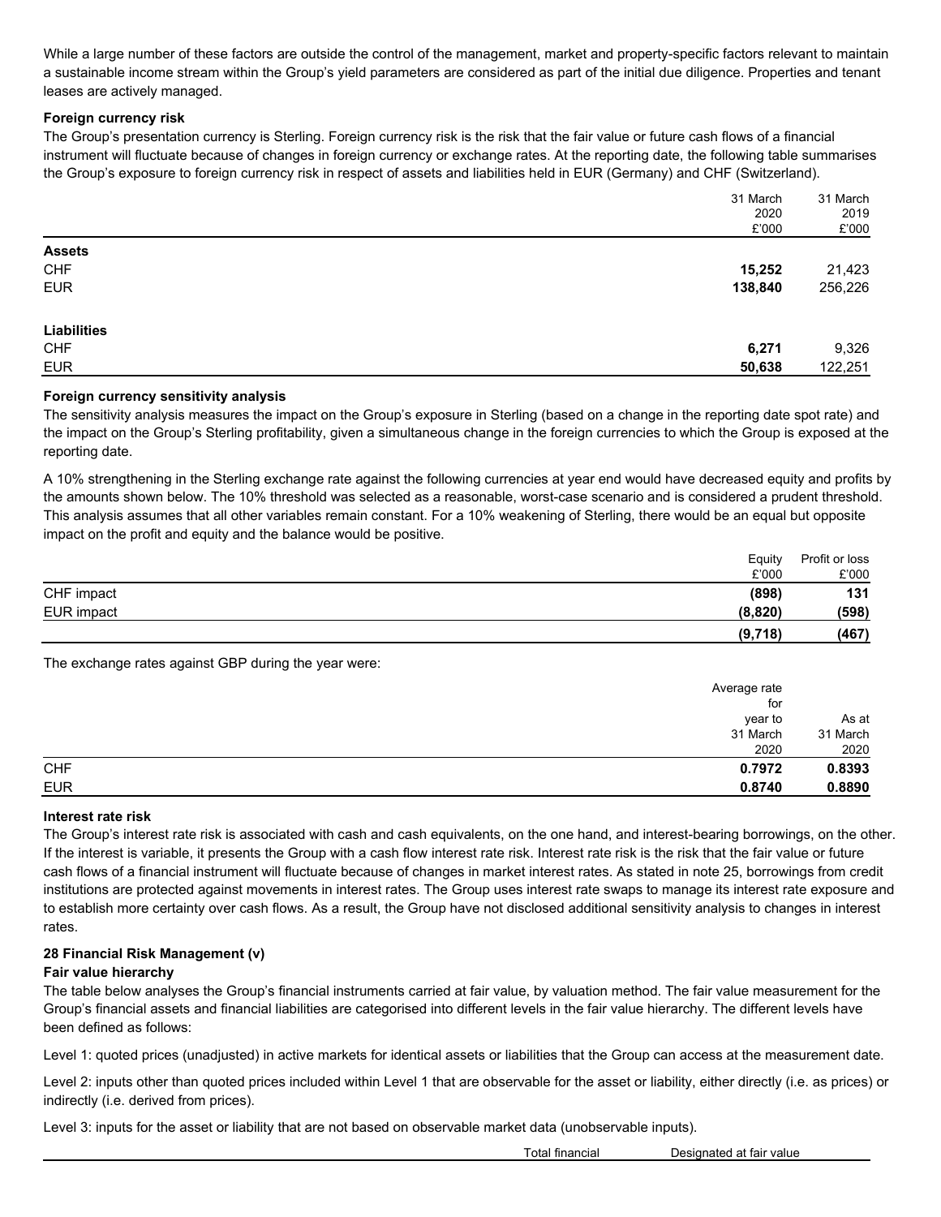While a large number of these factors are outside the control of the management, market and property-specific factors relevant to maintain a sustainable income stream within the Group's yield parameters are considered as part of the initial due diligence. Properties and tenant leases are actively managed.

**Foreign currency risk**

The Group's presentation currency is Sterling. Foreign currency risk is the risk that the fair value or future cash flows of a financial instrument will fluctuate because of changes in foreign currency or exchange rates. At the reporting date, the following table summarises the Group's exposure to foreign currency risk in respect of assets and liabilities held in EUR (Germany) and CHF (Switzerland).

| | 31 March 2020 £'000 | 31 March 2019 £'000 |
|---|---|---|
| **Assets** | | |
| CHF | **15,252** | 21,423 |
| EUR | **138,840** | 256,226 |
| **Liabilities** | | |
| CHF | **6,271** | 9,326 |
| EUR | **50,638** | 122,251 |

**Foreign currency sensitivity analysis**

The sensitivity analysis measures the impact on the Group's exposure in Sterling (based on a change in the reporting date spot rate) and the impact on the Group's Sterling profitability, given a simultaneous change in the foreign currencies to which the Group is exposed at the reporting date.

A 10% strengthening in the Sterling exchange rate against the following currencies at year end would have decreased equity and profits by the amounts shown below. The 10% threshold was selected as a reasonable, worst-case scenario and is considered a prudent threshold. This analysis assumes that all other variables remain constant. For a 10% weakening of Sterling, there would be an equal but opposite impact on the profit and equity and the balance would be positive.

| | Equity £'000 | Profit or loss £'000 |
|---|---|---|
| CHF impact | **(898)** | **131** |
| EUR impact | **(8,820)** | **(598)** |
| | **(9,718)** | **(467)** |

The exchange rates against GBP during the year were:

| | Average rate for year to 31 March 2020 | As at 31 March 2020 |
|---|---|---|
| CHF | **0.7972** | **0.8393** |
| EUR | **0.8740** | **0.8890** |

**Interest rate risk**

The Group's interest rate risk is associated with cash and cash equivalents, on the one hand, and interest-bearing borrowings, on the other. If the interest is variable, it presents the Group with a cash flow interest rate risk. Interest rate risk is the risk that the fair value or future cash flows of a financial instrument will fluctuate because of changes in market interest rates. As stated in note 25, borrowings from credit institutions are protected against movements in interest rates. The Group uses interest rate swaps to manage its interest rate exposure and to establish more certainty over cash flows. As a result, the Group have not disclosed additional sensitivity analysis to changes in interest rates.

**28 Financial Risk Management (v)**

**Fair value hierarchy**

The table below analyses the Group's financial instruments carried at fair value, by valuation method. The fair value measurement for the Group's financial assets and financial liabilities are categorised into different levels in the fair value hierarchy. The different levels have been defined as follows:

Level 1: quoted prices (unadjusted) in active markets for identical assets or liabilities that the Group can access at the measurement date.

Level 2: inputs other than quoted prices included within Level 1 that are observable for the asset or liability, either directly (i.e. as prices) or indirectly (i.e. derived from prices).

Level 3: inputs for the asset or liability that are not based on observable market data (unobservable inputs).

| | Total financial | Designated at fair value |
|---|---|---|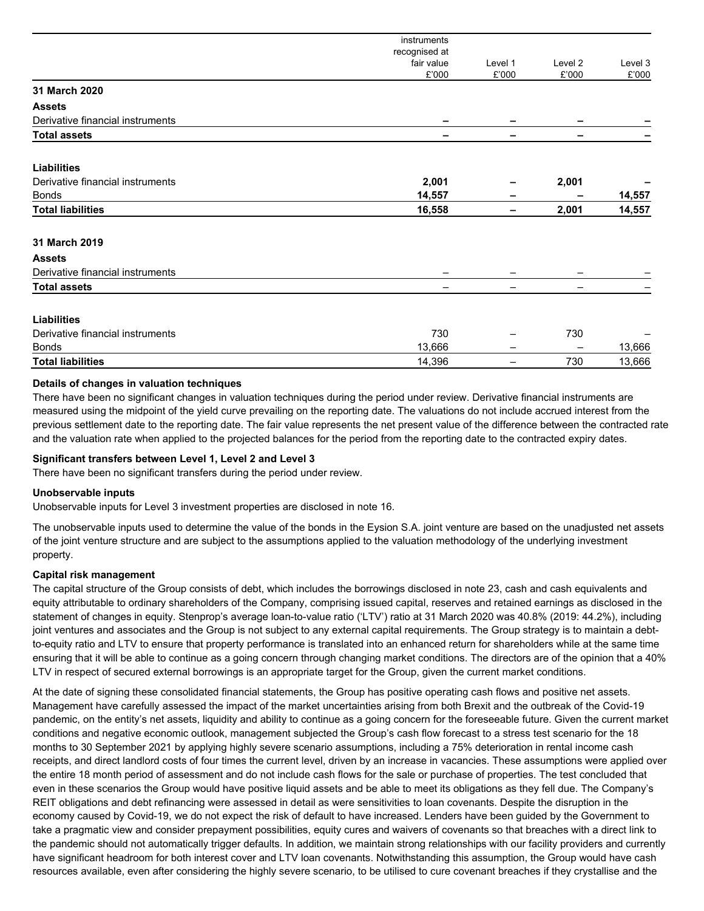| | instruments recognised at fair value £'000 | Level 1 £'000 | Level 2 £'000 | Level 3 £'000 |
|---|---|---|---|---|
| **31 March 2020** | | | | |
| **Assets** | | | | |
| Derivative financial instruments | **–** | **–** | **–** | **–** |
| **Total assets** | **–** | **–** | **–** | **–** |
| | | | | |
| **Liabilities** | | | | |
| Derivative financial instruments | **2,001** | **–** | **2,001** | **–** |
| Bonds | **14,557** | **–** | **–** | **14,557** |
| **Total liabilities** | **16,558** | **–** | **2,001** | **14,557** |
| | | | | |
| **31 March 2019** | | | | |
| **Assets** | | | | |
| Derivative financial instruments | – | – | – | – |
| **Total assets** | – | – | – | – |
| | | | | |
| **Liabilities** | | | | |
| Derivative financial instruments | 730 | – | 730 | – |
| Bonds | 13,666 | – | – | 13,666 |
| **Total liabilities** | 14,396 | – | 730 | 13,666 |

**Details of changes in valuation techniques**

There have been no significant changes in valuation techniques during the period under review. Derivative financial instruments are measured using the midpoint of the yield curve prevailing on the reporting date. The valuations do not include accrued interest from the previous settlement date to the reporting date. The fair value represents the net present value of the difference between the contracted rate and the valuation rate when applied to the projected balances for the period from the reporting date to the contracted expiry dates.

**Significant transfers between Level 1, Level 2 and Level 3**

There have been no significant transfers during the period under review.

**Unobservable inputs**

Unobservable inputs for Level 3 investment properties are disclosed in note 16.

The unobservable inputs used to determine the value of the bonds in the Eysion S.A. joint venture are based on the unadjusted net assets of the joint venture structure and are subject to the assumptions applied to the valuation methodology of the underlying investment property.

**Capital risk management**

The capital structure of the Group consists of debt, which includes the borrowings disclosed in note 23, cash and cash equivalents and equity attributable to ordinary shareholders of the Company, comprising issued capital, reserves and retained earnings as disclosed in the statement of changes in equity. Stenprop's average loan-to-value ratio ('LTV') ratio at 31 March 2020 was 40.8% (2019: 44.2%), including joint ventures and associates and the Group is not subject to any external capital requirements. The Group strategy is to maintain a debt-to-equity ratio and LTV to ensure that property performance is translated into an enhanced return for shareholders while at the same time ensuring that it will be able to continue as a going concern through changing market conditions. The directors are of the opinion that a 40% LTV in respect of secured external borrowings is an appropriate target for the Group, given the current market conditions.

At the date of signing these consolidated financial statements, the Group has positive operating cash flows and positive net assets. Management have carefully assessed the impact of the market uncertainties arising from both Brexit and the outbreak of the Covid-19 pandemic, on the entity's net assets, liquidity and ability to continue as a going concern for the foreseeable future. Given the current market conditions and negative economic outlook, management subjected the Group's cash flow forecast to a stress test scenario for the 18 months to 30 September 2021 by applying highly severe scenario assumptions, including a 75% deterioration in rental income cash receipts, and direct landlord costs of four times the current level, driven by an increase in vacancies. These assumptions were applied over the entire 18 month period of assessment and do not include cash flows for the sale or purchase of properties. The test concluded that even in these scenarios the Group would have positive liquid assets and be able to meet its obligations as they fell due. The Company's REIT obligations and debt refinancing were assessed in detail as were sensitivities to loan covenants. Despite the disruption in the economy caused by Covid-19, we do not expect the risk of default to have increased. Lenders have been guided by the Government to take a pragmatic view and consider prepayment possibilities, equity cures and waivers of covenants so that breaches with a direct link to the pandemic should not automatically trigger defaults. In addition, we maintain strong relationships with our facility providers and currently have significant headroom for both interest cover and LTV loan covenants. Notwithstanding this assumption, the Group would have cash resources available, even after considering the highly severe scenario, to be utilised to cure covenant breaches if they crystallise and the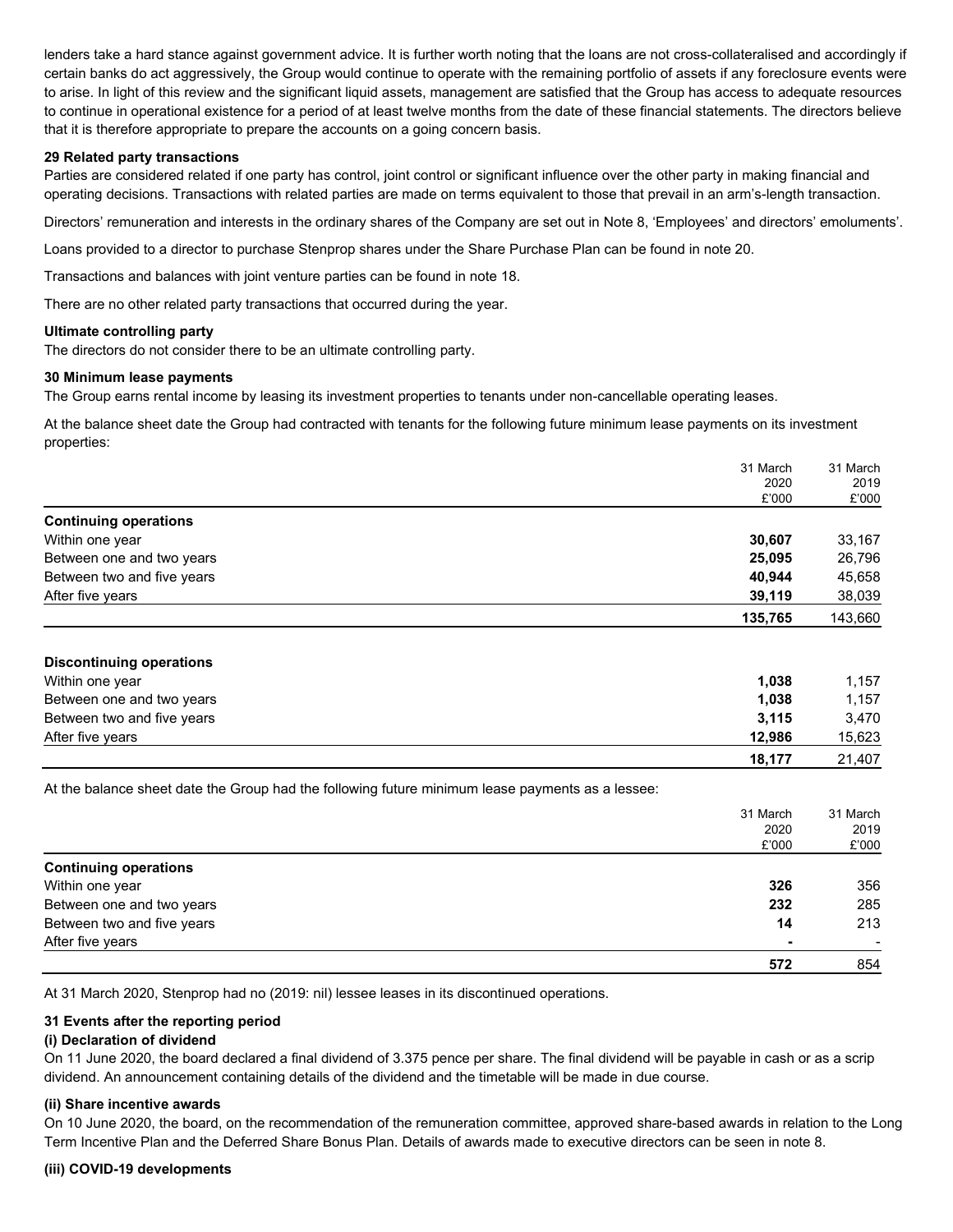lenders take a hard stance against government advice. It is further worth noting that the loans are not cross-collateralised and accordingly if certain banks do act aggressively, the Group would continue to operate with the remaining portfolio of assets if any foreclosure events were to arise. In light of this review and the significant liquid assets, management are satisfied that the Group has access to adequate resources to continue in operational existence for a period of at least twelve months from the date of these financial statements. The directors believe that it is therefore appropriate to prepare the accounts on a going concern basis.

**29 Related party transactions**

Parties are considered related if one party has control, joint control or significant influence over the other party in making financial and operating decisions. Transactions with related parties are made on terms equivalent to those that prevail in an arm's-length transaction.

Directors' remuneration and interests in the ordinary shares of the Company are set out in Note 8, 'Employees' and directors' emoluments'.

Loans provided to a director to purchase Stenprop shares under the Share Purchase Plan can be found in note 20.

Transactions and balances with joint venture parties can be found in note 18.

There are no other related party transactions that occurred during the year.

**Ultimate controlling party**

The directors do not consider there to be an ultimate controlling party.

**30 Minimum lease payments**

The Group earns rental income by leasing its investment properties to tenants under non-cancellable operating leases.

At the balance sheet date the Group had contracted with tenants for the following future minimum lease payments on its investment properties:

| | 31 March 2020 £'000 | 31 March 2019 £'000 |
|---|---|---|
| **Continuing operations** | | |
| Within one year | **30,607** | 33,167 |
| Between one and two years | **25,095** | 26,796 |
| Between two and five years | **40,944** | 45,658 |
| After five years | **39,119** | 38,039 |
| | **135,765** | 143,660 |
| **Discontinuing operations** | | |
| Within one year | **1,038** | 1,157 |
| Between one and two years | **1,038** | 1,157 |
| Between two and five years | **3,115** | 3,470 |
| After five years | **12,986** | 15,623 |
| | **18,177** | 21,407 |

At the balance sheet date the Group had the following future minimum lease payments as a lessee:

| | 31 March 2020 £'000 | 31 March 2019 £'000 |
|---|---|---|
| **Continuing operations** | | |
| Within one year | **326** | 356 |
| Between one and two years | **232** | 285 |
| Between two and five years | **14** | 213 |
| After five years | **-** | - |
| | **572** | 854 |

At 31 March 2020, Stenprop had no (2019: nil) lessee leases in its discontinued operations.

**31 Events after the reporting period**

**(i) Declaration of dividend**

On 11 June 2020, the board declared a final dividend of 3.375 pence per share. The final dividend will be payable in cash or as a scrip dividend. An announcement containing details of the dividend and the timetable will be made in due course.

**(ii) Share incentive awards**

On 10 June 2020, the board, on the recommendation of the remuneration committee, approved share-based awards in relation to the Long Term Incentive Plan and the Deferred Share Bonus Plan. Details of awards made to executive directors can be seen in note 8.

**(iii) COVID-19 developments**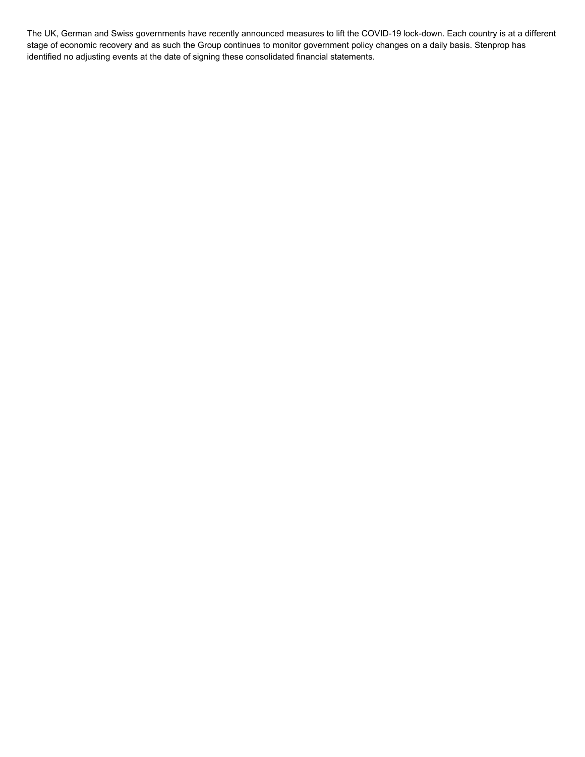The UK, German and Swiss governments have recently announced measures to lift the COVID-19 lock-down. Each country is at a different stage of economic recovery and as such the Group continues to monitor government policy changes on a daily basis. Stenprop has identified no adjusting events at the date of signing these consolidated financial statements.